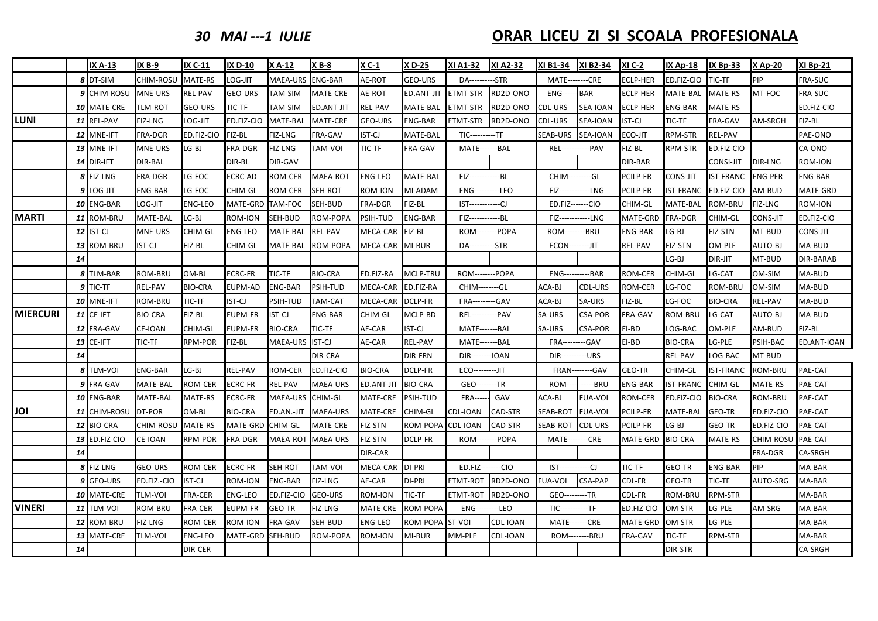## 30 MAI ---1 IULIE

## ORAR LICEU ZI SI SCOALA PROFESIONALA

| | | IX A-13 | IX B-9 | IX C-11 | IX D-10 | X A-12 | X B-8 | X C-1 | X D-25 | XI A1-32 | XI A2-32 | XI B1-34 | XI B2-34 | XI C-2 | IX Ap-18 | IX Bp-33 | X Ap-20 | XI Bp-21 |
|---|---|---|---|---|---|---|---|---|---|---|---|---|---|---|---|---|---|---|
| | 8 | DT-SIM | CHIM-ROSU | MATE-RS | LOG-JIT | MAEA-URS | ENG-BAR | AE-ROT | GEO-URS | DA----------STR | | MATE--------CRE | | ECLP-HER | ED.FIZ-CIO | TIC-TF | PIP | FRA-SUC |
| | 9 | CHIM-ROSU | MNE-URS | REL-PAV | GEO-URS | TAM-SIM | MATE-CRE | AE-ROT | ED.ANT-JIT | ETMT-STR | RD2D-ONO | ENG------BAR | | ECLP-HER | MATE-BAL | MATE-RS | MT-FOC | FRA-SUC |
| | 10 | MATE-CRE | TLM-ROT | GEO-URS | TIC-TF | TAM-SIM | ED.ANT-JIT | REL-PAV | MATE-BAL | ETMT-STR | RD2D-ONO | CDL-URS | SEA-IOAN | ECLP-HER | ENG-BAR | MATE-RS | | ED.FIZ-CIO |
| **LUNI** | 11 | REL-PAV | FIZ-LNG | LOG-JIT | ED.FIZ-CIO | MATE-BAL | MATE-CRE | GEO-URS | ENG-BAR | ETMT-STR | RD2D-ONO | CDL-URS | SEA-IOAN | IST-CJ | TIC-TF | FRA-GAV | AM-SRGH | FIZ-BL |
| | 12 | MNE-IFT | FRA-DGR | ED.FIZ-CIO | FIZ-BL | FIZ-LNG | FRA-GAV | IST-CJ | MATE-BAL | TIC----------TF | | SEAB-URS | SEA-IOAN | ECO-JIT | RPM-STR | REL-PAV | | PAE-ONO |
| | 13 | MNE-IFT | MNE-URS | LG-BJ | FRA-DGR | FIZ-LNG | TAM-VOI | TIC-TF | FRA-GAV | MATE-------BAL | | REL-----------PAV | | FIZ-BL | RPM-STR | ED.FIZ-CIO | | CA-ONO |
| | 14 | DIR-IFT | DIR-BAL | | DIR-BL | DIR-GAV | | | | | | | | DIR-BAR | | CONSI-JIT | DIR-LNG | ROM-ION |
| | 8 | FIZ-LNG | FRA-DGR | LG-FOC | ECRC-AD | ROM-CER | MAEA-ROT | ENG-LEO | MATE-BAL | FIZ------------BL | | CHIM---------GL | | PCILP-FR | CONS-JIT | IST-FRANC | ENG-PER | ENG-BAR |
| | 9 | LOG-JIT | ENG-BAR | LG-FOC | CHIM-GL | ROM-CER | SEH-ROT | ROM-ION | MI-ADAM | ENG----------LEO | | FIZ------------LNG | | PCILP-FR | IST-FRANC | ED.FIZ-CIO | AM-BUD | MATE-GRD |
| | 10 | ENG-BAR | LOG-JIT | ENG-LEO | MATE-GRD | TAM-FOC | SEH-BUD | FRA-DGR | FIZ-BL | IST------------CJ | | ED.FIZ-------CIO | | CHIM-GL | MATE-BAL | ROM-BRU | FIZ-LNG | ROM-ION |
| **MARTI** | 11 | ROM-BRU | MATE-BAL | LG-BJ | ROM-ION | SEH-BUD | ROM-POPA | PSIH-TUD | ENG-BAR | FIZ------------BL | | FIZ------------LNG | | MATE-GRD | FRA-DGR | CHIM-GL | CONS-JIT | ED.FIZ-CIO |
| | 12 | IST-CJ | MNE-URS | CHIM-GL | ENG-LEO | MATE-BAL | REL-PAV | MECA-CAR | FIZ-BL | ROM--------POPA | | ROM--------BRU | | ENG-BAR | LG-BJ | FIZ-STN | MT-BUD | CONS-JIT |
| | 13 | ROM-BRU | IST-CJ | FIZ-BL | CHIM-GL | MATE-BAL | ROM-POPA | MECA-CAR | MI-BUR | DA----------STR | | ECON--------JIT | | REL-PAV | FIZ-STN | OM-PLE | AUTO-BJ | MA-BUD |
| | 14 | | | | | | | | | | | | | | LG-BJ | DIR-JIT | MT-BUD | DIR-BARAB |
| | 8 | TLM-BAR | ROM-BRU | OM-BJ | ECRC-FR | TIC-TF | BIO-CRA | ED.FIZ-RA | MCLP-TRU | ROM--------POPA | | ENG----------BAR | | ROM-CER | CHIM-GL | LG-CAT | OM-SIM | MA-BUD |
| | 9 | TIC-TF | REL-PAV | BIO-CRA | EUPM-AD | ENG-BAR | PSIH-TUD | MECA-CAR | ED.FIZ-RA | CHIM--------GL | | ACA-BJ | CDL-URS | ROM-CER | LG-FOC | ROM-BRU | OM-SIM | MA-BUD |
| | 10 | MNE-IFT | ROM-BRU | TIC-TF | IST-CJ | PSIH-TUD | TAM-CAT | MECA-CAR | DCLP-FR | FRA---------GAV | | ACA-BJ | SA-URS | FIZ-BL | LG-FOC | BIO-CRA | REL-PAV | MA-BUD |
| **MIERCURI** | 11 | CE-IFT | BIO-CRA | FIZ-BL | EUPM-FR | IST-CJ | ENG-BAR | CHIM-GL | MCLP-BD | REL----------PAV | | SA-URS | CSA-POR | FRA-GAV | ROM-BRU | LG-CAT | AUTO-BJ | MA-BUD |
| | 12 | FRA-GAV | CE-IOAN | CHIM-GL | EUPM-FR | BIO-CRA | TIC-TF | AE-CAR | IST-CJ | MATE-------BAL | | SA-URS | CSA-POR | EI-BD | LOG-BAC | OM-PLE | AM-BUD | FIZ-BL |
| | 13 | CE-IFT | TIC-TF | RPM-POR | FIZ-BL | MAEA-URS | IST-CJ | AE-CAR | REL-PAV | MATE-------BAL | | FRA---------GAV | | EI-BD | BIO-CRA | LG-PLE | PSIH-BAC | ED.ANT-IOAN |
| | 14 | | | | | | DIR-CRA | | DIR-FRN | DIR--------IOAN | | DIR----------URS | | | REL-PAV | LOG-BAC | MT-BUD | |
| | 8 | TLM-VOI | ENG-BAR | LG-BJ | REL-PAV | ROM-CER | ED.FIZ-CIO | BIO-CRA | DCLP-FR | ECO---------JIT | | FRAN--------GAV | | GEO-TR | CHIM-GL | IST-FRANC | ROM-BRU | PAE-CAT |
| | 9 | FRA-GAV | MATE-BAL | ROM-CER | ECRC-FR | REL-PAV | MAEA-URS | ED.ANT-JIT | BIO-CRA | GEO--------TR | | ROM---- | -----BRU | ENG-BAR | IST-FRANC | CHIM-GL | MATE-RS | PAE-CAT |
| | 10 | ENG-BAR | MATE-BAL | MATE-RS | ECRC-FR | MAEA-URS | CHIM-GL | MATE-CRE | PSIH-TUD | FRA------ | GAV | ACA-BJ | FUA-VOI | ROM-CER | ED.FIZ-CIO | BIO-CRA | ROM-BRU | PAE-CAT |
| **JOI** | 11 | CHIM-ROSU | DT-POR | OM-BJ | BIO-CRA | ED.AN.-JIT | MAEA-URS | MATE-CRE | CHIM-GL | CDL-IOAN | CAD-STR | SEAB-ROT | FUA-VOI | PCILP-FR | MATE-BAL | GEO-TR | ED.FIZ-CIO | PAE-CAT |
| | 12 | BIO-CRA | CHIM-ROSU | MATE-RS | MATE-GRD | CHIM-GL | MATE-CRE | FIZ-STN | ROM-POPA | CDL-IOAN | CAD-STR | SEAB-ROT | CDL-URS | PCILP-FR | LG-BJ | GEO-TR | ED.FIZ-CIO | PAE-CAT |
| | 13 | ED.FIZ-CIO | CE-IOAN | RPM-POR | FRA-DGR | MAEA-ROT | MAEA-URS | FIZ-STN | DCLP-FR | ROM--------POPA | | MATE--------CRE | | MATE-GRD | BIO-CRA | MATE-RS | CHIM-ROSU | PAE-CAT |
| | 14 | | | | | | | DIR-CAR | | | | | | | | | FRA-DGR | CA-SRGH |
| | 8 | FIZ-LNG | GEO-URS | ROM-CER | ECRC-FR | SEH-ROT | TAM-VOI | MECA-CAR | DI-PRI | ED.FIZ--------CIO | | IST------------CJ | | TIC-TF | GEO-TR | ENG-BAR | PIP | MA-BAR |
| | 9 | GEO-URS | ED.FIZ.-CIO | IST-CJ | ROM-ION | ENG-BAR | FIZ-LNG | AE-CAR | DI-PRI | ETMT-ROT | RD2D-ONO | FUA-VOI | CSA-PAP | CDL-FR | GEO-TR | TIC-TF | AUTO-SRG | MA-BAR |
| | 10 | MATE-CRE | TLM-VOI | FRA-CER | ENG-LEO | ED.FIZ-CIO | GEO-URS | ROM-ION | TIC-TF | ETMT-ROT | RD2D-ONO | GEO---------TR | | CDL-FR | ROM-BRU | RPM-STR | | MA-BAR |
| **VINERI** | 11 | TLM-VOI | ROM-BRU | FRA-CER | EUPM-FR | GEO-TR | FIZ-LNG | MATE-CRE | ROM-POPA | ENG---------LEO | | TIC-----------TF | | ED.FIZ-CIO | OM-STR | LG-PLE | AM-SRG | MA-BAR |
| | 12 | ROM-BRU | FIZ-LNG | ROM-CER | ROM-ION | FRA-GAV | SEH-BUD | ENG-LEO | ROM-POPA | ST-VOI | CDL-IOAN | MATE-------CRE | | MATE-GRD | OM-STR | LG-PLE | | MA-BAR |
| | 13 | MATE-CRE | TLM-VOI | ENG-LEO | MATE-GRD | SEH-BUD | ROM-POPA | ROM-ION | MI-BUR | MM-PLE | CDL-IOAN | ROM--------BRU | | FRA-GAV | TIC-TF | RPM-STR | | MA-BAR |
| | 14 | | | DIR-CER | | | | | | | | | | | DIR-STR | | | CA-SRGH |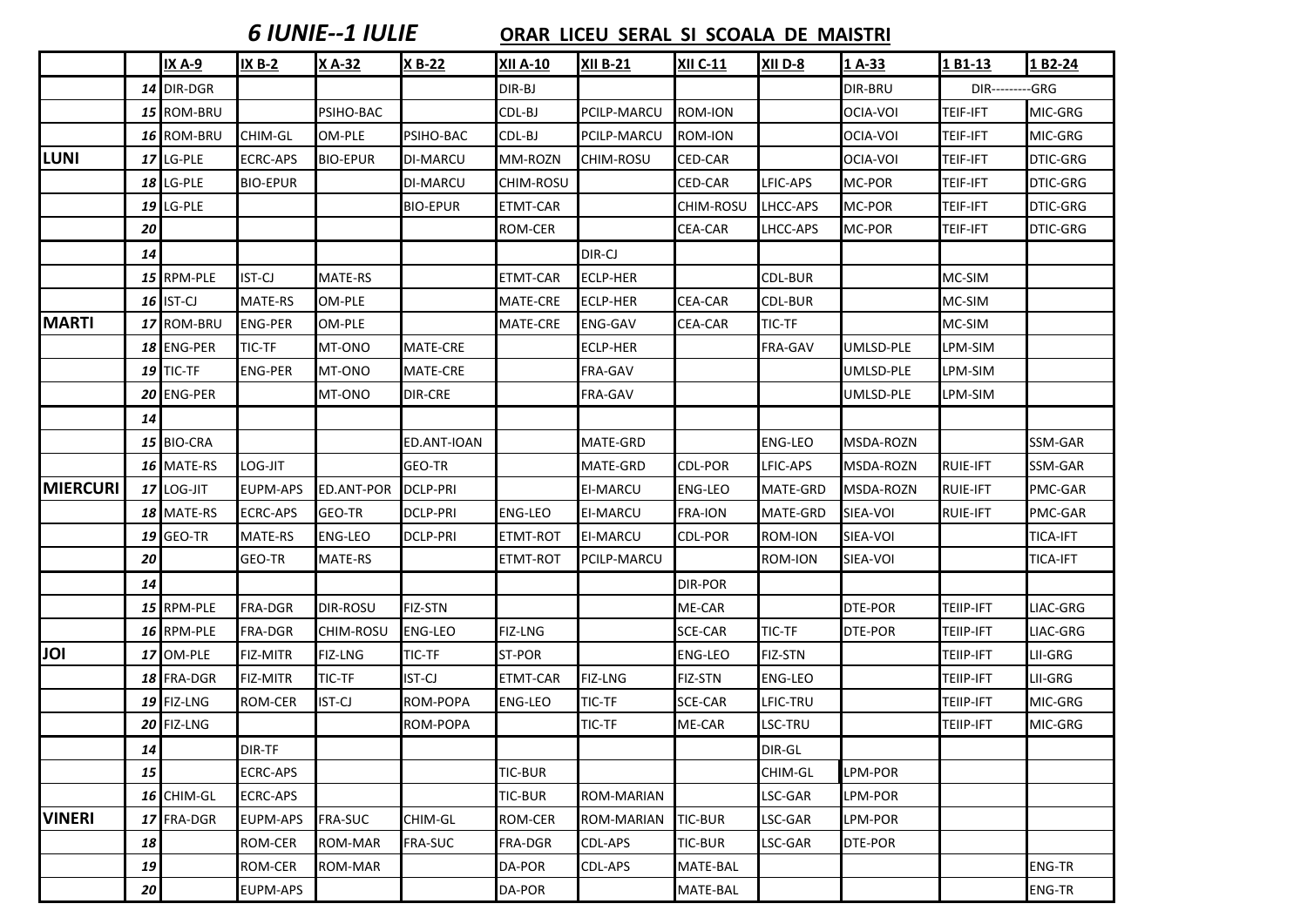## *6 IUNIE--1 IULIE* ORAR LICEU SERAL SI SCOALA DE MAISTRI

| | | IX A-9 | IX B-2 | X A-32 | X B-22 | XII A-10 | XII B-21 | XII C-11 | XII D-8 | 1 A-33 | 1 B1-13 | 1 B2-24 |
|---|---|---|---|---|---|---|---|---|---|---|---|---|
| | 14 | DIR-DGR | | | | DIR-BJ | | | | DIR-BRU | DIR---------GRG | |
| | 15 | ROM-BRU | | PSIHO-BAC | | CDL-BJ | PCILP-MARCU | ROM-ION | | OCIA-VOI | TEIF-IFT | MIC-GRG |
| | 16 | ROM-BRU | CHIM-GL | OM-PLE | PSIHO-BAC | CDL-BJ | PCILP-MARCU | ROM-ION | | OCIA-VOI | TEIF-IFT | MIC-GRG |
| LUNI | 17 | LG-PLE | ECRC-APS | BIO-EPUR | DI-MARCU | MM-ROZN | CHIM-ROSU | CED-CAR | | OCIA-VOI | TEIF-IFT | DTIC-GRG |
| | 18 | LG-PLE | BIO-EPUR | | DI-MARCU | CHIM-ROSU | | CED-CAR | LFIC-APS | MC-POR | TEIF-IFT | DTIC-GRG |
| | 19 | LG-PLE | | | BIO-EPUR | ETMT-CAR | | CHIM-ROSU | LHCC-APS | MC-POR | TEIF-IFT | DTIC-GRG |
| | 20 | | | | | ROM-CER | | CEA-CAR | LHCC-APS | MC-POR | TEIF-IFT | DTIC-GRG |
| | 14 | | | | | | DIR-CJ | | | | | |
| | 15 | RPM-PLE | IST-CJ | MATE-RS | | ETMT-CAR | ECLP-HER | | CDL-BUR | | MC-SIM | |
| | 16 | IST-CJ | MATE-RS | OM-PLE | | MATE-CRE | ECLP-HER | CEA-CAR | CDL-BUR | | MC-SIM | |
| MARTI | 17 | ROM-BRU | ENG-PER | OM-PLE | | MATE-CRE | ENG-GAV | CEA-CAR | TIC-TF | | MC-SIM | |
| | 18 | ENG-PER | TIC-TF | MT-ONO | MATE-CRE | | ECLP-HER | | FRA-GAV | UMLSD-PLE | LPM-SIM | |
| | 19 | TIC-TF | ENG-PER | MT-ONO | MATE-CRE | | FRA-GAV | | | UMLSD-PLE | LPM-SIM | |
| | 20 | ENG-PER | | MT-ONO | DIR-CRE | | FRA-GAV | | | UMLSD-PLE | LPM-SIM | |
| | 14 | | | | | | | | | | | |
| | 15 | BIO-CRA | | | ED.ANT-IOAN | | MATE-GRD | | ENG-LEO | MSDA-ROZN | | SSM-GAR |
| | 16 | MATE-RS | LOG-JIT | | GEO-TR | | MATE-GRD | CDL-POR | LFIC-APS | MSDA-ROZN | RUIE-IFT | SSM-GAR |
| MIERCURI | 17 | LOG-JIT | EUPM-APS | ED.ANT-POR | DCLP-PRI | | EI-MARCU | ENG-LEO | MATE-GRD | MSDA-ROZN | RUIE-IFT | PMC-GAR |
| | 18 | MATE-RS | ECRC-APS | GEO-TR | DCLP-PRI | ENG-LEO | EI-MARCU | FRA-ION | MATE-GRD | SIEA-VOI | RUIE-IFT | PMC-GAR |
| | 19 | GEO-TR | MATE-RS | ENG-LEO | DCLP-PRI | ETMT-ROT | EI-MARCU | CDL-POR | ROM-ION | SIEA-VOI | | TICA-IFT |
| | 20 | | GEO-TR | MATE-RS | | ETMT-ROT | PCILP-MARCU | | ROM-ION | SIEA-VOI | | TICA-IFT |
| | 14 | | | | | | | DIR-POR | | | | |
| | 15 | RPM-PLE | FRA-DGR | DIR-ROSU | FIZ-STN | | | ME-CAR | | DTE-POR | TEIIP-IFT | LIAC-GRG |
| | 16 | RPM-PLE | FRA-DGR | CHIM-ROSU | ENG-LEO | FIZ-LNG | | SCE-CAR | TIC-TF | DTE-POR | TEIIP-IFT | LIAC-GRG |
| JOI | 17 | OM-PLE | FIZ-MITR | FIZ-LNG | TIC-TF | ST-POR | | ENG-LEO | FIZ-STN | | TEIIP-IFT | LII-GRG |
| | 18 | FRA-DGR | FIZ-MITR | TIC-TF | IST-CJ | ETMT-CAR | FIZ-LNG | FIZ-STN | ENG-LEO | | TEIIP-IFT | LII-GRG |
| | 19 | FIZ-LNG | ROM-CER | IST-CJ | ROM-POPA | ENG-LEO | TIC-TF | SCE-CAR | LFIC-TRU | | TEIIP-IFT | MIC-GRG |
| | 20 | FIZ-LNG | | | ROM-POPA | | TIC-TF | ME-CAR | LSC-TRU | | TEIIP-IFT | MIC-GRG |
| | 14 | | DIR-TF | | | | | | DIR-GL | | | |
| | 15 | | ECRC-APS | | | TIC-BUR | | | CHIM-GL | LPM-POR | | |
| | 16 | CHIM-GL | ECRC-APS | | | TIC-BUR | ROM-MARIAN | | LSC-GAR | LPM-POR | | |
| VINERI | 17 | FRA-DGR | EUPM-APS | FRA-SUC | CHIM-GL | ROM-CER | ROM-MARIAN | TIC-BUR | LSC-GAR | LPM-POR | | |
| | 18 | | ROM-CER | ROM-MAR | FRA-SUC | FRA-DGR | CDL-APS | TIC-BUR | LSC-GAR | DTE-POR | | |
| | 19 | | ROM-CER | ROM-MAR | | DA-POR | CDL-APS | MATE-BAL | | | | ENG-TR |
| | 20 | | EUPM-APS | | | DA-POR | | MATE-BAL | | | | ENG-TR |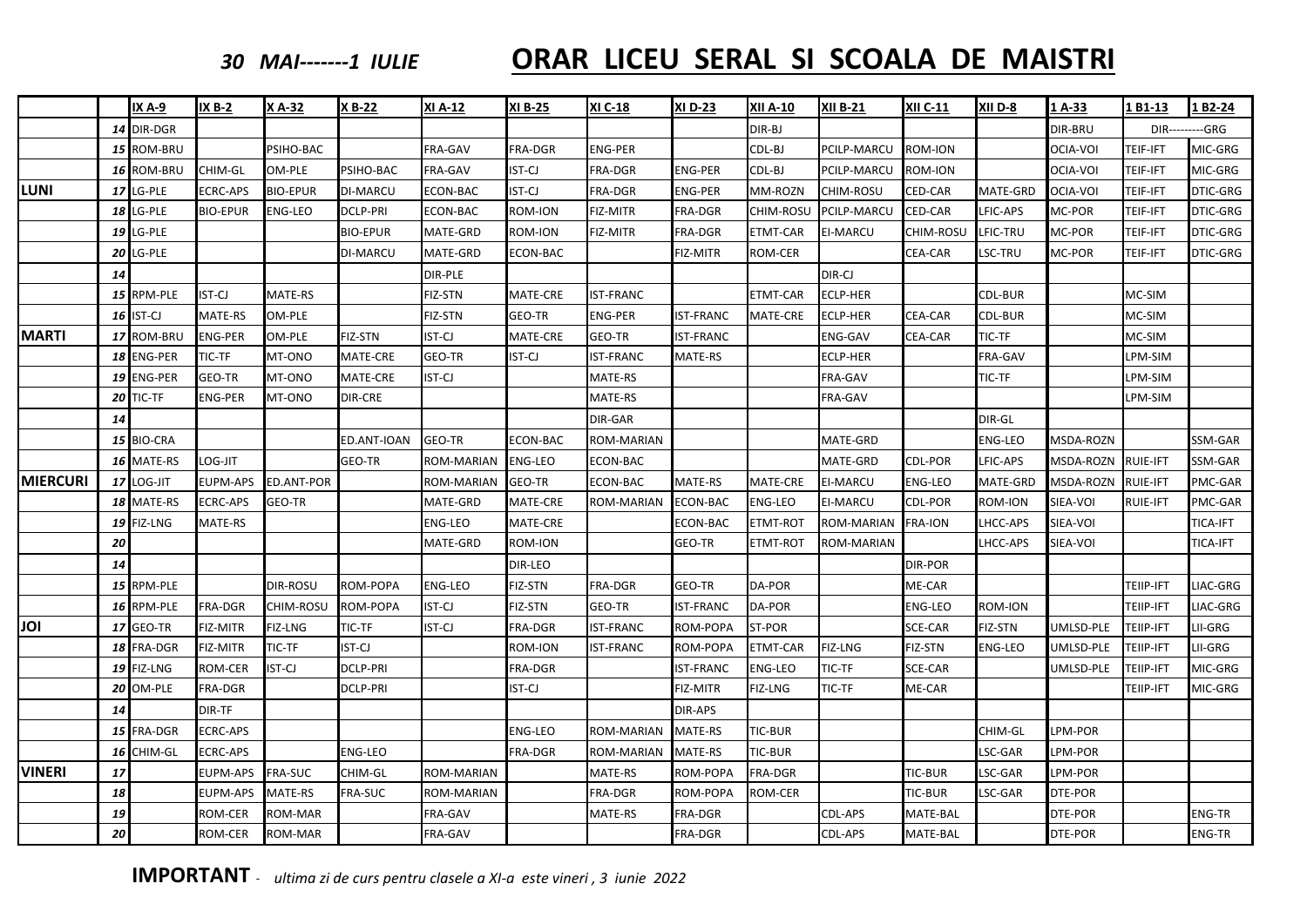## *30 MAI-------1 IULIE* **ORAR LICEU SERAL SI SCOALA DE MAISTRI**

| | | IX A-9 | IX B-2 | X A-32 | X B-22 | XI A-12 | XI B-25 | XI C-18 | XI D-23 | XII A-10 | XII B-21 | XII C-11 | XII D-8 | 1 A-33 | 1 B1-13 | 1 B2-24 |
|---|---|---|---|---|---|---|---|---|---|---|---|---|---|---|---|---|
| | 14 | DIR-DGR | | | | | | | | DIR-BJ | | | | DIR-BRU | DIR---------GRG | |
| | 15 | ROM-BRU | | PSIHO-BAC | | FRA-GAV | FRA-DGR | ENG-PER | | CDL-BJ | PCILP-MARCU | ROM-ION | | OCIA-VOI | TEIF-IFT | MIC-GRG |
| | 16 | ROM-BRU | CHIM-GL | OM-PLE | PSIHO-BAC | FRA-GAV | IST-CJ | FRA-DGR | ENG-PER | CDL-BJ | PCILP-MARCU | ROM-ION | | OCIA-VOI | TEIF-IFT | MIC-GRG |
| **LUNI** | 17 | LG-PLE | ECRC-APS | BIO-EPUR | DI-MARCU | ECON-BAC | IST-CJ | FRA-DGR | ENG-PER | MM-ROZN | CHIM-ROSU | CED-CAR | MATE-GRD | OCIA-VOI | TEIF-IFT | DTIC-GRG |
| | 18 | LG-PLE | BIO-EPUR | ENG-LEO | DCLP-PRI | ECON-BAC | ROM-ION | FIZ-MITR | FRA-DGR | CHIM-ROSU | PCILP-MARCU | CED-CAR | LFIC-APS | MC-POR | TEIF-IFT | DTIC-GRG |
| | 19 | LG-PLE | | | BIO-EPUR | MATE-GRD | ROM-ION | FIZ-MITR | FRA-DGR | ETMT-CAR | EI-MARCU | CHIM-ROSU | LFIC-TRU | MC-POR | TEIF-IFT | DTIC-GRG |
| | 20 | LG-PLE | | | DI-MARCU | MATE-GRD | ECON-BAC | | FIZ-MITR | ROM-CER | | CEA-CAR | LSC-TRU | MC-POR | TEIF-IFT | DTIC-GRG |
| | 14 | | | | | DIR-PLE | | | | | DIR-CJ | | | | | |
| | 15 | RPM-PLE | IST-CJ | MATE-RS | | FIZ-STN | MATE-CRE | IST-FRANC | | ETMT-CAR | ECLP-HER | | CDL-BUR | | MC-SIM | |
| | 16 | IST-CJ | MATE-RS | OM-PLE | | FIZ-STN | GEO-TR | ENG-PER | IST-FRANC | MATE-CRE | ECLP-HER | CEA-CAR | CDL-BUR | | MC-SIM | |
| **MARTI** | 17 | ROM-BRU | ENG-PER | OM-PLE | FIZ-STN | IST-CJ | MATE-CRE | GEO-TR | IST-FRANC | | ENG-GAV | CEA-CAR | TIC-TF | | MC-SIM | |
| | 18 | ENG-PER | TIC-TF | MT-ONO | MATE-CRE | GEO-TR | IST-CJ | IST-FRANC | MATE-RS | | ECLP-HER | | FRA-GAV | | LPM-SIM | |
| | 19 | ENG-PER | GEO-TR | MT-ONO | MATE-CRE | IST-CJ | | MATE-RS | | | FRA-GAV | | TIC-TF | | LPM-SIM | |
| | 20 | TIC-TF | ENG-PER | MT-ONO | DIR-CRE | | | MATE-RS | | | FRA-GAV | | | | LPM-SIM | |
| | 14 | | | | | | | DIR-GAR | | | | | DIR-GL | | | |
| | 15 | BIO-CRA | | | ED.ANT-IOAN | GEO-TR | ECON-BAC | ROM-MARIAN | | | MATE-GRD | | ENG-LEO | MSDA-ROZN | | SSM-GAR |
| | 16 | MATE-RS | LOG-JIT | | GEO-TR | ROM-MARIAN | ENG-LEO | ECON-BAC | | | MATE-GRD | CDL-POR | LFIC-APS | MSDA-ROZN | RUIE-IFT | SSM-GAR |
| **MIERCURI** | 17 | LOG-JIT | EUPM-APS | ED.ANT-POR | | ROM-MARIAN | GEO-TR | ECON-BAC | MATE-RS | MATE-CRE | EI-MARCU | ENG-LEO | MATE-GRD | MSDA-ROZN | RUIE-IFT | PMC-GAR |
| | 18 | MATE-RS | ECRC-APS | GEO-TR | | MATE-GRD | MATE-CRE | ROM-MARIAN | ECON-BAC | ENG-LEO | EI-MARCU | CDL-POR | ROM-ION | SIEA-VOI | RUIE-IFT | PMC-GAR |
| | 19 | FIZ-LNG | MATE-RS | | | ENG-LEO | MATE-CRE | | ECON-BAC | ETMT-ROT | ROM-MARIAN | FRA-ION | LHCC-APS | SIEA-VOI | | TICA-IFT |
| | 20 | | | | | MATE-GRD | ROM-ION | | GEO-TR | ETMT-ROT | ROM-MARIAN | | LHCC-APS | SIEA-VOI | | TICA-IFT |
| | 14 | | | | | | DIR-LEO | | | | | DIR-POR | | | | |
| | 15 | RPM-PLE | | DIR-ROSU | ROM-POPA | ENG-LEO | FIZ-STN | FRA-DGR | GEO-TR | DA-POR | | ME-CAR | | | TEIIP-IFT | LIAC-GRG |
| | 16 | RPM-PLE | FRA-DGR | CHIM-ROSU | ROM-POPA | IST-CJ | FIZ-STN | GEO-TR | IST-FRANC | DA-POR | | ENG-LEO | ROM-ION | | TEIIP-IFT | LIAC-GRG |
| **JOI** | 17 | GEO-TR | FIZ-MITR | FIZ-LNG | TIC-TF | IST-CJ | FRA-DGR | IST-FRANC | ROM-POPA | ST-POR | | SCE-CAR | FIZ-STN | UMLSD-PLE | TEIIP-IFT | LII-GRG |
| | 18 | FRA-DGR | FIZ-MITR | TIC-TF | IST-CJ | | ROM-ION | IST-FRANC | ROM-POPA | ETMT-CAR | FIZ-LNG | FIZ-STN | ENG-LEO | UMLSD-PLE | TEIIP-IFT | LII-GRG |
| | 19 | FIZ-LNG | ROM-CER | IST-CJ | DCLP-PRI | | FRA-DGR | | IST-FRANC | ENG-LEO | TIC-TF | SCE-CAR | | UMLSD-PLE | TEIIP-IFT | MIC-GRG |
| | 20 | OM-PLE | FRA-DGR | | DCLP-PRI | | IST-CJ | | FIZ-MITR | FIZ-LNG | TIC-TF | ME-CAR | | | TEIIP-IFT | MIC-GRG |
| | 14 | | DIR-TF | | | | | | DIR-APS | | | | | | | |
| | 15 | FRA-DGR | ECRC-APS | | | | ENG-LEO | ROM-MARIAN | MATE-RS | TIC-BUR | | | CHIM-GL | LPM-POR | | |
| | 16 | CHIM-GL | ECRC-APS | | ENG-LEO | | FRA-DGR | ROM-MARIAN | MATE-RS | TIC-BUR | | | LSC-GAR | LPM-POR | | |
| **VINERI** | 17 | | EUPM-APS | FRA-SUC | CHIM-GL | ROM-MARIAN | | MATE-RS | ROM-POPA | FRA-DGR | | TIC-BUR | LSC-GAR | LPM-POR | | |
| | 18 | | EUPM-APS | MATE-RS | FRA-SUC | ROM-MARIAN | | FRA-DGR | ROM-POPA | ROM-CER | | TIC-BUR | LSC-GAR | DTE-POR | | |
| | 19 | | ROM-CER | ROM-MAR | | FRA-GAV | | MATE-RS | FRA-DGR | | CDL-APS | MATE-BAL | | DTE-POR | | ENG-TR |
| | 20 | | ROM-CER | ROM-MAR | | FRA-GAV | | | FRA-DGR | | CDL-APS | MATE-BAL | | DTE-POR | | ENG-TR |

**IMPORTANT** - *ultima zi de curs pentru clasele a XI-a este vineri , 3 iunie 2022*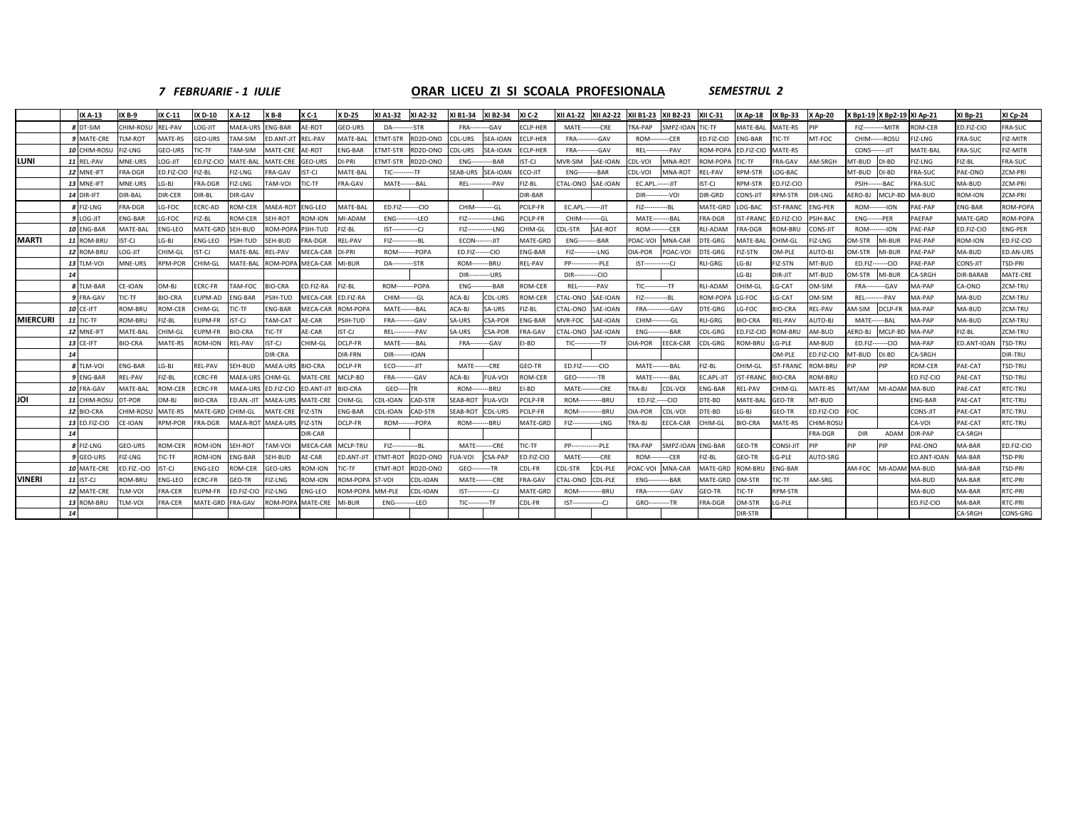**7 FEBRUARIE - 1 IULIE** **ORAR LICEU ZI SI SCOALA PROFESIONALA** **SEMESTRUL 2**

| | | IX A-13 | IX B-9 | IX C-11 | IX D-10 | X A-12 | X B-8 | X C-1 | X D-25 | XI A1-32 | XI A2-32 | XI B1-34 | XI B2-34 | XI C-2 | XII A1-22 | XII A2-22 | XII B1-23 | XII B2-23 | XII C-31 | IX Ap-18 | IX Bp-33 | X Ap-20 | X Bp1-19 | X Bp2-19 | XI Ap-21 | XI Bp-21 | XI Cp-24 |
|---|---|---|---|---|---|---|---|---|---|---|---|---|---|---|---|---|---|---|---|---|---|---|---|---|---|---|---|
| | 8 | DT-SIM | CHIM-ROSU | REL-PAV | LOG-JIT | MAEA-URS | ENG-BAR | AE-ROT | GEO-URS | DA----------STR | | FRA---------GAV | | ECLP-HER | MATE---------CRE | | TRA-PAP | SMPZ-IOAN | TIC-TF | MATE-BAL | MATE-RS | PIP | FIZ----------MITR | | ROM-CER | ED.FIZ-CIO | FRA-SUC |
| | 9 | MATE-CRE | TLM-ROT | MATE-RS | GEO-URS | TAM-SIM | ED.ANT-JIT | REL-PAV | MATE-BAL | ETMT-STR | RD2D-ONO | CDL-URS | SEA-IOAN | ECLP-HER | FRA----------GAV | | ROM---------CER | | ED.FIZ-CIO | ENG-BAR | TIC-TF | MT-FOC | CHIM------ROSU | | FIZ-LNG | FRA-SUC | FIZ-MITR |
| | 10 | CHIM-ROSU | FIZ-LNG | GEO-URS | TIC-TF | TAM-SIM | MATE-CRE | AE-ROT | ENG-BAR | ETMT-STR | RD2D-ONO | CDL-URS | SEA-IOAN | ECLP-HER | FRA----------GAV | | REL-----------PAV | | ROM-POPA | ED.FIZ-CIO | MATE-RS | | CONS-------JIT | | MATE-BAL | FRA-SUC | FIZ-MITR |
| LUNI | 11 | REL-PAV | MNE-URS | LOG-JIT | ED.FIZ-CIO | MATE-BAL | MATE-CRE | GEO-URS | DI-PRI | ETMT-STR | RD2D-ONO | ENG----------BAR | | IST-CJ | MVR-SIM | SAE-IOAN | CDL-VOI | MNA-ROT | ROM-POPA | TIC-TF | FRA-GAV | AM-SRGH | MT-BUD | DI-BD | FIZ-LNG | FIZ-BL | FRA-SUC |
| | 12 | MNE-IFT | FRA-DGR | ED.FIZ-CIO | FIZ-BL | FIZ-LNG | FRA-GAV | IST-CJ | MATE-BAL | TIC----------TF | | SEAB-URS | SEA-IOAN | ECO-JIT | ENG---------BAR | | CDL-VOI | MNA-ROT | REL-PAV | RPM-STR | LOG-BAC | | MT-BUD | DI-BD | FRA-SUC | PAE-ONO | ZCM-PRI |
| | 13 | MNE-IFT | MNE-URS | LG-BJ | FRA-DGR | FIZ-LNG | TAM-VOI | TIC-TF | FRA-GAV | MATE-------BAL | | REL-----------PAV | | FIZ-BL | CTAL-ONO | SAE-IOAN | EC.APL.-------JIT | | IST-CJ | RPM-STR | ED.FIZ-CIO | | PSIH-------BAC | | FRA-SUC | MA-BUD | ZCM-PRI |
| | 14 | DIR-IFT | DIR-BAL | DIR-CER | DIR-BL | DIR-GAV | | | | | | | | DIR-BAR | | | DIR-----------VOI | | DIR-GRD | CONS-JIT | RPM-STR | DIR-LNG | AERO-BJ | MCLP-BD | MA-BUD | ROM-ION | ZCM-PRI |
| | 8 | FIZ-LNG | FRA-DGR | LG-FOC | ECRC-AD | ROM-CER | MAEA-ROT | ENG-LEO | MATE-BAL | ED.FIZ--------CIO | | CHIM---------GL | | PCILP-FR | EC.APL.-------JIT | | FIZ-----------BL | | MATE-GRD | LOG-BAC | IST-FRANC | ENG-PER | ROM--------ION | | PAE-PAP | ENG-BAR | ROM-POPA |
| | 9 | LOG-JIT | ENG-BAR | LG-FOC | FIZ-BL | ROM-CER | SEH-ROT | ROM-ION | MI-ADAM | ENG----------LEO | | FIZ-------------LNG | | PCILP-FR | CHIM---------GL | | MATE--------BAL | | FRA-DGR | IST-FRANC | ED.FIZ-CIO | PSIH-BAC | ENG-------PER | | PAEPAP | MATE-GRD | ROM-POPA |
| | 10 | ENG-BAR | MATE-BAL | ENG-LEO | MATE-GRD | SEH-BUD | ROM-POPA | PSIH-TUD | FIZ-BL | IST------------CJ | | FIZ-------------LNG | | CHIM-GL | CDL-STR | SAE-ROT | ROM---------CER | | RLI-ADAM | FRA-DGR | ROM-BRU | CONS-JIT | ROM--------ION | | PAE-PAP | ED.FIZ-CIO | ENG-PER |
| MARTI | 11 | ROM-BRU | IST-CJ | LG-BJ | ENG-LEO | PSIH-TUD | SEH-BUD | FRA-DGR | REL-PAV | FIZ------------BL | | ECON---------JIT | | MATE-GRD | ENG----------BAR | | POAC-VOI | MNA-CAR | DTE-GRG | MATE-BAL | CHIM-GL | FIZ-LNG | OM-STR | MI-BUR | PAE-PAP | ROM-ION | ED.FIZ-CIO |
| | 12 | ROM-BRU | LOG-JIT | CHIM-GL | IST-CJ | MATE-BAL | REL-PAV | MECA-CAR | DI-PRI | ROM---------POPA | | ED.FIZ-------CIO | | ENG-BAR | FIZ-----------LNG | | OIA-POR | POAC-VOI | DTE-GRG | FIZ-STN | OM-PLE | AUTO-BJ | OM-STR | MI-BUR | PAE-PAP | MA-BUD | ED.AN-URS |
| | 13 | TLM-VOI | MNE-URS | RPM-POR | CHIM-GL | MATE-BAL | ROM-POPA | MECA-CAR | MI-BUR | DA----------STR | | ROM--------BRU | | REL-PAV | PP-------------PLE | | IST------------CJ | | RLI-GRG | LG-BJ | FIZ-STN | MT-BUD | ED.FIZ-------CIO | | PAE-PAP | CONS-JIT | TSD-PRI |
| | 14 | | | | | | | | | | | DIR----------URS | | | DIR-----------CIO | | | | | LG-BJ | DIR-JIT | MT-BUD | OM-STR | MI-BUR | CA-SRGH | DIR-BARAB | MATE-CRE |
| | 8 | TLM-BAR | CE-IOAN | OM-BJ | ECRC-FR | TAM-FOC | BIO-CRA | ED.FIZ-RA | FIZ-BL | ROM---------POPA | | ENG----------BAR | | ROM-CER | REL---------PAV | | TIC-----------TF | | RLI-ADAM | CHIM-GL | LG-CAT | OM-SIM | FRA----------GAV | | MA-PAP | CA-ONO | ZCM-TRU |
| | 9 | FRA-GAV | TIC-TF | BIO-CRA | EUPM-AD | ENG-BAR | PSIH-TUD | MECA-CAR | ED.FIZ-RA | CHIM--------GL | | ACA-BJ | CDL-URS | ROM-CER | CTAL-ONO | SAE-IOAN | FIZ-----------BL | | ROM-POPA | LG-FOC | LG-CAT | OM-SIM | REL---------PAV | | MA-PAP | MA-BUD | ZCM-TRU |
| | 10 | CE-IFT | ROM-BRU | ROM-CER | CHIM-GL | TIC-TF | ENG-BAR | MECA-CAR | ROM-POPA | MATE-------BAL | | ACA-BJ | SA-URS | FIZ-BL | CTAL-ONO | SAE-IOAN | FRA-----------GAV | | DTE-GRG | LG-FOC | BIO-CRA | REL-PAV | AM-SIM | DCLP-FR | MA-PAP | MA-BUD | ZCM-TRU |
| MIERCURI | 11 | TIC-TF | ROM-BRU | FIZ-BL | EUPM-FR | IST-CJ | TAM-CAT | AE-CAR | PSIH-TUD | FRA----------GAV | | SA-URS | CSA-POR | ENG-BAR | MVR-FOC | SAE-IOAN | CHIM---------GL | | RLI-GRG | BIO-CRA | REL-PAV | AUTO-BJ | MATE------BAL | | MA-PAP | MA-BUD | ZCM-TRU |
| | 12 | MNE-IFT | MATE-BAL | CHIM-GL | EUPM-FR | BIO-CRA | TIC-TF | AE-CAR | IST-CJ | REL----------PAV | | SA-URS | CSA-POR | FRA-GAV | CTAL-ONO | SAE-IOAN | ENG----------BAR | | CDL-GRG | ED.FIZ-CIO | ROM-BRU | AM-BUD | AERO-BJ | MCLP-BD | MA-PAP | FIZ-BL | ZCM-TRU |
| | 13 | CE-IFT | BIO-CRA | MATE-RS | ROM-ION | REL-PAV | IST-CJ | CHIM-GL | DCLP-FR | MATE-------BAL | | FRA---------GAV | | EI-BD | TIC------------TF | | OIA-POR | EECA-CAR | CDL-GRG | ROM-BRU | LG-PLE | AM-BUD | ED.FIZ-------CIO | | MA-PAP | ED.ANT-IOAN | TSD-TRU |
| | 14 | | | | | | DIR-CRA | | DIR-FRN | DIR---------IOAN | | | | | | | | | | | OM-PLE | ED.FIZ-CIO | MT-BUD | DI-BD | CA-SRGH | | DIR-TRU |
| | 8 | TLM-VOI | ENG-BAR | LG-BJ | REL-PAV | SEH-BUD | MAEA-URS | BIO-CRA | DCLP-FR | ECO----------JIT | | MATE-------CRE | | GEO-TR | ED.FIZ--------CIO | | MATE--------BAL | | FIZ-BL | CHIM-GL | IST-FRANC | ROM-BRU | PIP | PIP | ROM-CER | PAE-CAT | TSD-TRU |
| | 9 | ENG-BAR | REL-PAV | FIZ-BL | ECRC-FR | MAEA-URS | CHIM-GL | MATE-CRE | MCLP-BD | FRA---------GAV | | ACA-BJ | FUA-VOI | ROM-CER | GEO----------TR | | MATE--------BAL | | EC.APL-JIT | IST-FRANC | BIO-CRA | ROM-BRU | | | ED.FIZ-CIO | PAE-CAT | TSD-TRU |
| | 10 | FRA-GAV | MATE-BAL | ROM-CER | ECRC-FR | MAEA-URS | ED.FIZ-CIO | ED.ANT-JIT | BIO-CRA | GEO-----TR | | ROM--------BRU | | EI-BD | MATE---------CRE | | TRA-BJ | CDL-VOI | ENG-BAR | REL-PAV | CHIM-GL | MATE-RS | MT/AM | MI-ADAM | MA-BUD | PAE-CAT | RTC-TRU |
| JOI | 11 | CHIM-ROSU | DT-POR | OM-BJ | BIO-CRA | ED.AN.-JIT | MAEA-URS | MATE-CRE | CHIM-GL | CDL-IOAN | CAD-STR | SEAB-ROT | FUA-VOI | PCILP-FR | ROM-----------BRU | | ED.FIZ.-----CIO | | DTE-BD | MATE-BAL | GEO-TR | MT-BUD | | | ENG-BAR | PAE-CAT | RTC-TRU |
| | 12 | BIO-CRA | CHIM-ROSU | MATE-RS | MATE-GRD | CHIM-GL | MATE-CRE | FIZ-STN | ENG-BAR | CDL-IOAN | CAD-STR | SEAB-ROT | CDL-URS | PCILP-FR | ROM-----------BRU | | OIA-POR | CDL-VOI | DTE-BD | LG-BJ | GEO-TR | ED.FIZ-CIO | FOC | | CONS-JIT | PAE-CAT | RTC-TRU |
| | 13 | ED.FIZ-CIO | CE-IOAN | RPM-POR | FRA-DGR | MAEA-ROT | MAEA-URS | FIZ-STN | DCLP-FR | ROM---------POPA | | ROM--------BRU | | MATE-GRD | FIZ-------------LNG | | TRA-BJ | EECA-CAR | CHIM-GL | BIO-CRA | MATE-RS | CHIM-ROSU | | | CA-VOI | PAE-CAT | RTC-TRU |
| | 14 | | | | | | | DIR-CAR | | | | | | | | | | | | | | FRA-DGR | DIR | ADAM | DIR-PAP | CA-SRGH | |
| | 8 | FIZ-LNG | GEO-URS | ROM-CER | ROM-ION | SEH-ROT | TAM-VOI | MECA-CAR | MCLP-TRU | FIZ------------BL | | MATE--------CRE | | TIC-TF | PP-------------PLE | | TRA-PAP | SMPZ-IOAN | ENG-BAR | GEO-TR | CONSI-JIT | PIP | PIP | PIP | PAE-ONO | MA-BAR | ED.FIZ-CIO |
| | 9 | GEO-URS | FIZ-LNG | TIC-TF | ROM-ION | ENG-BAR | SEH-BUD | AE-CAR | ED.ANT-JIT | ETMT-ROT | RD2D-ONO | FUA-VOI | CSA-PAP | ED.FIZ-CIO | MATE---------CRE | | ROM---------CER | | FIZ-BL | GEO-TR | LG-PLE | AUTO-SRG | | | ED.ANT-IOAN | MA-BAR | TSD-PRI |
| | 10 | MATE-CRE | ED.FIZ.-CIO | IST-CJ | ENG-LEO | ROM-CER | GEO-URS | ROM-ION | TIC-TF | ETMT-ROT | RD2D-ONO | GEO---------TR | | CDL-FR | CDL-STR | CDL-PLE | POAC-VOI | MNA-CAR | MATE-GRD | ROM-BRU | ENG-BAR | | AM-FOC | MI-ADAM | MA-BUD | MA-BAR | TSD-PRI |
| VINERI | 11 | IST-CJ | ROM-BRU | ENG-LEO | ECRC-FR | GEO-TR | FIZ-LNG | ROM-ION | ROM-POPA | ST-VOI | CDL-IOAN | MATE---------CRE | | FRA-GAV | CTAL-ONO | CDL-PLE | ENG----------BAR | | MATE-GRD | OM-STR | TIC-TF | AM-SRG | | | MA-BUD | MA-BAR | RTC-PRI |
| | 12 | MATE-CRE | TLM-VOI | FRA-CER | EUPM-FR | ED.FIZ-CIO | FIZ-LNG | ENG-LEO | ROM-POPA | MM-PLE | CDL-IOAN | IST------------CJ | | MATE-GRD | ROM-----------BRU | | FRA-----------GAV | | GEO-TR | TIC-TF | RPM-STR | | | | MA-BUD | MA-BAR | RTC-PRI |
| | 13 | ROM-BRU | TLM-VOI | FRA-CER | MATE-GRD | FRA-GAV | ROM-POPA | MATE-CRE | MI-BUR | ENG----------LEO | | TIC----------TF | | CDL-FR | IST--------------CJ | | GRO----------TR | | FRA-DGR | OM-STR | LG-PLE | | | | ED.FIZ-CIO | MA-BAR | RTC-PRI |
| | 14 | | | | | | | | | | | | | | | | | | | DIR-STR | | | | | | CA-SRGH | CONS-GRG |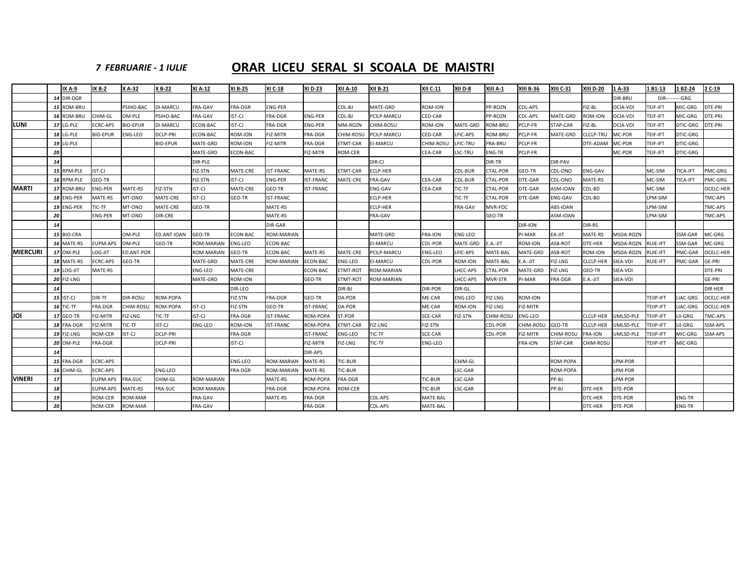*7 FEBRUARIE - 1 IULIE*

# ORAR LICEU SERAL SI SCOALA DE MAISTRI

| | | IX A-9 | IX B-2 | X A-32 | X B-22 | XI A-12 | XI B-25 | XI C-18 | XI D-23 | XII A-10 | XII B-21 | XII C-11 | XII D-8 | XIII A-1 | XIII B-36 | XIII C-31 | XIII D-20 | 1 A-33 | 1 B1-13 | 1 B2-24 | 2 C-19 |
|---|---|---|---|---|---|---|---|---|---|---|---|---|---|---|---|---|---|---|---|---|---|
| | 14 | DIR-DGR | | | | | | | | | | | | | | | | DIR-BRU | DIR---------GRG | | |
| | 15 | ROM-BRU | | PSIHO-BAC | DI-MARCU | FRA-GAV | FRA-DGR | ENG-PER | | CDL-BJ | MATE-GRD | ROM-ION | | PP-ROZN | CDL-APS | | FIZ-BL | OCIA-VOI | TEIF-IFT | MIC-GRG | DTE-PRI |
| | 16 | ROM-BRU | CHIM-GL | OM-PLE | PSIHO-BAC | FRA-GAV | IST-CJ | FRA-DGR | ENG-PER | CDL-BJ | PCILP-MARCU | CED-CAR | | PP-ROZN | CDL-APS | MATE-GRD | ROM-ION | OCIA-VOI | TEIF-IFT | MIC-GRG | DTE-PRI |
| LUNI | 17 | LG-PLE | ECRC-APS | BIO-EPUR | DI-MARCU | ECON-BAC | IST-CJ | FRA-DGR | ENG-PER | MM-ROZN | CHIM-ROSU | ROM-ION | MATE-GRD | ROM-BRU | PCLP-FR | STAP-CAR | FIZ-BL | OCIA-VOI | TEIF-IFT | DTIC-GRG | DTE-PRI |
| | 18 | LG-PLE | BIO-EPUR | ENG-LEO | DCLP-PRI | ECON-BAC | ROM-ION | FIZ-MITR | FRA-DGR | CHIM-ROSU | PCILP-MARCU | CED-CAR | LFIC-APS | ROM-BRU | PCLP-FR | MATE-GRD | CLCLP-TRU | MC-POR | TEIF-IFT | DTIC-GRG | |
| | 19 | LG-PLE | | | BIO-EPUR | MATE-GRD | ROM-ION | FIZ-MITR | FRA-DGR | ETMT-CAR | EI-MARCU | CHIM-ROSU | LFIC-TRU | FRA-BRU | PCLP-FR | | DTE-ADAM | MC-POR | TEIF-IFT | DTIC-GRG | |
| | 20 | | | | | MATE-GRD | ECON-BAC | | FIZ-MITR | ROM-CER | | CEA-CAR | LSC-TRU | ENG-TR | PCLP-FR | | | MC-POR | TEIF-IFT | DTIC-GRG | |
| | 14 | | | | | DIR-PLE | | | | | DIR-CJ | | | DIR-TR | | DIR-PAV | | | | | |
| | 15 | RPM-PLE | IST-CJ | | | FIZ-STN | MATE-CRE | IST-FRANC | MATE-RS | ETMT-CAR | ECLP-HER | | CDL-BUR | CTAL-POR | GEO-TR | CDL-ONO | ENG-GAV | | MC-SIM | TICA-IFT | PMC-GRG |
| | 16 | RPM-PLE | GEO-TR | | | FIZ-STN | IST-CJ | ENG-PER | IST-FRANC | MATE-CRE | FRA-GAV | CEA-CAR | CDL-BUR | CTAL-POR | DTE-GAR | CDL-ONO | MATE-RS | | MC-SIM | TICA-IFT | PMC-GRG |
| MARTI | 17 | ROM-BRU | ENG-PER | MATE-RS | FIZ-STN | IST-CJ | MATE-CRE | GEO-TR | IST-FRANC | | ENG-GAV | CEA-CAR | TIC-TF | CTAL-POR | DTE-GAR | ASM-IOAN | CDL-BD | | MC-SIM | | OCELC-HER |
| | 18 | ENG-PER | MATE-RS | MT-ONO | MATE-CRE | IST-CJ | GEO-TR | IST-FRANC | | | ECLP-HER | | TIC-TF | CTAL-POR | DTE-GAR | ENG-GAV | CDL-BD | | LPM-SIM | | TMC-APS |
| | 19 | ENG-PER | TIC-TF | MT-ONO | MATE-CRE | GEO-TR | | MATE-RS | | | ECLP-HER | | FRA-GAV | MVR-FOC | | ABS-IOAN | | | LPM-SIM | | TMC-APS |
| | 20 | | ENG-PER | MT-ONO | DIR-CRE | | | MATE-RS | | | FRA-GAV | | | GEO-TR | | ASM-IOAN | | | LPM-SIM | | TMC-APS |
| | 14 | | | | | | | DIR-GAR | | | | | | | DIR-ION | | DIR-RS | | | | |
| | 15 | BIO-CRA | | OM-PLE | ED.ANT-IOAN | GEO-TR | ECON-BAC | ROM-MARIAN | | | MATE-GRD | FRA-ION | ENG-LEO | | PI-MAR | EA-JIT | MATE-RS | MSDA-ROZN | | SSM-GAR | MC-GRG |
| | 16 | MATE-RS | EUPM-APS | OM-PLE | GEO-TR | ROM-MARIAN | ENG-LEO | ECON-BAC | | | EI-MARCU | CDL-POR | MATE-GRD | E.A.-JIT | ROM-ION | ASB-ROT | DTE-HER | MSDA-ROZN | RUIE-IFT | SSM-GAR | MC-GRG |
| MIERCURI | 17 | OM-PLE | LOG-JIT | ED.ANT-POR | | ROM-MARIAN | GEO-TR | ECON-BAC | MATE-RS | MATE-CRE | PCILP-MARCU | ENG-LEO | LFIC-APS | MATE-BAL | MATE-GRD | ASB-ROT | ROM-ION | MSDA-ROZN | RUIE-IFT | PMC-GAR | OCELC-HER |
| | 18 | MATE-RS | ECRC-APS | GEO-TR | | MATE-GRD | MATE-CRE | ROM-MARIAN | ECON-BAC | ENG-LEO | EI-MARCU | CDL-POR | ROM-ION | MATE-BAL | E.A.-JIT | FIZ-LNG | CLCLP-HER | SIEA-VOI | RUIE-IFT | PMC-GAR | GE-PRI |
| | 19 | LOG-JIT | MATE-RS | | | ENG-LEO | MATE-CRE | | ECON-BAC | ETMT-ROT | ROM-MARIAN | | LHCC-APS | CTAL-POR | MATE-GRD | FIZ-LNG | GEO-TR | SIEA-VOI | | | DTE-PRI |
| | 20 | FIZ-LNG | | | | MATE-GRD | ROM-ION | | GEO-TR | ETMT-ROT | ROM-MARIAN | | LHCC-APS | MVR-STR | PI-MAR | FRA-DGR | E.A.-JIT | SIEA-VOI | | | GE-PRI |
| | 14 | | | | | | DIR-LEO | | | DIR-BJ | | DIR-POR | DIR-GL | | | | | | | | DIR-HER |
| | 15 | IST-CJ | DIR-TF | DIR-ROSU | ROM-POPA | | FIZ-STN | FRA-DGR | GEO-TR | DA-POR | | ME-CAR | ENG-LEO | FIZ-LNG | ROM-ION | | | | TEIIP-IFT | LIAC-GRG | OCELC-HER |
| | 16 | TIC-TF | FRA-DGR | CHIM-ROSU | ROM-POPA | IST-CJ | FIZ-STN | GEO-TR | IST-FRANC | DA-POR | | ME-CAR | ROM-ION | FIZ-LNG | FIZ-MITR | | | | TEIIP-IFT | LIAC-GRG | OCELC-HER |
| JOI | 17 | GEO-TR | FIZ-MITR | FIZ-LNG | TIC-TF | IST-CJ | FRA-DGR | IST-FRANC | ROM-POPA | ST-POR | | SCE-CAR | FIZ-STN | CHIM-ROSU | ENG-LEO | | CLCLP-HER | UMLSD-PLE | TEIIP-IFT | LII-GRG | TMC-APS |
| | 18 | FRA-DGR | FIZ-MITR | TIC-TF | IST-CJ | ENG-LEO | ROM-ION | IST-FRANC | ROM-POPA | ETMT-CAR | FIZ-LNG | FIZ-STN | | CDL-POR | CHIM-ROSU | GEO-TR | CLCLP-HER | UMLSD-PLE | TEIIP-IFT | LII-GRG | SSM-APS |
| | 19 | FIZ-LNG | ROM-CER | IST-CJ | DCLP-PRI | | FRA-DGR | | IST-FRANC | ENG-LEO | TIC-TF | SCE-CAR | | CDL-POR | FIZ-MITR | CHIM-ROSU | FRA-ION | UMLSD-PLE | TEIIP-IFT | MIC-GRG | SSM-APS |
| | 20 | OM-PLE | FRA-DGR | | DCLP-PRI | | IST-CJ | | FIZ-MITR | FIZ-LNG | TIC-TF | ENG-LEO | | | FRA-ION | STAP-CAR | CHIM-ROSU | | TEIIP-IFT | MIC-GRG | |
| | 14 | | | | | | | | DIR-APS | | | | | | | | | | | | |
| | 15 | FRA-DGR | ECRC-APS | | | | ENG-LEO | ROM-MARIAN | MATE-RS | TIC-BUR | | | CHIM-GL | | | ROM-POPA | | LPM-POR | | | |
| | 16 | CHIM-GL | ECRC-APS | | ENG-LEO | | FRA-DGR | ROM-MARIAN | MATE-RS | TIC-BUR | | | LSC-GAR | | | ROM-POPA | | LPM-POR | | | |
| VINERI | 17 | | EUPM-APS | FRA-SUC | CHIM-GL | ROM-MARIAN | | MATE-RS | ROM-POPA | FRA-DGR | | TIC-BUR | LSC-GAR | | | PP-BJ | | LPM-POR | | | |
| | 18 | | EUPM-APS | MATE-RS | FRA-SUC | ROM-MARIAN | | FRA-DGR | ROM-POPA | ROM-CER | | TIC-BUR | LSC-GAR | | | PP-BJ | DTE-HER | DTE-POR | | | |
| | 19 | | ROM-CER | ROM-MAR | | FRA-GAV | | MATE-RS | FRA-DGR | | CDL-APS | MATE-BAL | | | | | DTE-HER | DTE-POR | | ENG-TR | |
| | 20 | | ROM-CER | ROM-MAR | | FRA-GAV | | | FRA-DGR | | CDL-APS | MATE-BAL | | | | | DTE-HER | DTE-POR | | ENG-TR | |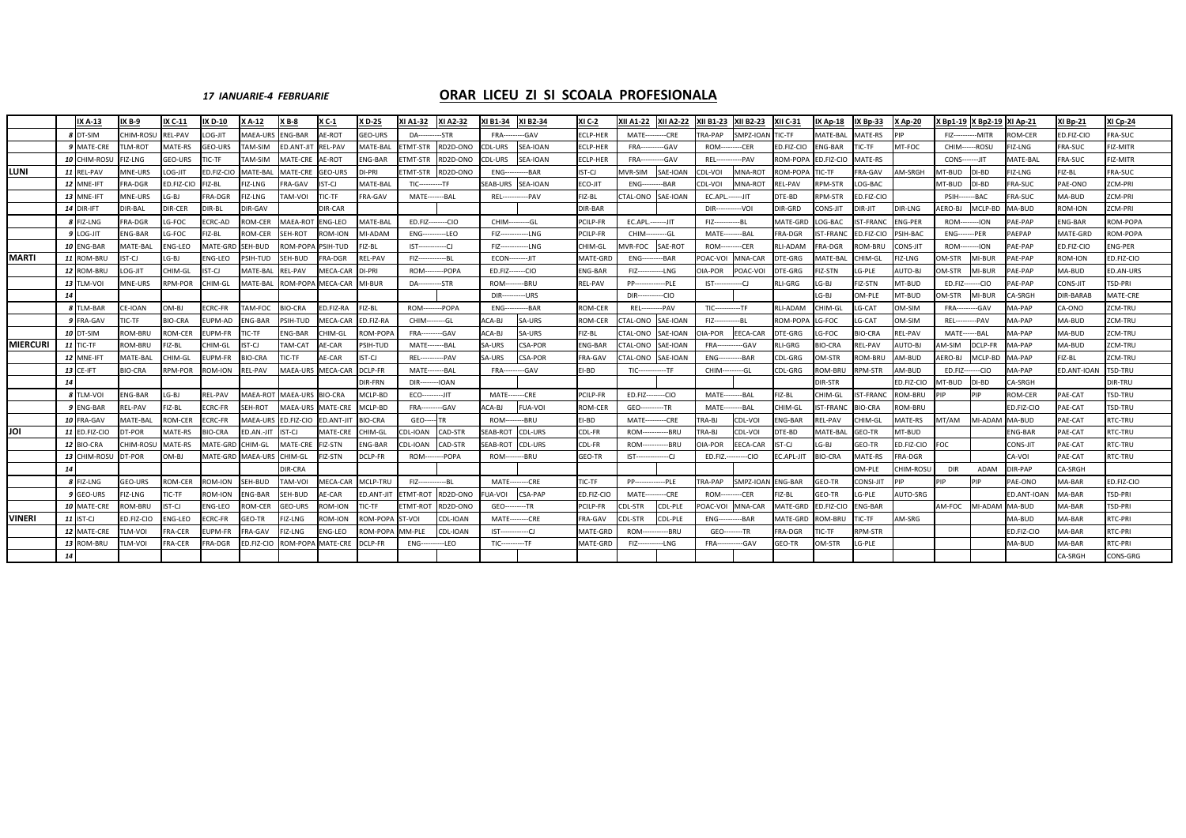*17 IANUARIE-4 FEBRUARIE*

# ORAR LICEU ZI SI SCOALA PROFESIONALA

| | | IX A-13 | IX B-9 | IX C-11 | IX D-10 | X A-12 | X B-8 | X C-1 | X D-25 | XI A1-32 | XI A2-32 | XI B1-34 | XI B2-34 | XI C-2 | XII A1-22 | XII A2-22 | XII B1-23 | XII B2-23 | XII C-31 | IX Ap-18 | IX Bp-33 | X Ap-20 | X Bp1-19 | X Bp2-19 | XI Ap-21 | XI Bp-21 | XI Cp-24 |
|---|---|---|---|---|---|---|---|---|---|---|---|---|---|---|---|---|---|---|---|---|---|---|---|---|---|---|---|
| LUNI | 8 | DT-SIM | CHIM-ROSU | REL-PAV | LOG-JIT | MAEA-URS | ENG-BAR | AE-ROT | GEO-URS | DA----------STR | | FRA----------GAV | | ECLP-HER | MATE----------CRE | | TRA-PAP | SMPZ-IOAN | TIC-TF | MATE-BAL | MATE-RS | PIP | FIZ----------MITR | | ROM-CER | ED.FIZ-CIO | FRA-SUC |
| | 9 | MATE-CRE | TLM-ROT | MATE-RS | GEO-URS | TAM-SIM | ED.ANT-JIT | REL-PAV | MATE-BAL | ETMT-STR | RD2D-ONO | CDL-URS | SEA-IOAN | ECLP-HER | FRA----------GAV | | ROM----------CER | | ED.FIZ-CIO | ENG-BAR | TIC-TF | MT-FOC | CHIM------ROSU | | FIZ-LNG | FRA-SUC | FIZ-MITR |
| | 10 | CHIM-ROSU | FIZ-LNG | GEO-URS | TIC-TF | TAM-SIM | MATE-CRE | AE-ROT | ENG-BAR | ETMT-STR | RD2D-ONO | CDL-URS | SEA-IOAN | ECLP-HER | FRA----------GAV | | REL----------PAV | | ROM-POPA | ED.FIZ-CIO | MATE-RS | | CONS-------JIT | | MATE-BAL | FRA-SUC | FIZ-MITR |
| | 11 | REL-PAV | MNE-URS | LOG-JIT | ED.FIZ-CIO | MATE-BAL | MATE-CRE | GEO-URS | DI-PRI | ETMT-STR | RD2D-ONO | ENG----------BAR | | IST-CJ | MVR-SIM | SAE-IOAN | CDL-VOI | MNA-ROT | ROM-POPA | TIC-TF | FRA-GAV | AM-SRGH | MT-BUD | DI-BD | FIZ-LNG | FIZ-BL | FRA-SUC |
| | 12 | MNE-IFT | FRA-DGR | ED.FIZ-CIO | FIZ-BL | FIZ-LNG | FRA-GAV | IST-CJ | MATE-BAL | TIC----------TF | | SEAB-URS | SEA-IOAN | ECO-JIT | ENG----------BAR | | CDL-VOI | MNA-ROT | REL-PAV | RPM-STR | LOG-BAC | | MT-BUD | DI-BD | FRA-SUC | PAE-ONO | ZCM-PRI |
| | 13 | MNE-IFT | MNE-URS | LG-BJ | FRA-DGR | FIZ-LNG | TAM-VOI | TIC-TF | FRA-GAV | MATE----------BAL | | REL----------PAV | | FIZ-BL | CTAL-ONO | SAE-IOAN | EC.APL.-------JIT | | DTE-BD | RPM-STR | ED.FIZ-CIO | | PSIH-------BAC | | FRA-SUC | MA-BUD | ZCM-PRI |
| | 14 | DIR-IFT | DIR-BAL | DIR-CER | DIR-BL | DIR-GAV | | DIR-CAR | | | | | | DIR-BAR | | | DIR----------VOI | | DIR-GRD | CONS-JIT | DIR-JIT | DIR-LNG | AERO-BJ | MCLP-BD | MA-BUD | ROM-ION | ZCM-PRI |
| MARTI | 8 | FIZ-LNG | FRA-DGR | LG-FOC | ECRC-AD | ROM-CER | MAEA-ROT | ENG-LEO | MATE-BAL | ED.FIZ--------CIO | | CHIM----------GL | | PCILP-FR | EC.APL.-------JIT | | FIZ----------BL | | MATE-GRD | LOG-BAC | IST-FRANC | ENG-PER | ROM--------ION | | PAE-PAP | ENG-BAR | ROM-POPA |
| | 9 | LOG-JIT | ENG-BAR | LG-FOC | FIZ-BL | ROM-CER | SEH-ROT | ROM-ION | MI-ADAM | ENG----------LEO | | FIZ------------LNG | | PCILP-FR | CHIM---------GL | | MATE--------BAL | | FRA-DGR | IST-FRANC | ED.FIZ-CIO | PSIH-BAC | ENG-------PER | | PAEPAP | MATE-GRD | ROM-POPA |
| | 10 | ENG-BAR | MATE-BAL | ENG-LEO | MATE-GRD | SEH-BUD | ROM-POPA | PSIH-TUD | FIZ-BL | IST------------CJ | | FIZ------------LNG | | CHIM-GL | MVR-FOC | SAE-ROT | ROM---------CER | | RLI-ADAM | FRA-DGR | ROM-BRU | CONS-JIT | ROM--------ION | | PAE-PAP | ED.FIZ-CIO | ENG-PER |
| | 11 | ROM-BRU | IST-CJ | LG-BJ | ENG-LEO | PSIH-TUD | SEH-BUD | FRA-DGR | REL-PAV | FIZ------------BL | | ECON--------JIT | | MATE-GRD | ENG---------BAR | | POAC-VOI | MNA-CAR | DTE-GRG | MATE-BAL | CHIM-GL | FIZ-LNG | OM-STR | MI-BUR | PAE-PAP | ROM-ION | ED.FIZ-CIO |
| | 12 | ROM-BRU | LOG-JIT | CHIM-GL | IST-CJ | MATE-BAL | REL-PAV | MECA-CAR | DI-PRI | ROM--------POPA | | ED.FIZ-------CIO | | ENG-BAR | FIZ-----------LNG | | OIA-POR | POAC-VOI | DTE-GRG | FIZ-STN | LG-PLE | AUTO-BJ | OM-STR | MI-BUR | PAE-PAP | MA-BUD | ED.AN-URS |
| | 13 | TLM-VOI | MNE-URS | RPM-POR | CHIM-GL | MATE-BAL | ROM-POPA | MECA-CAR | MI-BUR | DA----------STR | | ROM---------BRU | | REL-PAV | PP-------------PLE | | IST------------CJ | | RLI-GRG | LG-BJ | FIZ-STN | MT-BUD | ED.FIZ-------CIO | | PAE-PAP | CONS-JIT | TSD-PRI |
| | 14 | | | | | | | | | | | DIR----------URS | | | DIR------------CIO | | | | | LG-BJ | OM-PLE | MT-BUD | OM-STR | MI-BUR | CA-SRGH | DIR-BARAB | MATE-CRE |
| MIERCURI | 8 | TLM-BAR | CE-IOAN | OM-BJ | ECRC-FR | TAM-FOC | BIO-CRA | ED.FIZ-RA | FIZ-BL | ROM--------POPA | | ENG----------BAR | | ROM-CER | REL---------PAV | | TIC------------TF | | RLI-ADAM | CHIM-GL | LG-CAT | OM-SIM | FRA---------GAV | | MA-PAP | CA-ONO | ZCM-TRU |
| | 9 | FRA-GAV | TIC-TF | BIO-CRA | EUPM-AD | ENG-BAR | PSIH-TUD | MECA-CAR | ED.FIZ-RA | CHIM--------GL | | ACA-BJ | SA-URS | ROM-CER | CTAL-ONO | SAE-IOAN | FIZ------------BL | | ROM-POPA | LG-FOC | LG-CAT | OM-SIM | REL---------PAV | | MA-PAP | MA-BUD | ZCM-TRU |
| | 10 | DT-SIM | ROM-BRU | ROM-CER | EUPM-FR | TIC-TF | ENG-BAR | CHIM-GL | ROM-POPA | FRA----------GAV | | ACA-BJ | SA-URS | FIZ-BL | CTAL-ONO | SAE-IOAN | OIA-POR | EECA-CAR | DTE-GRG | LG-FOC | BIO-CRA | REL-PAV | MATE------BAL | | MA-PAP | MA-BUD | ZCM-TRU |
| | 11 | TIC-TF | ROM-BRU | FIZ-BL | CHIM-GL | IST-CJ | TAM-CAT | AE-CAR | PSIH-TUD | MATE---------BAL | | SA-URS | CSA-POR | ENG-BAR | CTAL-ONO | SAE-IOAN | FRA------------GAV | | RLI-GRG | BIO-CRA | REL-PAV | AUTO-BJ | AM-SIM | DCLP-FR | MA-PAP | MA-BUD | ZCM-TRU |
| | 12 | MNE-IFT | MATE-BAL | CHIM-GL | EUPM-FR | BIO-CRA | TIC-TF | AE-CAR | IST-CJ | REL----------PAV | | SA-URS | CSA-POR | FRA-GAV | CTAL-ONO | SAE-IOAN | ENG----------BAR | | CDL-GRG | OM-STR | ROM-BRU | AM-BUD | AERO-BJ | MCLP-BD | MA-PAP | FIZ-BL | ZCM-TRU |
| | 13 | CE-IFT | BIO-CRA | RPM-POR | ROM-ION | REL-PAV | MAEA-URS | MECA-CAR | DCLP-FR | MATE---------BAL | | FRA---------GAV | | EI-BD | TIC------------TF | | CHIM---------GL | | CDL-GRG | ROM-BRU | RPM-STR | AM-BUD | ED.FIZ-------CIO | | MA-PAP | ED.ANT-IOAN | TSD-TRU |
| | 14 | | | | | | | | DIR-FRN | DIR---------IOAN | | | | | | | | | | DIR-STR | | ED.FIZ-CIO | MT-BUD | DI-BD | CA-SRGH | | DIR-TRU |
| JOI | 8 | TLM-VOI | ENG-BAR | LG-BJ | REL-PAV | MAEA-ROT | MAEA-URS | BIO-CRA | MCLP-BD | ECO----------JIT | | MATE-------CRE | | PCILP-FR | ED.FIZ--------CIO | | MATE--------BAL | | FIZ-BL | CHIM-GL | IST-FRANC | ROM-BRU | PIP | PIP | ROM-CER | PAE-CAT | TSD-TRU |
| | 9 | ENG-BAR | REL-PAV | FIZ-BL | ECRC-FR | SEH-ROT | MAEA-URS | MATE-CRE | MCLP-BD | FRA---------GAV | | ACA-BJ | FUA-VOI | ROM-CER | GEO----------TR | | MATE--------BAL | | CHIM-GL | IST-FRANC | BIO-CRA | ROM-BRU | | | ED.FIZ-CIO | PAE-CAT | TSD-TRU |
| | 10 | FRA-GAV | MATE-BAL | ROM-CER | ECRC-FR | MAEA-URS | ED.FIZ-CIO | ED.ANT-JIT | BIO-CRA | GEO------TR | | ROM--------BRU | | EI-BD | MATE---------CRE | | TRA-BJ | CDL-VOI | ENG-BAR | REL-PAV | CHIM-GL | MATE-RS | MT/AM | MI-ADAM | MA-BUD | PAE-CAT | RTC-TRU |
| | 11 | ED.FIZ-CIO | DT-POR | MATE-RS | BIO-CRA | ED.AN.-JIT | IST-CJ | MATE-CRE | CHIM-GL | CDL-IOAN | CAD-STR | SEAB-ROT | CDL-URS | CDL-FR | ROM-----------BRU | | TRA-BJ | CDL-VOI | DTE-BD | MATE-BAL | GEO-TR | MT-BUD | | | ENG-BAR | PAE-CAT | RTC-TRU |
| | 12 | BIO-CRA | CHIM-ROSU | MATE-RS | MATE-GRD | CHIM-GL | MATE-CRE | FIZ-STN | ENG-BAR | CDL-IOAN | CAD-STR | SEAB-ROT | CDL-URS | CDL-FR | ROM-----------BRU | | OIA-POR | EECA-CAR | IST-CJ | LG-BJ | GEO-TR | ED.FIZ-CIO | FOC | | CONS-JIT | PAE-CAT | RTC-TRU |
| | 13 | CHIM-ROSU | DT-POR | OM-BJ | MATE-GRD | MAEA-URS | CHIM-GL | FIZ-STN | DCLP-FR | ROM--------POPA | | ROM--------BRU | | GEO-TR | IST--------------CJ | | ED.FIZ----------CIO | | EC.APL-JIT | BIO-CRA | MATE-RS | FRA-DGR | | | CA-VOI | PAE-CAT | RTC-TRU |
| | 14 | | | | | | | DIR-CRA | | | | | | | | | | | | | OM-PLE | CHIM-ROSU | DIR | ADAM | DIR-PAP | CA-SRGH | |
| VINERI | 8 | FIZ-LNG | GEO-URS | ROM-CER | ROM-ION | SEH-BUD | TAM-VOI | MECA-CAR | MCLP-TRU | FIZ------------BL | | MATE--------CRE | | TIC-TF | PP-------------PLE | | TRA-PAP | SMPZ-IOAN | ENG-BAR | GEO-TR | CONSI-JIT | PIP | PIP | PIP | PAE-ONO | MA-BAR | ED.FIZ-CIO |
| | 9 | GEO-URS | FIZ-LNG | TIC-TF | ROM-ION | ENG-BAR | SEH-BUD | AE-CAR | ED.ANT-JIT | ETMT-ROT | RD2D-ONO | FUA-VOI | CSA-PAP | ED.FIZ-CIO | MATE---------CRE | | ROM---------CER | | FIZ-BL | GEO-TR | LG-PLE | AUTO-SRG | | | ED.ANT-IOAN | MA-BAR | TSD-PRI |
| | 10 | MATE-CRE | ROM-BRU | IST-CJ | ENG-LEO | ROM-CER | GEO-URS | ROM-ION | TIC-TF | ETMT-ROT | RD2D-ONO | GEO---------TR | | PCILP-FR | CDL-STR | CDL-PLE | POAC-VOI | MNA-CAR | MATE-GRD | ED.FIZ-CIO | ENG-BAR | | AM-FOC | MI-ADAM | MA-BUD | MA-BAR | TSD-PRI |
| | 11 | IST-CJ | ED.FIZ-CIO | ENG-LEO | ECRC-FR | GEO-TR | FIZ-LNG | ROM-ION | ROM-POPA | ST-VOI | CDL-IOAN | MATE--------CRE | | FRA-GAV | CDL-STR | CDL-PLE | ENG----------BAR | | MATE-GRD | ROM-BRU | TIC-TF | AM-SRG | | | MA-BUD | MA-BAR | RTC-PRI |
| | 12 | MATE-CRE | TLM-VOI | FRA-CER | EUPM-FR | FRA-GAV | FIZ-LNG | ENG-LEO | ROM-POPA | MM-PLE | CDL-IOAN | IST------------CJ | | MATE-GRD | ROM-----------BRU | | GEO--------TR | | FRA-DGR | TIC-TF | RPM-STR | | | | ED.FIZ-CIO | MA-BAR | RTC-PRI |
| | 13 | ROM-BRU | TLM-VOI | FRA-CER | FRA-DGR | ED.FIZ-CIO | ROM-POPA | MATE-CRE | DCLP-FR | ENG----------LEO | | TIC----------TF | | MATE-GRD | FIZ-----------LNG | | FRA-----------GAV | | GEO-TR | OM-STR | LG-PLE | | | | MA-BUD | MA-BAR | RTC-PRI |
| | 14 | | | | | | | | | | | | | | | | | | | | | | | | | CA-SRGH | CONS-GRG |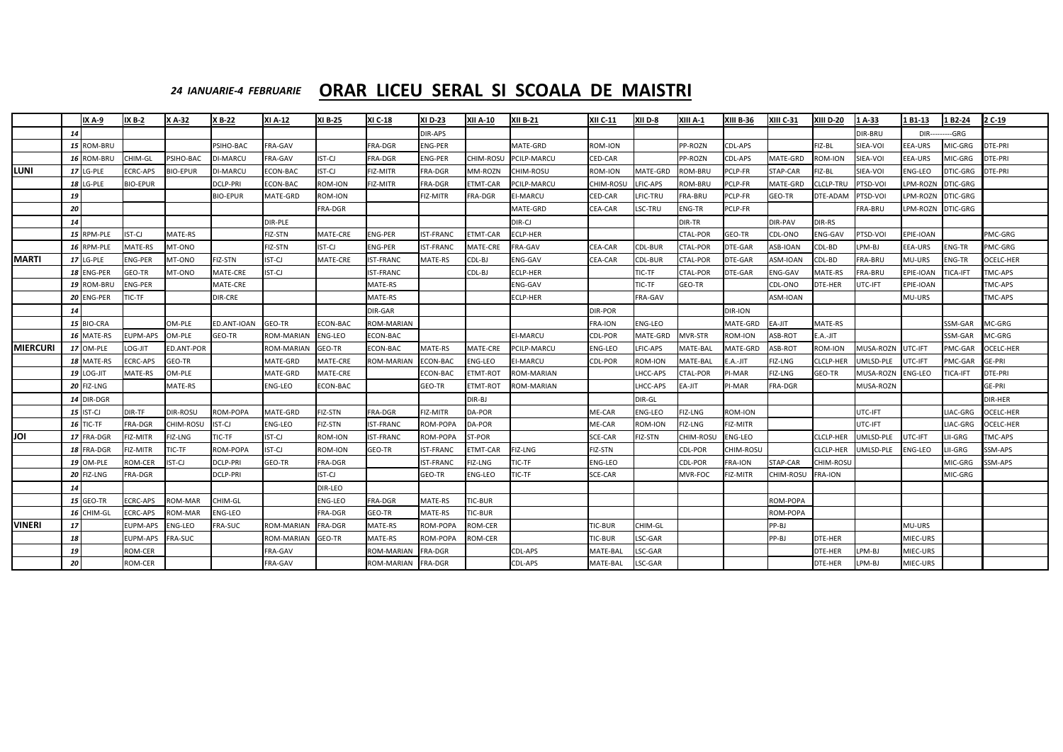*24 IANUARIE-4 FEBRUARIE* **ORAR LICEU SERAL SI SCOALA DE MAISTRI**

| | | IX A-9 | IX B-2 | X A-32 | X B-22 | XI A-12 | XI B-25 | XI C-18 | XI D-23 | XII A-10 | XII B-21 | XII C-11 | XII D-8 | XIII A-1 | XIII B-36 | XIII C-31 | XIII D-20 | 1 A-33 | 1 B1-13 | 1 B2-24 | 2 C-19 |
|---|---|---|---|---|---|---|---|---|---|---|---|---|---|---|---|---|---|---|---|---|---|
| | 14 | | | | | | | | DIR-APS | | | | | | | | | DIR-BRU | DIR---------GRG | | |
| | 15 | ROM-BRU | | | PSIHO-BAC | FRA-GAV | | FRA-DGR | ENG-PER | | MATE-GRD | ROM-ION | | PP-ROZN | CDL-APS | | FIZ-BL | SIEA-VOI | EEA-URS | MIC-GRG | DTE-PRI |
| | 16 | ROM-BRU | CHIM-GL | PSIHO-BAC | DI-MARCU | FRA-GAV | IST-CJ | FRA-DGR | ENG-PER | CHIM-ROSU | PCILP-MARCU | CED-CAR | | PP-ROZN | CDL-APS | MATE-GRD | ROM-ION | SIEA-VOI | EEA-URS | MIC-GRG | DTE-PRI |
| **LUNI** | 17 | LG-PLE | ECRC-APS | BIO-EPUR | DI-MARCU | ECON-BAC | IST-CJ | FIZ-MITR | FRA-DGR | MM-ROZN | CHIM-ROSU | ROM-ION | MATE-GRD | ROM-BRU | PCLP-FR | STAP-CAR | FIZ-BL | SIEA-VOI | ENG-LEO | DTIC-GRG | DTE-PRI |
| | 18 | LG-PLE | BIO-EPUR | | DCLP-PRI | ECON-BAC | ROM-ION | FIZ-MITR | FRA-DGR | ETMT-CAR | PCILP-MARCU | CHIM-ROSU | LFIC-APS | ROM-BRU | PCLP-FR | MATE-GRD | CLCLP-TRU | PTSD-VOI | LPM-ROZN | DTIC-GRG | |
| | 19 | | | | BIO-EPUR | MATE-GRD | ROM-ION | | FIZ-MITR | FRA-DGR | EI-MARCU | CED-CAR | LFIC-TRU | FRA-BRU | PCLP-FR | GEO-TR | DTE-ADAM | PTSD-VOI | LPM-ROZN | DTIC-GRG | |
| | 20 | | | | | | FRA-DGR | | | | MATE-GRD | CEA-CAR | LSC-TRU | ENG-TR | PCLP-FR | | | FRA-BRU | LPM-ROZN | DTIC-GRG | |
| | 14 | | | | | DIR-PLE | | | | | DIR-CJ | | | DIR-TR | | DIR-PAV | DIR-RS | | | | |
| | 15 | RPM-PLE | IST-CJ | MATE-RS | | FIZ-STN | MATE-CRE | ENG-PER | IST-FRANC | ETMT-CAR | ECLP-HER | | | CTAL-POR | GEO-TR | CDL-ONO | ENG-GAV | PTSD-VOI | EPIE-IOAN | | PMC-GRG |
| | 16 | RPM-PLE | MATE-RS | MT-ONO | | FIZ-STN | IST-CJ | ENG-PER | IST-FRANC | MATE-CRE | FRA-GAV | CEA-CAR | CDL-BUR | CTAL-POR | DTE-GAR | ASB-IOAN | CDL-BD | LPM-BJ | EEA-URS | ENG-TR | PMC-GRG |
| **MARTI** | 17 | LG-PLE | ENG-PER | MT-ONO | FIZ-STN | IST-CJ | MATE-CRE | IST-FRANC | MATE-RS | CDL-BJ | ENG-GAV | CEA-CAR | CDL-BUR | CTAL-POR | DTE-GAR | ASM-IOAN | CDL-BD | FRA-BRU | MU-URS | ENG-TR | OCELC-HER |
| | 18 | ENG-PER | GEO-TR | MT-ONO | MATE-CRE | IST-CJ | | IST-FRANC | | CDL-BJ | ECLP-HER | | TIC-TF | CTAL-POR | DTE-GAR | ENG-GAV | MATE-RS | FRA-BRU | EPIE-IOAN | TICA-IFT | TMC-APS |
| | 19 | ROM-BRU | ENG-PER | | MATE-CRE | | | MATE-RS | | | ENG-GAV | | TIC-TF | GEO-TR | | CDL-ONO | DTE-HER | UTC-IFT | EPIE-IOAN | | TMC-APS |
| | 20 | ENG-PER | TIC-TF | | DIR-CRE | | | MATE-RS | | | ECLP-HER | | FRA-GAV | | | ASM-IOAN | | | MU-URS | | TMC-APS |
| | 14 | | | | | | | DIR-GAR | | | | DIR-POR | | | DIR-ION | | | | | | |
| | 15 | BIO-CRA | | OM-PLE | ED.ANTI-IOAN | GEO-TR | ECON-BAC | ROM-MARIAN | | | | FRA-ION | ENG-LEO | | MATE-GRD | EA-JIT | MATE-RS | | | SSM-GAR | MC-GRG |
| | 16 | MATE-RS | EUPM-APS | OM-PLE | GEO-TR | ROM-MARIAN | ENG-LEO | ECON-BAC | | | EI-MARCU | CDL-POR | MATE-GRD | MVR-STR | ROM-ION | ASB-ROT | E.A.-JIT | | | SSM-GAR | MC-GRG |
| **MIERCURI** | 17 | OM-PLE | LOG-JIT | ED.ANT-POR | | ROM-MARIAN | GEO-TR | ECON-BAC | MATE-RS | MATE-CRE | PCILP-MARCU | ENG-LEO | LFIC-APS | MATE-BAL | MATE-GRD | ASB-ROT | ROM-ION | MUSA-ROZN | UTC-IFT | PMC-GAR | OCELC-HER |
| | 18 | MATE-RS | ECRC-APS | GEO-TR | | MATE-GRD | MATE-CRE | ROM-MARIAN | ECON-BAC | ENG-LEO | EI-MARCU | CDL-POR | ROM-ION | MATE-BAL | E.A.-JIT | FIZ-LNG | CLCLP-HER | UMLSD-PLE | UTC-IFT | PMC-GAR | GE-PRI |
| | 19 | LOG-JIT | MATE-RS | OM-PLE | | MATE-GRD | MATE-CRE | | ECON-BAC | ETMT-ROT | ROM-MARIAN | | LHCC-APS | CTAL-POR | PI-MAR | FIZ-LNG | GEO-TR | MUSA-ROZN | ENG-LEO | TICA-IFT | DTE-PRI |
| | 20 | FIZ-LNG | | MATE-RS | | ENG-LEO | ECON-BAC | | GEO-TR | ETMT-ROT | ROM-MARIAN | | LHCC-APS | EA-JIT | PI-MAR | FRA-DGR | | MUSA-ROZN | | | GE-PRI |
| | 14 | DIR-DGR | | | | | | | | DIR-BJ | | | DIR-GL | | | | | | | | DIR-HER |
| | 15 | IST-CJ | DIR-TF | DIR-ROSU | ROM-POPA | MATE-GRD | FIZ-STN | FRA-DGR | FIZ-MITR | DA-POR | | ME-CAR | ENG-LEO | FIZ-LNG | ROM-ION | | | UTC-IFT | | LIAC-GRG | OCELC-HER |
| | 16 | TIC-TF | FRA-DGR | CHIM-ROSU | IST-CJ | ENG-LEO | FIZ-STN | IST-FRANC | ROM-POPA | DA-POR | | ME-CAR | ROM-ION | FIZ-LNG | FIZ-MITR | | | UTC-IFT | | LIAC-GRG | OCELC-HER |
| **JOI** | 17 | FRA-DGR | FIZ-MITR | FIZ-LNG | TIC-TF | IST-CJ | ROM-ION | IST-FRANC | ROM-POPA | ST-POR | | SCE-CAR | FIZ-STN | CHIM-ROSU | ENG-LEO | | CLCLP-HER | UMLSD-PLE | UTC-IFT | LII-GRG | TMC-APS |
| | 18 | FRA-DGR | FIZ-MITR | TIC-TF | ROM-POPA | IST-CJ | ROM-ION | GEO-TR | IST-FRANC | ETMT-CAR | FIZ-LNG | FIZ-STN | | CDL-POR | CHIM-ROSU | | CLCLP-HER | UMLSD-PLE | ENG-LEO | LII-GRG | SSM-APS |
| | 19 | OM-PLE | ROM-CER | IST-CJ | DCLP-PRI | GEO-TR | FRA-DGR | | IST-FRANC | FIZ-LNG | TIC-TF | ENG-LEO | | CDL-POR | FRA-ION | STAP-CAR | CHIM-ROSU | | | MIC-GRG | SSM-APS |
| | 20 | FIZ-LNG | FRA-DGR | | DCLP-PRI | | IST-CJ | | GEO-TR | ENG-LEO | TIC-TF | SCE-CAR | | MVR-FOC | FIZ-MITR | CHIM-ROSU | FRA-ION | | | MIC-GRG | |
| | 14 | | | | | | DIR-LEO | | | | | | | | | | | | | | |
| | 15 | GEO-TR | ECRC-APS | ROM-MAR | CHIM-GL | | ENG-LEO | FRA-DGR | MATE-RS | TIC-BUR | | | | | | ROM-POPA | | | | | |
| | 16 | CHIM-GL | ECRC-APS | ROM-MAR | ENG-LEO | | FRA-DGR | GEO-TR | MATE-RS | TIC-BUR | | | | | | ROM-POPA | | | | | |
| **VINERI** | 17 | | EUPM-APS | ENG-LEO | FRA-SUC | ROM-MARIAN | FRA-DGR | MATE-RS | ROM-POPA | ROM-CER | | TIC-BUR | CHIM-GL | | | PP-BJ | | | MU-URS | | |
| | 18 | | EUPM-APS | FRA-SUC | | ROM-MARIAN | GEO-TR | MATE-RS | ROM-POPA | ROM-CER | | TIC-BUR | LSC-GAR | | | PP-BJ | DTE-HER | | MIEC-URS | | |
| | 19 | | ROM-CER | | | FRA-GAV | | ROM-MARIAN | FRA-DGR | | CDL-APS | MATE-BAL | LSC-GAR | | | | DTE-HER | LPM-BJ | MIEC-URS | | |
| | 20 | | ROM-CER | | | FRA-GAV | | ROM-MARIAN | FRA-DGR | | CDL-APS | MATE-BAL | LSC-GAR | | | | DTE-HER | LPM-BJ | MIEC-URS | | |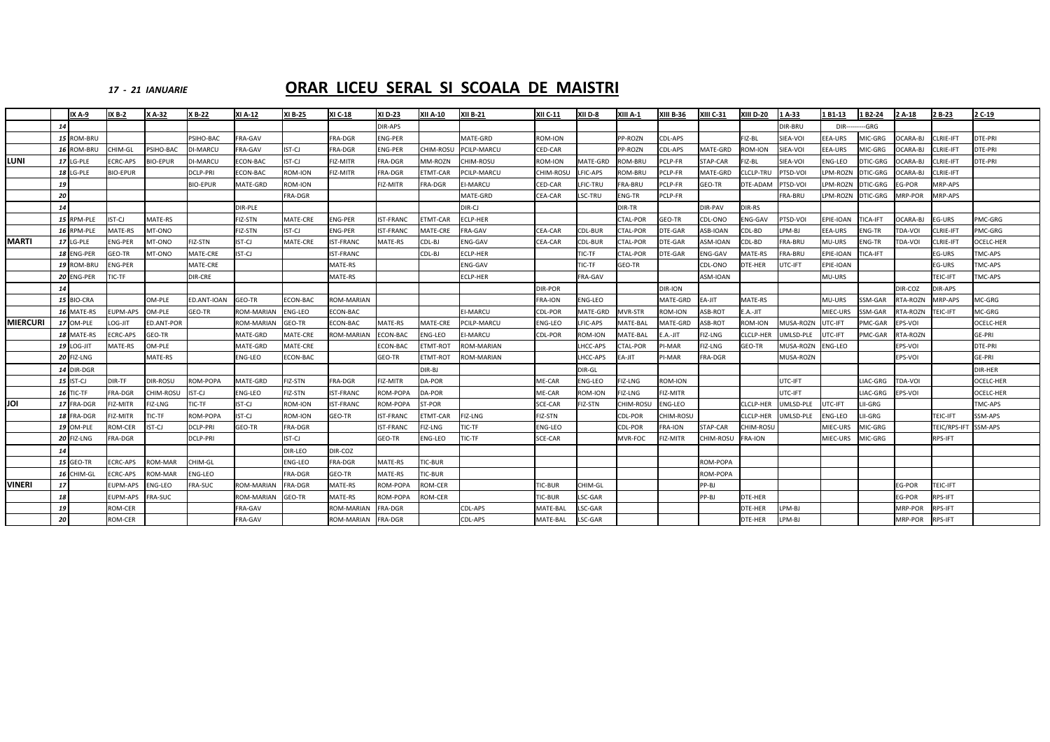*17 - 21 IANUARIE*

# ORAR LICEU SERAL SI SCOALA DE MAISTRI

| | | IX A-9 | IX B-2 | X A-32 | X B-22 | XI A-12 | XI B-25 | XI C-18 | XI D-23 | XII A-10 | XII B-21 | XII C-11 | XII D-8 | XIII A-1 | XIII B-36 | XIII C-31 | XIII D-20 | 1 A-33 | 1 B1-13 | 1 B2-24 | 2 A-18 | 2 B-23 | 2 C-19 |
|---|---|---|---|---|---|---|---|---|---|---|---|---|---|---|---|---|---|---|---|---|---|---|---|
| | 14 | | | | | | | | DIR-APS | | | | | | | | | DIR-BRU | DIR----------GRG | | | | |
| | 15 | ROM-BRU | | | PSIHO-BAC | FRA-GAV | | FRA-DGR | ENG-PER | | MATE-GRD | ROM-ION | | PP-ROZN | CDL-APS | | FIZ-BL | SIEA-VOI | EEA-URS | MIC-GRG | OCARA-BJ | CLRIE-IFT | DTE-PRI |
| | 16 | ROM-BRU | CHIM-GL | PSIHO-BAC | DI-MARCU | FRA-GAV | IST-CJ | FRA-DGR | ENG-PER | CHIM-ROSU | PCILP-MARCU | CED-CAR | | PP-ROZN | CDL-APS | MATE-GRD | ROM-ION | SIEA-VOI | EEA-URS | MIC-GRG | OCARA-BJ | CLRIE-IFT | DTE-PRI |
| **LUNI** | 17 | LG-PLE | ECRC-APS | BIO-EPUR | DI-MARCU | ECON-BAC | IST-CJ | FIZ-MITR | FRA-DGR | MM-ROZN | CHIM-ROSU | ROM-ION | MATE-GRD | ROM-BRU | PCLP-FR | STAP-CAR | FIZ-BL | SIEA-VOI | ENG-LEO | DTIC-GRG | OCARA-BJ | CLRIE-IFT | DTE-PRI |
| | 18 | LG-PLE | BIO-EPUR | | DCLP-PRI | ECON-BAC | ROM-ION | FIZ-MITR | FRA-DGR | ETMT-CAR | PCILP-MARCU | CHIM-ROSU | LFIC-APS | ROM-BRU | PCLP-FR | MATE-GRD | CLCLP-TRU | PTSD-VOI | LPM-ROZN | DTIC-GRG | OCARA-BJ | CLRIE-IFT | |
| | 19 | | | | BIO-EPUR | MATE-GRD | ROM-ION | | FIZ-MITR | FRA-DGR | EI-MARCU | CED-CAR | LFIC-TRU | FRA-BRU | PCLP-FR | GEO-TR | DTE-ADAM | PTSD-VOI | LPM-ROZN | DTIC-GRG | EG-POR | MRP-APS | |
| | 20 | | | | | | FRA-DGR | | | | MATE-GRD | CEA-CAR | LSC-TRU | ENG-TR | PCLP-FR | | | FRA-BRU | LPM-ROZN | DTIC-GRG | MRP-POR | MRP-APS | |
| | 14 | | | | | DIR-PLE | | | | | DIR-CJ | | | DIR-TR | | DIR-PAV | DIR-RS | | | | | | |
| | 15 | RPM-PLE | IST-CJ | MATE-RS | | FIZ-STN | MATE-CRE | ENG-PER | IST-FRANC | ETMT-CAR | ECLP-HER | | | CTAL-POR | GEO-TR | CDL-ONO | ENG-GAV | PTSD-VOI | EPIE-IOAN | TICA-IFT | OCARA-BJ | EG-URS | PMC-GRG |
| | 16 | RPM-PLE | MATE-RS | MT-ONO | | FIZ-STN | IST-CJ | ENG-PER | IST-FRANC | MATE-CRE | FRA-GAV | CEA-CAR | CDL-BUR | CTAL-POR | DTE-GAR | ASB-IOAN | CDL-BD | LPM-BJ | EEA-URS | ENG-TR | TDA-VOI | CLRIE-IFT | PMC-GRG |
| **MARTI** | 17 | LG-PLE | ENG-PER | MT-ONO | FIZ-STN | IST-CJ | MATE-CRE | IST-FRANC | MATE-RS | CDL-BJ | ENG-GAV | CEA-CAR | CDL-BUR | CTAL-POR | DTE-GAR | ASM-IOAN | CDL-BD | FRA-BRU | MU-URS | ENG-TR | TDA-VOI | CLRIE-IFT | OCELC-HER |
| | 18 | ENG-PER | GEO-TR | MT-ONO | MATE-CRE | IST-CJ | | IST-FRANC | | CDL-BJ | ECLP-HER | | TIC-TF | CTAL-POR | DTE-GAR | ENG-GAV | MATE-RS | FRA-BRU | EPIE-IOAN | TICA-IFT | | EG-URS | TMC-APS |
| | 19 | ROM-BRU | ENG-PER | | MATE-CRE | | | MATE-RS | | | ENG-GAV | | TIC-TF | GEO-TR | | CDL-ONO | DTE-HER | UTC-IFT | EPIE-IOAN | | | EG-URS | TMC-APS |
| | 20 | ENG-PER | TIC-TF | | DIR-CRE | | | MATE-RS | | | ECLP-HER | | FRA-GAV | | | ASM-IOAN | | | MU-URS | | | TEIC-IFT | TMC-APS |
| | 14 | | | | | | | | | | | DIR-POR | | | DIR-ION | | | | | | DIR-COZ | DIR-APS | |
| | 15 | BIO-CRA | | OM-PLE | ED.ANT-IOAN | GEO-TR | ECON-BAC | ROM-MARIAN | | | | FRA-ION | ENG-LEO | | MATE-GRD | EA-JIT | MATE-RS | | MU-URS | SSM-GAR | RTA-ROZN | MRP-APS | MC-GRG |
| | 16 | MATE-RS | EUPM-APS | OM-PLE | GEO-TR | ROM-MARIAN | ENG-LEO | ECON-BAC | | | EI-MARCU | CDL-POR | MATE-GRD | MVR-STR | ROM-ION | ASB-ROT | E.A.-JIT | | MIEC-URS | SSM-GAR | RTA-ROZN | TEIC-IFT | MC-GRG |
| **MIERCURI** | 17 | OM-PLE | LOG-JIT | ED.ANT-POR | | ROM-MARIAN | GEO-TR | ECON-BAC | MATE-RS | MATE-CRE | PCILP-MARCU | ENG-LEO | LFIC-APS | MATE-BAL | MATE-GRD | ASB-ROT | ROM-ION | MUSA-ROZN | UTC-IFT | PMC-GAR | EPS-VOI | | OCELC-HER |
| | 18 | MATE-RS | ECRC-APS | GEO-TR | | MATE-GRD | MATE-CRE | ROM-MARIAN | ECON-BAC | ENG-LEO | EI-MARCU | CDL-POR | ROM-ION | MATE-BAL | E.A.-JIT | FIZ-LNG | CLCLP-HER | UMLSD-PLE | UTC-IFT | PMC-GAR | RTA-ROZN | | GE-PRI |
| | 19 | LOG-JIT | MATE-RS | OM-PLE | | MATE-GRD | MATE-CRE | | ECON-BAC | ETMT-ROT | ROM-MARIAN | | LHCC-APS | CTAL-POR | PI-MAR | FIZ-LNG | GEO-TR | MUSA-ROZN | ENG-LEO | | EPS-VOI | | DTE-PRI |
| | 20 | FIZ-LNG | | MATE-RS | | ENG-LEO | ECON-BAC | | GEO-TR | ETMT-ROT | ROM-MARIAN | | LHCC-APS | EA-JIT | PI-MAR | FRA-DGR | | MUSA-ROZN | | | EPS-VOI | | GE-PRI |
| | 14 | DIR-DGR | | | | | | | | DIR-BJ | | | DIR-GL | | | | | | | | | | DIR-HER |
| | 15 | IST-CJ | DIR-TF | DIR-ROSU | ROM-POPA | MATE-GRD | FIZ-STN | FRA-DGR | FIZ-MITR | DA-POR | | ME-CAR | ENG-LEO | FIZ-LNG | ROM-ION | | | UTC-IFT | | LIAC-GRG | TDA-VOI | | OCELC-HER |
| | 16 | TIC-TF | FRA-DGR | CHIM-ROSU | IST-CJ | ENG-LEO | FIZ-STN | IST-FRANC | ROM-POPA | DA-POR | | ME-CAR | ROM-ION | FIZ-LNG | FIZ-MITR | | | UTC-IFT | | LIAC-GRG | EPS-VOI | | OCELC-HER |
| **JOI** | 17 | FRA-DGR | FIZ-MITR | FIZ-LNG | TIC-TF | IST-CJ | ROM-ION | IST-FRANC | ROM-POPA | ST-POR | | SCE-CAR | FIZ-STN | CHIM-ROSU | ENG-LEO | | CLCLP-HER | UMLSD-PLE | UTC-IFT | LII-GRG | | | TMC-APS |
| | 18 | FRA-DGR | FIZ-MITR | TIC-TF | ROM-POPA | IST-CJ | ROM-ION | GEO-TR | IST-FRANC | ETMT-CAR | FIZ-LNG | FIZ-STN | | CDL-POR | CHIM-ROSU | | CLCLP-HER | UMLSD-PLE | ENG-LEO | LII-GRG | | TEIC-IFT | SSM-APS |
| | 19 | OM-PLE | ROM-CER | IST-CJ | DCLP-PRI | GEO-TR | FRA-DGR | | IST-FRANC | FIZ-LNG | TIC-TF | ENG-LEO | | CDL-POR | FRA-ION | STAP-CAR | CHIM-ROSU | | MIEC-URS | MIC-GRG | | TEIC/RPS-IFT | SSM-APS |
| | 20 | FIZ-LNG | FRA-DGR | | DCLP-PRI | | IST-CJ | | GEO-TR | ENG-LEO | TIC-TF | SCE-CAR | | MVR-FOC | FIZ-MITR | CHIM-ROSU | FRA-ION | | MIEC-URS | MIC-GRG | | RPS-IFT | |
| | 14 | | | | | | DIR-LEO | DIR-COZ | | | | | | | | | | | | | | | |
| | 15 | GEO-TR | ECRC-APS | ROM-MAR | CHIM-GL | | ENG-LEO | FRA-DGR | MATE-RS | TIC-BUR | | | | | | ROM-POPA | | | | | | | |
| | 16 | CHIM-GL | ECRC-APS | ROM-MAR | ENG-LEO | | FRA-DGR | GEO-TR | MATE-RS | TIC-BUR | | | | | | ROM-POPA | | | | | | | |
| **VINERI** | 17 | | EUPM-APS | ENG-LEO | FRA-SUC | ROM-MARIAN | FRA-DGR | MATE-RS | ROM-POPA | ROM-CER | | TIC-BUR | CHIM-GL | | | PP-BJ | | | | | EG-POR | TEIC-IFT | |
| | 18 | | EUPM-APS | FRA-SUC | | ROM-MARIAN | GEO-TR | MATE-RS | ROM-POPA | ROM-CER | | TIC-BUR | LSC-GAR | | | PP-BJ | DTE-HER | | | | EG-POR | RPS-IFT | |
| | 19 | | ROM-CER | | | FRA-GAV | | ROM-MARIAN | FRA-DGR | | CDL-APS | MATE-BAL | LSC-GAR | | | | DTE-HER | LPM-BJ | | | MRP-POR | RPS-IFT | |
| | 20 | | ROM-CER | | | FRA-GAV | | ROM-MARIAN | FRA-DGR | | CDL-APS | MATE-BAL | LSC-GAR | | | | DTE-HER | LPM-BJ | | | MRP-POR | RPS-IFT | |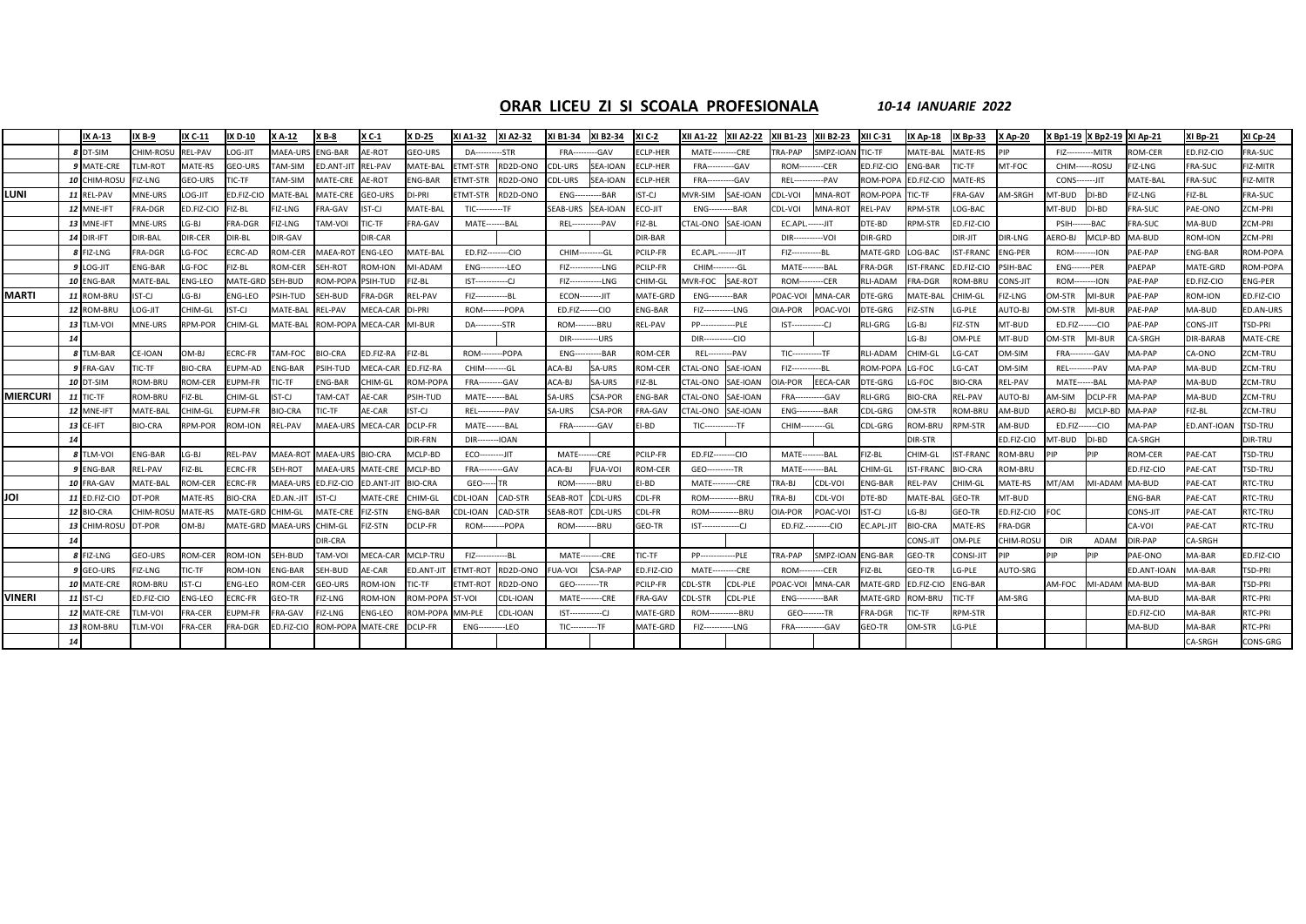## ORAR LICEU ZI SI SCOALA PROFESIONALA

*10-14 IANUARIE 2022*

| | | IX A-13 | IX B-9 | IX C-11 | IX D-10 | X A-12 | X B-8 | X C-1 | X D-25 | XI A1-32 | XI A2-32 | XI B1-34 | XI B2-34 | XI C-2 | XII A1-22 | XII A2-22 | XII B1-23 | XII B2-23 | XII C-31 | IX Ap-18 | IX Bp-33 | X Ap-20 | X Bp1-19 | X Bp2-19 | XI Ap-21 | XI Bp-21 | XI Cp-24 |
|---|---|---|---|---|---|---|---|---|---|---|---|---|---|---|---|---|---|---|---|---|---|---|---|---|---|---|---|
| | 8 | DT-SIM | CHIM-ROSU | REL-PAV | LOG-JIT | MAEA-URS | ENG-BAR | AE-ROT | GEO-URS | DA-----------STR | | FRA----------GAV | | ECLP-HER | MATE----------CRE | | TRA-PAP | SMPZ-IOAN | TIC-TF | MATE-BAL | MATE-RS | PIP | FIZ-----------MITR | | ROM-CER | ED.FIZ-CIO | FRA-SUC |
| | 9 | MATE-CRE | TLM-ROT | MATE-RS | GEO-URS | TAM-SIM | ED.ANT-JIT | REL-PAV | MATE-BAL | ETMT-STR | RD2D-ONO | CDL-URS | SEA-IOAN | ECLP-HER | FRA-----------GAV | | ROM----------CER | | ED.FIZ-CIO | ENG-BAR | TIC-TF | MT-FOC | CHIM-------ROSU | | FIZ-LNG | FRA-SUC | FIZ-MITR |
| | 10 | CHIM-ROSU | FIZ-LNG | GEO-URS | TIC-TF | TAM-SIM | MATE-CRE | AE-ROT | ENG-BAR | ETMT-STR | RD2D-ONO | CDL-URS | SEA-IOAN | ECLP-HER | FRA-----------GAV | | REL------------PAV | | ROM-POPA | ED.FIZ-CIO | MATE-RS | | CONS--------JIT | | MATE-BAL | FRA-SUC | FIZ-MITR |
| **LUNI** | 11 | REL-PAV | MNE-URS | LOG-JIT | ED.FIZ-CIO | MATE-BAL | MATE-CRE | GEO-URS | DI-PRI | ETMT-STR | RD2D-ONO | ENG-----------BAR | | IST-CJ | MVR-SIM | SAE-IOAN | CDL-VOI | MNA-ROT | ROM-POPA | TIC-TF | FRA-GAV | AM-SRGH | MT-BUD | DI-BD | FIZ-LNG | FIZ-BL | FRA-SUC |
| | 12 | MNE-IFT | FRA-DGR | ED.FIZ-CIO | FIZ-BL | FIZ-LNG | FRA-GAV | IST-CJ | MATE-BAL | TIC-----------TF | | SEAB-URS | SEA-IOAN | ECO-JIT | ENG----------BAR | | CDL-VOI | MNA-ROT | REL-PAV | RPM-STR | LOG-BAC | | MT-BUD | DI-BD | FRA-SUC | PAE-ONO | ZCM-PRI |
| | 13 | MNE-IFT | MNE-URS | LG-BJ | FRA-DGR | FIZ-LNG | TAM-VOI | TIC-TF | FRA-GAV | MATE--------BAL | | REL-------------PAV | | FIZ-BL | CTAL-ONO | SAE-IOAN | EC.APL.-------JIT | | DTE-BD | RPM-STR | ED.FIZ-CIO | | PSIH--------BAC | | FRA-SUC | MA-BUD | ZCM-PRI |
| | 14 | DIR-IFT | DIR-BAL | DIR-CER | DIR-BL | DIR-GAV | | DIR-CAR | | | | | | DIR-BAR | | | DIR------------VOI | | DIR-GRD | | DIR-JIT | DIR-LNG | AERO-BJ | MCLP-BD | MA-BUD | ROM-ION | ZCM-PRI |
| | 8 | FIZ-LNG | FRA-DGR | LG-FOC | ECRC-AD | ROM-CER | MAEA-ROT | ENG-LEO | MATE-BAL | ED.FIZ---------CIO | | CHIM----------GL | | PCILP-FR | EC.APL.---------JIT | | FIZ------------BL | | MATE-GRD | LOG-BAC | IST-FRANC | ENG-PER | ROM---------ION | | PAE-PAP | ENG-BAR | ROM-POPA |
| | 9 | LOG-JIT | ENG-BAR | LG-FOC | FIZ-BL | ROM-CER | SEH-ROT | ROM-ION | MI-ADAM | ENG-----------LEO | | FIZ-------------LNG | | PCILP-FR | CHIM----------GL | | MATE---------BAL | | FRA-DGR | IST-FRANC | ED.FIZ-CIO | PSIH-BAC | ENG--------PER | | PAEPAP | MATE-GRD | ROM-POPA |
| | 10 | ENG-BAR | MATE-BAL | ENG-LEO | MATE-GRD | SEH-BUD | ROM-POPA | PSIH-TUD | FIZ-BL | IST-------------CJ | | FIZ-------------LNG | | CHIM-GL | MVR-FOC | SAE-ROT | ROM----------CER | | RLI-ADAM | FRA-DGR | ROM-BRU | CONS-JIT | ROM---------ION | | PAE-PAP | ED.FIZ-CIO | ENG-PER |
| **MARTI** | 11 | ROM-BRU | IST-CJ | LG-BJ | ENG-LEO | PSIH-TUD | SEH-BUD | FRA-DGR | REL-PAV | FIZ-------------BL | | ECON----------JIT | | MATE-GRD | ENG----------BAR | | POAC-VOI | MNA-CAR | DTE-GRG | MATE-BAL | CHIM-GL | FIZ-LNG | OM-STR | MI-BUR | PAE-PAP | ROM-ION | ED.FIZ-CIO |
| | 12 | ROM-BRU | LOG-JIT | CHIM-GL | IST-CJ | MATE-BAL | REL-PAV | MECA-CAR | DI-PRI | ROM---------POPA | | ED.FIZ--------CIO | | ENG-BAR | FIZ------------LNG | | OIA-POR | POAC-VOI | DTE-GRG | FIZ-STN | LG-PLE | AUTO-BJ | OM-STR | MI-BUR | PAE-PAP | MA-BUD | ED.AN-URS |
| | 13 | TLM-VOI | MNE-URS | RPM-POR | CHIM-GL | MATE-BAL | ROM-POPA | MECA-CAR | MI-BUR | DA-----------STR | | ROM---------BRU | | REL-PAV | PP--------------PLE | | IST-------------CJ | | RLI-GRG | LG-BJ | FIZ-STN | MT-BUD | ED.FIZ--------CIO | | PAE-PAP | CONS-JIT | TSD-PRI |
| | 14 | | | | | | | | | | | DIR-----------URS | | | DIR------------CIO | | | | | LG-BJ | OM-PLE | MT-BUD | OM-STR | MI-BUR | CA-SRGH | DIR-BARAB | MATE-CRE |
| | 8 | TLM-BAR | CE-IOAN | OM-BJ | ECRC-FR | TAM-FOC | BIO-CRA | ED.FIZ-RA | FIZ-BL | ROM--------POPA | | ENG-----------BAR | | ROM-CER | REL----------PAV | | TIC------------TF | | RLI-ADAM | CHIM-GL | LG-CAT | OM-SIM | FRA----------GAV | | MA-PAP | CA-ONO | ZCM-TRU |
| | 9 | FRA-GAV | TIC-TF | BIO-CRA | EUPM-AD | ENG-BAR | PSIH-TUD | MECA-CAR | ED.FIZ-RA | CHIM----------GL | | ACA-BJ | SA-URS | ROM-CER | CTAL-ONO | SAE-IOAN | FIZ------------BL | | ROM-POPA | LG-FOC | LG-CAT | OM-SIM | REL----------PAV | | MA-PAP | MA-BUD | ZCM-TRU |
| | 10 | DT-SIM | ROM-BRU | ROM-CER | EUPM-FR | TIC-TF | ENG-BAR | CHIM-GL | ROM-POPA | FRA----------GAV | | ACA-BJ | SA-URS | FIZ-BL | CTAL-ONO | SAE-IOAN | OIA-POR | EECA-CAR | DTE-GRG | LG-FOC | BIO-CRA | REL-PAV | MATE-------BAL | | MA-PAP | MA-BUD | ZCM-TRU |
| **MIERCURI** | 11 | TIC-TF | ROM-BRU | FIZ-BL | CHIM-GL | IST-CJ | TAM-CAT | AE-CAR | PSIH-TUD | MATE--------BAL | | SA-URS | CSA-POR | ENG-BAR | CTAL-ONO | SAE-IOAN | FRA------------GAV | | RLI-GRG | BIO-CRA | REL-PAV | AUTO-BJ | AM-SIM | DCLP-FR | MA-PAP | MA-BUD | ZCM-TRU |
| | 12 | MNE-IFT | MATE-BAL | CHIM-GL | EUPM-FR | BIO-CRA | TIC-TF | AE-CAR | IST-CJ | REL-----------PAV | | SA-URS | CSA-POR | FRA-GAV | CTAL-ONO | SAE-IOAN | ENG-----------BAR | | CDL-GRG | OM-STR | ROM-BRU | AM-BUD | AERO-BJ | MCLP-BD | MA-PAP | FIZ-BL | ZCM-TRU |
| | 13 | CE-IFT | BIO-CRA | RPM-POR | ROM-ION | REL-PAV | MAEA-URS | MECA-CAR | DCLP-FR | MATE--------BAL | | FRA----------GAV | | EI-BD | TIC-------------TF | | CHIM----------GL | | CDL-GRG | ROM-BRU | RPM-STR | AM-BUD | ED.FIZ--------CIO | | MA-PAP | ED.ANT-IOAN | TSD-TRU |
| | 14 | | | | | | | | DIR-FRN | DIR---------IOAN | | | | | | | | | | DIR-STR | | ED.FIZ-CIO | MT-BUD | DI-BD | CA-SRGH | | DIR-TRU |
| | 8 | TLM-VOI | ENG-BAR | LG-BJ | REL-PAV | MAEA-ROT | MAEA-URS | BIO-CRA | MCLP-BD | ECO----------JIT | | MATE--------CRE | | PCILP-FR | ED.FIZ---------CIO | | MATE---------BAL | | FIZ-BL | CHIM-GL | IST-FRANC | ROM-BRU | PIP | PIP | ROM-CER | PAE-CAT | TSD-TRU |
| | 9 | ENG-BAR | REL-PAV | FIZ-BL | ECRC-FR | SEH-ROT | MAEA-URS | MATE-CRE | MCLP-BD | FRA----------GAV | | ACA-BJ | FUA-VOI | ROM-CER | GEO-----------TR | | MATE---------BAL | | CHIM-GL | IST-FRANC | BIO-CRA | ROM-BRU | | | ED.FIZ-CIO | PAE-CAT | TSD-TRU |
| | 10 | FRA-GAV | MATE-BAL | ROM-CER | ECRC-FR | MAEA-URS | ED.FIZ-CIO | ED.ANT-JIT | BIO-CRA | GEO-----TR | | ROM---------BRU | | EI-BD | MATE----------CRE | | TRA-BJ | CDL-VOI | ENG-BAR | REL-PAV | CHIM-GL | MATE-RS | MT/AM | MI-ADAM | MA-BUD | PAE-CAT | RTC-TRU |
| **JOI** | 11 | ED.FIZ-CIO | DT-POR | MATE-RS | BIO-CRA | ED.AN.-JIT | IST-CJ | MATE-CRE | CHIM-GL | CDL-IOAN | CAD-STR | SEAB-ROT | CDL-URS | CDL-FR | ROM------------BRU | | TRA-BJ | CDL-VOI | DTE-BD | MATE-BAL | GEO-TR | MT-BUD | | | ENG-BAR | PAE-CAT | RTC-TRU |
| | 12 | BIO-CRA | CHIM-ROSU | MATE-RS | MATE-GRD | CHIM-GL | MATE-CRE | FIZ-STN | ENG-BAR | CDL-IOAN | CAD-STR | SEAB-ROT | CDL-URS | CDL-FR | ROM------------BRU | | OIA-POR | POAC-VOI | IST-CJ | LG-BJ | GEO-TR | ED.FIZ-CIO | FOC | | CONS-JIT | PAE-CAT | RTC-TRU |
| | 13 | CHIM-ROSU | DT-POR | OM-BJ | MATE-GRD | MAEA-URS | CHIM-GL | FIZ-STN | DCLP-FR | ROM---------POPA | | ROM---------BRU | | GEO-TR | IST--------------CJ | | ED.FIZ.----------CIO | | EC.APL-JIT | BIO-CRA | MATE-RS | FRA-DGR | | | CA-VOI | PAE-CAT | RTC-TRU |
| | 14 | | | | | | DIR-CRA | | | | | | | | | | | | | CONS-JIT | OM-PLE | CHIM-ROSU | DIR | ADAM | DIR-PAP | CA-SRGH | |
| | 8 | FIZ-LNG | GEO-URS | ROM-CER | ROM-ION | SEH-BUD | TAM-VOI | MECA-CAR | MCLP-TRU | FIZ-------------BL | | MATE--------CRE | | TIC-TF | PP--------------PLE | | TRA-PAP | SMPZ-IOAN | ENG-BAR | GEO-TR | CONSI-JIT | PIP | PIP | PIP | PAE-ONO | MA-BAR | ED.FIZ-CIO |
| | 9 | GEO-URS | FIZ-LNG | TIC-TF | ROM-ION | ENG-BAR | SEH-BUD | AE-CAR | ED.ANT-JIT | ETMT-ROT | RD2D-ONO | FUA-VOI | CSA-PAP | ED.FIZ-CIO | MATE----------CRE | | ROM----------CER | | FIZ-BL | GEO-TR | LG-PLE | AUTO-SRG | | | ED.ANT-IOAN | MA-BAR | TSD-PRI |
| | 10 | MATE-CRE | ROM-BRU | IST-CJ | ENG-LEO | ROM-CER | GEO-URS | ROM-ION | TIC-TF | ETMT-ROT | RD2D-ONO | GEO----------TR | | PCILP-FR | CDL-STR | CDL-PLE | POAC-VOI | MNA-CAR | MATE-GRD | ED.FIZ-CIO | ENG-BAR | | AM-FOC | MI-ADAM | MA-BUD | MA-BAR | TSD-PRI |
| **VINERI** | 11 | IST-CJ | ED.FIZ-CIO | ENG-LEO | ECRC-FR | GEO-TR | FIZ-LNG | ROM-ION | ROM-POPA | ST-VOI | CDL-IOAN | MATE--------CRE | | FRA-GAV | CDL-STR | CDL-PLE | ENG-----------BAR | | MATE-GRD | ROM-BRU | TIC-TF | AM-SRG | | | MA-BUD | MA-BAR | RTC-PRI |
| | 12 | MATE-CRE | TLM-VOI | FRA-CER | EUPM-FR | FRA-GAV | FIZ-LNG | ENG-LEO | ROM-POPA | MM-PLE | CDL-IOAN | IST-------------CJ | | MATE-GRD | ROM------------BRU | | GEO---------TR | | FRA-DGR | TIC-TF | RPM-STR | | | | ED.FIZ-CIO | MA-BAR | RTC-PRI |
| | 13 | ROM-BRU | TLM-VOI | FRA-CER | FRA-DGR | ED.FIZ-CIO | ROM-POPA | MATE-CRE | DCLP-FR | ENG-----------LEO | | TIC-----------TF | | MATE-GRD | FIZ------------LNG | | FRA------------GAV | | GEO-TR | OM-STR | LG-PLE | | | | MA-BUD | MA-BAR | RTC-PRI |
| | 14 | | | | | | | | | | | | | | | | | | | | | | | | | CA-SRGH | CONS-GRG |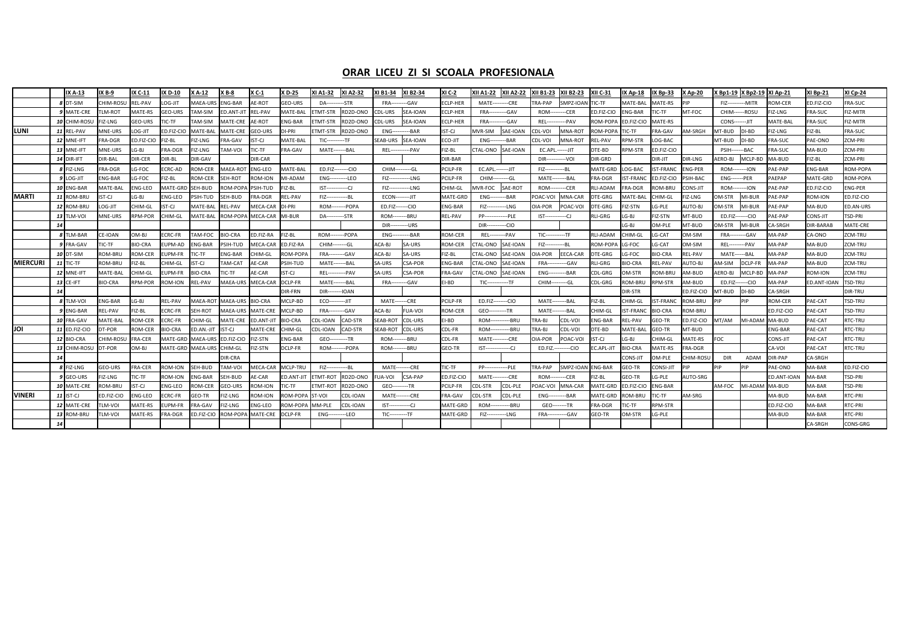# ORAR LICEU ZI SI SCOALA PROFESIONALA

| | | IX A-13 | IX B-9 | IX C-11 | IX D-10 | X A-12 | X B-8 | X C-1 | X D-25 | XI A1-32 | XI A2-32 | XI B1-34 | XI B2-34 | XI C-2 | XII A1-22 | XII A2-22 | XII B1-23 | XII B2-23 | XII C-31 | IX Ap-18 | IX Bp-33 | X Ap-20 | X Bp1-19 | X Bp2-19 | XI Ap-21 | XI Bp-21 | XI Cp-24 |
|---|---|---|---|---|---|---|---|---|---|---|---|---|---|---|---|---|---|---|---|---|---|---|---|---|---|---|---|
| LUNI | 8 | DT-SIM | CHIM-ROSU | REL-PAV | LOG-JIT | MAEA-URS | ENG-BAR | AE-ROT | GEO-URS | DA----------STR | | FRA---------GAV | | ECLP-HER | MATE---------CRE | | TRA-PAP | SMPZ-IOAN | TIC-TF | MATE-BAL | MATE-RS | PIP | FIZ----------MITR | | ROM-CER | ED.FIZ-CIO | FRA-SUC |
| | 9 | MATE-CRE | TLM-ROT | MATE-RS | GEO-URS | TAM-SIM | ED.ANT-JIT | REL-PAV | MATE-BAL | ETMT-STR | RD2D-ONO | CDL-URS | SEA-IOAN | ECLP-HER | FRA----------GAV | | ROM---------CER | | ED.FIZ-CIO | ENG-BAR | TIC-TF | MT-FOC | CHIM------ROSU | | FIZ-LNG | FRA-SUC | FIZ-MITR |
| | 10 | CHIM-ROSU | FIZ-LNG | GEO-URS | TIC-TF | TAM-SIM | MATE-CRE | AE-ROT | ENG-BAR | ETMT-STR | RD2D-ONO | CDL-URS | SEA-IOAN | ECLP-HER | FRA----------GAV | | REL----------PAV | | ROM-POPA | ED.FIZ-CIO | MATE-RS | | CONS-------JIT | | MATE-BAL | FRA-SUC | FIZ-MITR |
| | 11 | REL-PAV | MNE-URS | LOG-JIT | ED.FIZ-CIO | MATE-BAL | MATE-CRE | GEO-URS | DI-PRI | ETMT-STR | RD2D-ONO | ENG----------BAR | | IST-CJ | MVR-SIM | SAE-IOAN | CDL-VOI | MNA-ROT | ROM-POPA | TIC-TF | FRA-GAV | AM-SRGH | MT-BUD | DI-BD | FIZ-LNG | FIZ-BL | FRA-SUC |
| | 12 | MNE-IFT | FRA-DGR | ED.FIZ-CIO | FIZ-BL | FIZ-LNG | FRA-GAV | IST-CJ | MATE-BAL | TIC----------TF | | SEAB-URS | SEA-IOAN | ECO-JIT | ENG---------BAR | | CDL-VOI | MNA-ROT | REL-PAV | RPM-STR | LOG-BAC | | MT-BUD | DI-BD | FRA-SUC | PAE-ONO | ZCM-PRI |
| | 13 | MNE-IFT | MNE-URS | LG-BJ | FRA-DGR | FIZ-LNG | TAM-VOI | TIC-TF | FRA-GAV | MATE-------BAL | | REL-----------PAV | | FIZ-BL | CTAL-ONO | SAE-IOAN | EC.APL.------JIT | | DTE-BD | RPM-STR | ED.FIZ-CIO | | PSIH-------BAC | | FRA-SUC | MA-BUD | ZCM-PRI |
| | 14 | DIR-IFT | DIR-BAL | DIR-CER | DIR-BL | DIR-GAV | | DIR-CAR | | | | | | DIR-BAR | | | DIR-----------VOI | | DIR-GRD | | DIR-JIT | DIR-LNG | AERO-BJ | MCLP-BD | MA-BUD | FIZ-BL | ZCM-PRI |
| MARTI | 8 | FIZ-LNG | FRA-DGR | LG-FOC | ECRC-AD | ROM-CER | MAEA-ROT | ENG-LEO | MATE-BAL | ED.FIZ--------CIO | | CHIM---------GL | | PCILP-FR | EC.APL.-------JIT | | FIZ-----------BL | | MATE-GRD | LOG-BAC | IST-FRANC | ENG-PER | ROM--------ION | | PAE-PAP | ENG-BAR | ROM-POPA |
| | 9 | LOG-JIT | ENG-BAR | LG-FOC | FIZ-BL | ROM-CER | SEH-ROT | ROM-ION | MI-ADAM | ENG----------LEO | | FIZ------------LNG | | PCILP-FR | CHIM---------GL | | MATE--------BAL | | FRA-DGR | IST-FRANC | ED.FIZ-CIO | PSIH-BAC | ENG-------PER | | PAEPAP | MATE-GRD | ROM-POPA |
| | 10 | ENG-BAR | MATE-BAL | ENG-LEO | MATE-GRD | SEH-BUD | ROM-POPA | PSIH-TUD | FIZ-BL | IST------------CJ | | FIZ------------LNG | | CHIM-GL | MVR-FOC | SAE-ROT | ROM---------CER | | RLI-ADAM | FRA-DGR | ROM-BRU | CONS-JIT | ROM--------ION | | PAE-PAP | ED.FIZ-CIO | ENG-PER |
| | 11 | ROM-BRU | IST-CJ | LG-BJ | ENG-LEO | PSIH-TUD | SEH-BUD | FRA-DGR | REL-PAV | FIZ------------BL | | ECON---------JIT | | MATE-GRD | ENG---------BAR | | POAC-VOI | MNA-CAR | DTE-GRG | MATE-BAL | CHIM-GL | FIZ-LNG | OM-STR | MI-BUR | PAE-PAP | ROM-ION | ED.FIZ-CIO |
| | 12 | ROM-BRU | LOG-JIT | CHIM-GL | IST-CJ | MATE-BAL | REL-PAV | MECA-CAR | DI-PRI | ROM---------POPA | | ED.FIZ-------CIO | | ENG-BAR | FIZ-----------LNG | | OIA-POR | POAC-VOI | DTE-GRG | FIZ-STN | LG-PLE | AUTO-BJ | OM-STR | MI-BUR | PAE-PAP | MA-BUD | ED.AN-URS |
| | 13 | TLM-VOI | MNE-URS | RPM-POR | CHIM-GL | MATE-BAL | ROM-POPA | MECA-CAR | MI-BUR | DA-----------STR | | ROM--------BRU | | REL-PAV | PP------------PLE | | IST------------CJ | | RLI-GRG | LG-BJ | FIZ-STN | MT-BUD | ED.FIZ-------CIO | | PAE-PAP | CONS-JIT | TSD-PRI |
| | 14 | | | | | | | | | | | DIR----------URS | | | DIR-----------CIO | | | | | LG-BJ | OM-PLE | MT-BUD | OM-STR | MI-BUR | CA-SRGH | DIR-BARAB | MATE-CRE |
| MIERCURI | 8 | TLM-BAR | CE-IOAN | OM-BJ | ECRC-FR | TAM-FOC | BIO-CRA | ED.FIZ-RA | FIZ-BL | ROM--------POPA | | ENG----------BAR | | ROM-CER | REL---------PAV | | TIC-----------TF | | RLI-ADAM | CHIM-GL | LG-CAT | OM-SIM | FRA---------GAV | | MA-PAP | CA-ONO | ZCM-TRU |
| | 9 | FRA-GAV | TIC-TF | BIO-CRA | EUPM-AD | ENG-BAR | PSIH-TUD | MECA-CAR | ED.FIZ-RA | CHIM--------GL | | ACA-BJ | SA-URS | ROM-CER | CTAL-ONO | SAE-IOAN | FIZ-----------BL | | ROM-POPA | LG-FOC | LG-CAT | OM-SIM | REL---------PAV | | MA-PAP | MA-BUD | ZCM-TRU |
| | 10 | DT-SIM | ROM-BRU | ROM-CER | EUPM-FR | TIC-TF | ENG-BAR | CHIM-GL | ROM-POPA | FRA---------GAV | | ACA-BJ | SA-URS | FIZ-BL | CTAL-ONO | SAE-IOAN | OIA-POR | EECA-CAR | DTE-GRG | LG-FOC | BIO-CRA | REL-PAV | MATE------BAL | | MA-PAP | MA-BUD | ZCM-TRU |
| | 11 | TIC-TF | ROM-BRU | FIZ-BL | CHIM-GL | IST-CJ | TAM-CAT | AE-CAR | PSIH-TUD | MATE-------BAL | | SA-URS | CSA-POR | ENG-BAR | CTAL-ONO | SAE-IOAN | FRA-----------GAV | | RLI-GRG | BIO-CRA | REL-PAV | AUTO-BJ | AM-SIM | DCLP-FR | MA-PAP | MA-BUD | ZCM-TRU |
| | 12 | MNE-IFT | MATE-BAL | CHIM-GL | EUPM-FR | BIO-CRA | TIC-TF | AE-CAR | IST-CJ | REL----------PAV | | SA-URS | CSA-POR | FRA-GAV | CTAL-ONO | SAE-IOAN | ENG----------BAR | | CDL-GRG | OM-STR | ROM-BRU | AM-BUD | AERO-BJ | MCLP-BD | MA-PAP | ROM-ION | ZCM-TRU |
| | 13 | CE-IFT | BIO-CRA | RPM-POR | ROM-ION | REL-PAV | MAEA-URS | MECA-CAR | DCLP-FR | MATE-------BAL | | FRA---------GAV | | EI-BD | TIC------------TF | | CHIM---------GL | | CDL-GRG | ROM-BRU | RPM-STR | AM-BUD | ED.FIZ-------CIO | | MA-PAP | ED.ANT-IOAN | TSD-TRU |
| | 14 | | | | | | | | DIR-FRN | DIR--------IOAN | | | | | | | | | | DIR-STR | | ED.FIZ-CIO | MT-BUD | DI-BD | CA-SRGH | | DIR-TRU |
| JOI | 8 | TLM-VOI | ENG-BAR | LG-BJ | REL-PAV | MAEA-ROT | MAEA-URS | BIO-CRA | MCLP-BD | ECO---------JIT | | MATE-------CRE | | PCILP-FR | ED.FIZ--------CIO | | MATE--------BAL | | FIZ-BL | CHIM-GL | IST-FRANC | ROM-BRU | PIP | PIP | ROM-CER | PAE-CAT | TSD-TRU |
| | 9 | ENG-BAR | REL-PAV | FIZ-BL | ECRC-FR | SEH-ROT | MAEA-URS | MATE-CRE | MCLP-BD | FRA---------GAV | | ACA-BJ | FUA-VOI | ROM-CER | GEO----------TR | | MATE---------BAL | | CHIM-GL | IST-FRANC | BIO-CRA | ROM-BRU | | | ED.FIZ-CIO | PAE-CAT | TSD-TRU |
| | 10 | FRA-GAV | MATE-BAL | ROM-CER | ECRC-FR | CHIM-GL | MATE-CRE | ED.ANT-JIT | BIO-CRA | CDL-IOAN | CAD-STR | SEAB-ROT | CDL-URS | EI-BD | ROM-----------BRU | | TRA-BJ | CDL-VOI | ENG-BAR | REL-PAV | GEO-TR | ED.FIZ-CIO | MT/AM | MI-ADAM | MA-BUD | PAE-CAT | RTC-TRU |
| | 11 | ED.FIZ-CIO | DT-POR | ROM-CER | BIO-CRA | ED.AN.-JIT | IST-CJ | MATE-CRE | CHIM-GL | CDL-IOAN | CAD-STR | SEAB-ROT | CDL-URS | CDL-FR | ROM-----------BRU | | TRA-BJ | CDL-VOI | DTE-BD | MATE-BAL | GEO-TR | MT-BUD | | | ENG-BAR | PAE-CAT | RTC-TRU |
| | 12 | BIO-CRA | CHIM-ROSU | FRA-CER | MATE-GRD | MAEA-URS | ED.FIZ-CIO | FIZ-STN | ENG-BAR | GEO----------TR | | ROM--------BRU | | CDL-FR | MATE---------CRE | | OIA-POR | POAC-VOI | IST-CJ | LG-BJ | CHIM-GL | MATE-RS | FOC | | CONS-JIT | PAE-CAT | RTC-TRU |
| | 13 | CHIM-ROSU | DT-POR | OM-BJ | MATE-GRD | MAEA-URS | CHIM-GL | FIZ-STN | DCLP-FR | ROM--------POPA | | ROM--------BRU | | GEO-TR | IST--------------CJ | | ED.FIZ---------CIO | | EC.APL-JIT | BIO-CRA | MATE-RS | FRA-DGR | | | CA-VOI | PAE-CAT | RTC-TRU |
| | 14 | | | | | | DIR-CRA | | | | | | | | | | | | | CONS-JIT | OM-PLE | CHIM-ROSU | DIR | ADAM | DIR-PAP | CA-SRGH | |
| VINERI | 8 | FIZ-LNG | GEO-URS | FRA-CER | ROM-ION | SEH-BUD | TAM-VOI | MECA-CAR | MCLP-TRU | FIZ------------BL | | MATE--------CRE | | TIC-TF | PP-------------PLE | | TRA-PAP | SMPZ-IOAN | ENG-BAR | GEO-TR | CONSI-JIT | PIP | PIP | PIP | PAE-ONO | MA-BAR | ED.FIZ-CIO |
| | 9 | GEO-URS | FIZ-LNG | TIC-TF | ROM-ION | ENG-BAR | SEH-BUD | AE-CAR | ED.ANT-JIT | ETMT-ROT | RD2D-ONO | FUA-VOI | CSA-PAP | ED.FIZ-CIO | MATE---------CRE | | ROM---------CER | | FIZ-BL | GEO-TR | LG-PLE | AUTO-SRG | | | ED.ANT-IOAN | MA-BAR | TSD-PRI |
| | 10 | MATE-CRE | ROM-BRU | IST-CJ | ENG-LEO | ROM-CER | GEO-URS | ROM-ION | TIC-TF | ETMT-ROT | RD2D-ONO | GEO---------TR | | PCILP-FR | CDL-STR | CDL-PLE | POAC-VOI | MNA-CAR | MATE-GRD | ED.FIZ-CIO | ENG-BAR | | AM-FOC | MI-ADAM | MA-BUD | MA-BAR | TSD-PRI |
| | 11 | IST-CJ | ED.FIZ-CIO | ENG-LEO | ECRC-FR | GEO-TR | FIZ-LNG | ROM-ION | ROM-POPA | ST-VOI | CDL-IOAN | MATE--------CRE | | FRA-GAV | CDL-STR | CDL-PLE | ENG----------BAR | | MATE-GRD | ROM-BRU | TIC-TF | AM-SRG | | | MA-BUD | MA-BAR | RTC-PRI |
| | 12 | MATE-CRE | TLM-VOI | MATE-RS | EUPM-FR | FRA-GAV | FIZ-LNG | ENG-LEO | ROM-POPA | MM-PLE | CDL-IOAN | IST------------CJ | | MATE-GRD | ROM-----------BRU | | GEO--------TR | | FRA-DGR | TIC-TF | RPM-STR | | | | ED.FIZ-CIO | MA-BAR | RTC-PRI |
| | 13 | ROM-BRU | TLM-VOI | MATE-RS | FRA-DGR | ED.FIZ-CIO | ROM-POPA | MATE-CRE | DCLP-FR | ENG----------LEO | | TIC----------TF | | MATE-GRD | FIZ-----------LNG | | FRA-----------GAV | | GEO-TR | OM-STR | LG-PLE | | | | MA-BUD | MA-BAR | RTC-PRI |
| | 14 | | | | | | | | | | | | | | | | | | | | | | | | | CA-SRGH | CONS-GRG |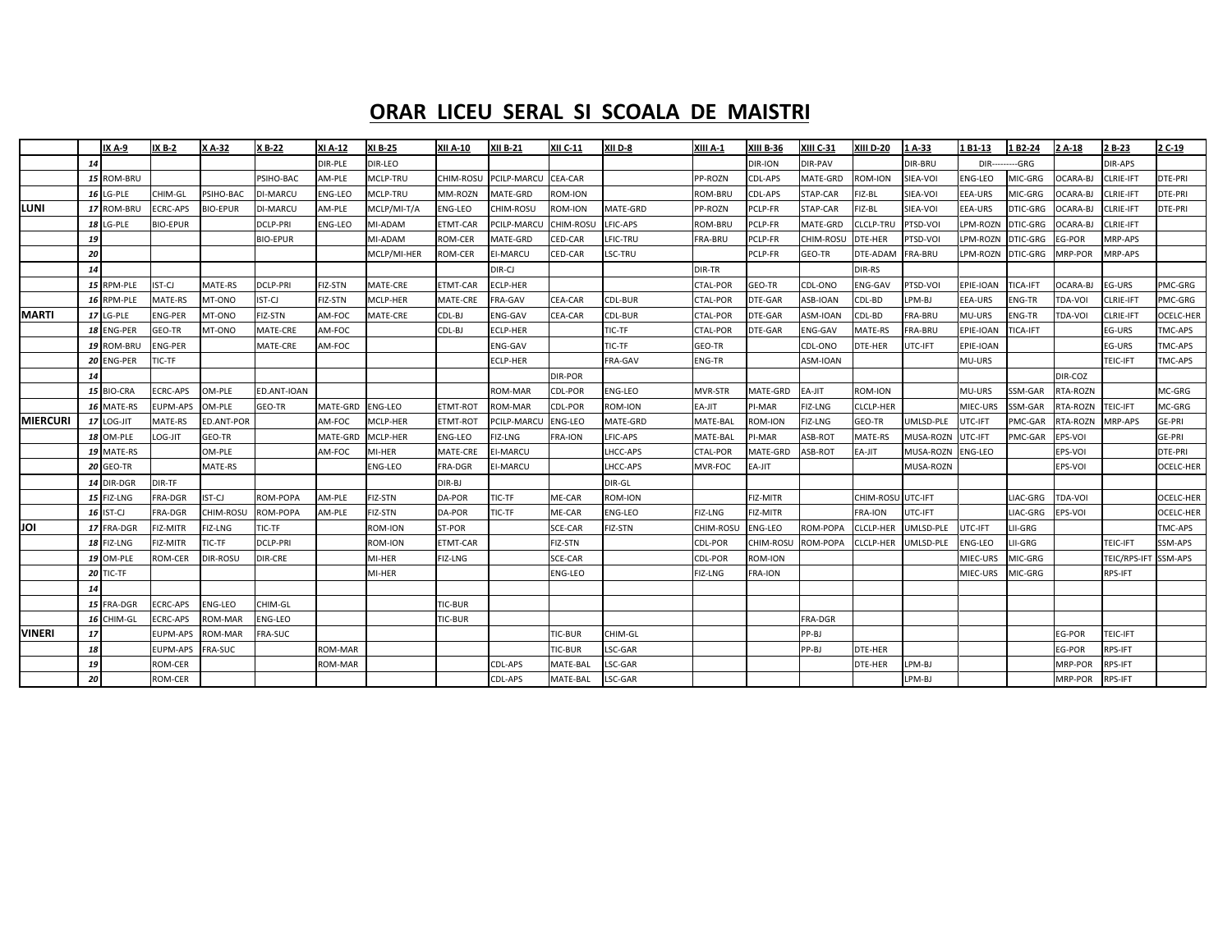# ORAR LICEU SERAL SI SCOALA DE MAISTRI

| | | IX A-9 | IX B-2 | X A-32 | X B-22 | XI A-12 | XI B-25 | XII A-10 | XII B-21 | XII C-11 | XII D-8 | XIII A-1 | XIII B-36 | XIII C-31 | XIII D-20 | 1 A-33 | 1 B1-13 | 1 B2-24 | 2 A-18 | 2 B-23 | 2 C-19 |
|---|---|---|---|---|---|---|---|---|---|---|---|---|---|---|---|---|---|---|---|---|---|
| | 14 | | | | | DIR-PLE | DIR-LEO | | | | | | DIR-ION | DIR-PAV | | DIR-BRU | DIR----------GRG | | | DIR-APS | |
| | 15 | ROM-BRU | | | PSIHO-BAC | AM-PLE | MCLP-TRU | CHIM-ROSU | PCILP-MARCU | CEA-CAR | | PP-ROZN | CDL-APS | MATE-GRD | ROM-ION | SIEA-VOI | ENG-LEO | MIC-GRG | OCARA-BJ | CLRIE-IFT | DTE-PRI |
| | 16 | LG-PLE | CHIM-GL | PSIHO-BAC | DI-MARCU | ENG-LEO | MCLP-TRU | MM-ROZN | MATE-GRD | ROM-ION | | ROM-BRU | CDL-APS | STAP-CAR | FIZ-BL | SIEA-VOI | EEA-URS | MIC-GRG | OCARA-BJ | CLRIE-IFT | DTE-PRI |
| LUNI | 17 | ROM-BRU | ECRC-APS | BIO-EPUR | DI-MARCU | AM-PLE | MCLP/MI-T/A | ENG-LEO | CHIM-ROSU | ROM-ION | MATE-GRD | PP-ROZN | PCLP-FR | STAP-CAR | FIZ-BL | SIEA-VOI | EEA-URS | DTIC-GRG | OCARA-BJ | CLRIE-IFT | DTE-PRI |
| | 18 | LG-PLE | BIO-EPUR | | DCLP-PRI | ENG-LEO | MI-ADAM | ETMT-CAR | PCILP-MARCU | CHIM-ROSU | LFIC-APS | ROM-BRU | PCLP-FR | MATE-GRD | CLCLP-TRU | PTSD-VOI | LPM-ROZN | DTIC-GRG | OCARA-BJ | CLRIE-IFT | |
| | 19 | | | | BIO-EPUR | | MI-ADAM | ROM-CER | MATE-GRD | CED-CAR | LFIC-TRU | FRA-BRU | PCLP-FR | CHIM-ROSU | DTE-HER | PTSD-VOI | LPM-ROZN | DTIC-GRG | EG-POR | MRP-APS | |
| | 20 | | | | | | MCLP/MI-HER | ROM-CER | EI-MARCU | CED-CAR | LSC-TRU | | PCLP-FR | GEO-TR | DTE-ADAM | FRA-BRU | LPM-ROZN | DTIC-GRG | MRP-POR | MRP-APS | |
| | 14 | | | | | | | | DIR-CJ | | | DIR-TR | | | DIR-RS | | | | | | |
| | 15 | RPM-PLE | IST-CJ | MATE-RS | DCLP-PRI | FIZ-STN | MATE-CRE | ETMT-CAR | ECLP-HER | | | CTAL-POR | GEO-TR | CDL-ONO | ENG-GAV | PTSD-VOI | EPIE-IOAN | TICA-IFT | OCARA-BJ | EG-URS | PMC-GRG |
| | 16 | RPM-PLE | MATE-RS | MT-ONO | IST-CJ | FIZ-STN | MCLP-HER | MATE-CRE | FRA-GAV | CEA-CAR | CDL-BUR | CTAL-POR | DTE-GAR | ASB-IOAN | CDL-BD | LPM-BJ | EEA-URS | ENG-TR | TDA-VOI | CLRIE-IFT | PMC-GRG |
| MARTI | 17 | LG-PLE | ENG-PER | MT-ONO | FIZ-STN | AM-FOC | MATE-CRE | CDL-BJ | ENG-GAV | CEA-CAR | CDL-BUR | CTAL-POR | DTE-GAR | ASM-IOAN | CDL-BD | FRA-BRU | MU-URS | ENG-TR | TDA-VOI | CLRIE-IFT | OCELC-HER |
| | 18 | ENG-PER | GEO-TR | MT-ONO | MATE-CRE | AM-FOC | | CDL-BJ | ECLP-HER | | TIC-TF | CTAL-POR | DTE-GAR | ENG-GAV | MATE-RS | FRA-BRU | EPIE-IOAN | TICA-IFT | | EG-URS | TMC-APS |
| | 19 | ROM-BRU | ENG-PER | | MATE-CRE | AM-FOC | | | ENG-GAV | | TIC-TF | GEO-TR | | CDL-ONO | DTE-HER | UTC-IFT | EPIE-IOAN | | | EG-URS | TMC-APS |
| | 20 | ENG-PER | TIC-TF | | | | | | ECLP-HER | | FRA-GAV | ENG-TR | | ASM-IOAN | | | MU-URS | | | TEIC-IFT | TMC-APS |
| | 14 | | | | | | | | | DIR-POR | | | | | | | | | DIR-COZ | | |
| | 15 | BIO-CRA | ECRC-APS | OM-PLE | ED.ANT-IOAN | | | | ROM-MAR | CDL-POR | ENG-LEO | MVR-STR | MATE-GRD | EA-JIT | ROM-ION | | MU-URS | SSM-GAR | RTA-ROZN | | MC-GRG |
| | 16 | MATE-RS | EUPM-APS | OM-PLE | GEO-TR | MATE-GRD | ENG-LEO | ETMT-ROT | ROM-MAR | CDL-POR | ROM-ION | EA-JIT | PI-MAR | FIZ-LNG | CLCLP-HER | | MIEC-URS | SSM-GAR | RTA-ROZN | TEIC-IFT | MC-GRG |
| MIERCURI | 17 | LOG-JIT | MATE-RS | ED.ANT-POR | | AM-FOC | MCLP-HER | ETMT-ROT | PCILP-MARCU | ENG-LEO | MATE-GRD | MATE-BAL | ROM-ION | FIZ-LNG | GEO-TR | UMLSD-PLE | UTC-IFT | PMC-GAR | RTA-ROZN | MRP-APS | GE-PRI |
| | 18 | OM-PLE | LOG-JIT | GEO-TR | | MATE-GRD | MCLP-HER | ENG-LEO | FIZ-LNG | FRA-ION | LFIC-APS | MATE-BAL | PI-MAR | ASB-ROT | MATE-RS | MUSA-ROZN | UTC-IFT | PMC-GAR | EPS-VOI | | GE-PRI |
| | 19 | MATE-RS | | OM-PLE | | AM-FOC | MI-HER | MATE-CRE | EI-MARCU | | LHCC-APS | CTAL-POR | MATE-GRD | ASB-ROT | EA-JIT | MUSA-ROZN | ENG-LEO | | EPS-VOI | | DTE-PRI |
| | 20 | GEO-TR | | MATE-RS | | | ENG-LEO | FRA-DGR | EI-MARCU | | LHCC-APS | MVR-FOC | EA-JIT | | | MUSA-ROZN | | | EPS-VOI | | OCELC-HER |
| | 14 | DIR-DGR | DIR-TF | | | | | DIR-BJ | | | DIR-GL | | | | | | | | | | |
| | 15 | FIZ-LNG | FRA-DGR | IST-CJ | ROM-POPA | AM-PLE | FIZ-STN | DA-POR | TIC-TF | ME-CAR | ROM-ION | | FIZ-MITR | | CHIM-ROSU | UTC-IFT | | LIAC-GRG | TDA-VOI | | OCELC-HER |
| | 16 | IST-CJ | FRA-DGR | CHIM-ROSU | ROM-POPA | AM-PLE | FIZ-STN | DA-POR | TIC-TF | ME-CAR | ENG-LEO | FIZ-LNG | FIZ-MITR | | FRA-ION | UTC-IFT | | LIAC-GRG | EPS-VOI | | OCELC-HER |
| JOI | 17 | FRA-DGR | FIZ-MITR | FIZ-LNG | TIC-TF | | ROM-ION | ST-POR | | SCE-CAR | FIZ-STN | CHIM-ROSU | ENG-LEO | ROM-POPA | CLCLP-HER | UMLSD-PLE | UTC-IFT | LII-GRG | | | TMC-APS |
| | 18 | FIZ-LNG | FIZ-MITR | TIC-TF | DCLP-PRI | | ROM-ION | ETMT-CAR | | FIZ-STN | | CDL-POR | CHIM-ROSU | ROM-POPA | CLCLP-HER | UMLSD-PLE | ENG-LEO | LII-GRG | | TEIC-IFT | SSM-APS |
| | 19 | OM-PLE | ROM-CER | DIR-ROSU | DIR-CRE | | MI-HER | FIZ-LNG | | SCE-CAR | | CDL-POR | ROM-ION | | | | MIEC-URS | MIC-GRG | | TEIC/RPS-IFT | SSM-APS |
| | 20 | TIC-TF | | | | | MI-HER | | | ENG-LEO | | FIZ-LNG | FRA-ION | | | | MIEC-URS | MIC-GRG | | RPS-IFT | |
| | 14 | | | | | | | | | | | | | | | | | | | | |
| | 15 | FRA-DGR | ECRC-APS | ENG-LEO | CHIM-GL | | | TIC-BUR | | | | | | | | | | | | | |
| | 16 | CHIM-GL | ECRC-APS | ROM-MAR | ENG-LEO | | | TIC-BUR | | | | | | FRA-DGR | | | | | | | |
| VINERI | 17 | | EUPM-APS | ROM-MAR | FRA-SUC | | | | | TIC-BUR | CHIM-GL | | | PP-BJ | | | | | EG-POR | TEIC-IFT | |
| | 18 | | EUPM-APS | FRA-SUC | | ROM-MAR | | | | TIC-BUR | LSC-GAR | | | PP-BJ | DTE-HER | | | | EG-POR | RPS-IFT | |
| | 19 | | ROM-CER | | | ROM-MAR | | | CDL-APS | MATE-BAL | LSC-GAR | | | | DTE-HER | LPM-BJ | | | MRP-POR | RPS-IFT | |
| | 20 | | ROM-CER | | | | | | CDL-APS | MATE-BAL | LSC-GAR | | | | | LPM-BJ | | | MRP-POR | RPS-IFT | |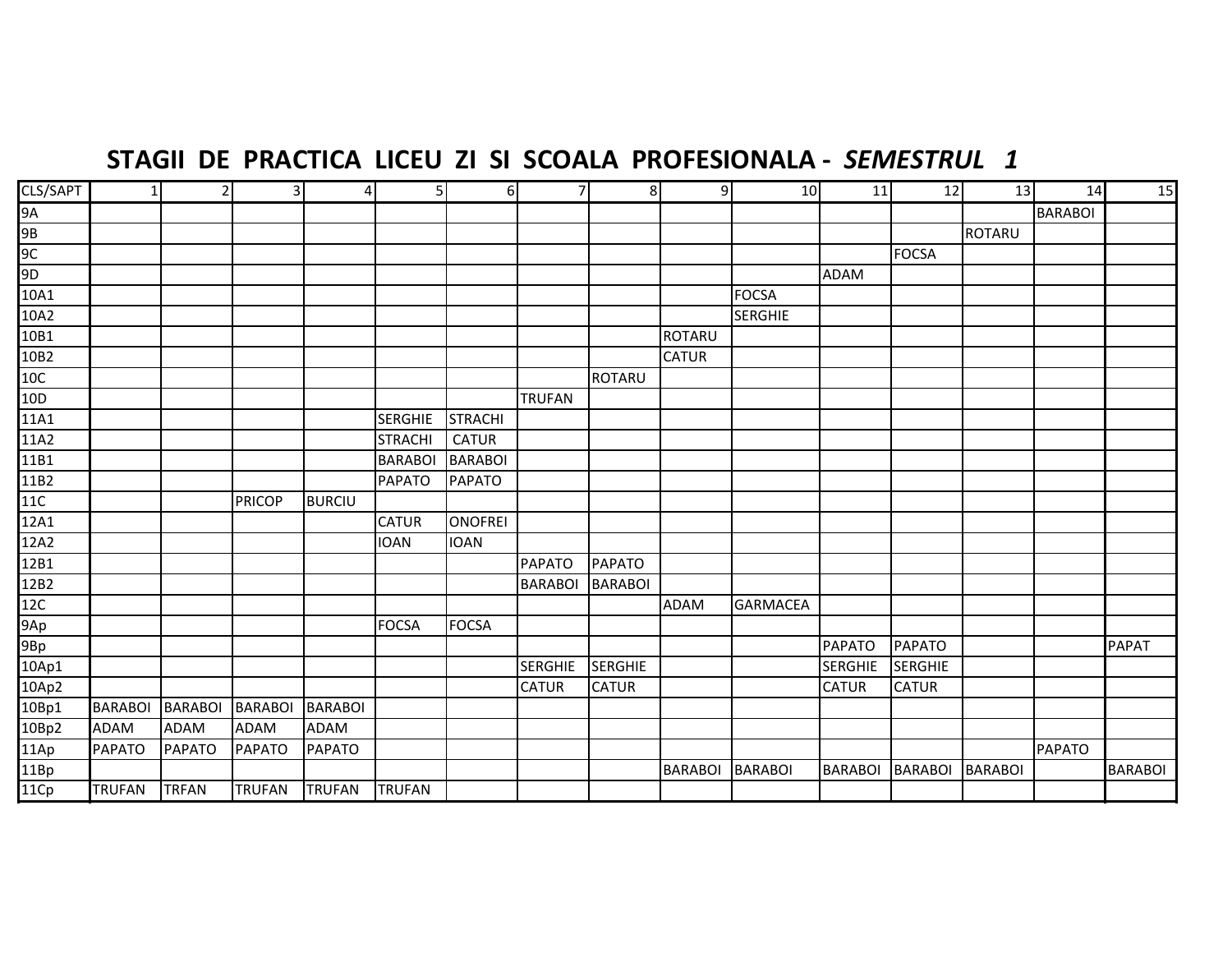# STAGII DE PRACTICA LICEU ZI SI SCOALA PROFESIONALA - *SEMESTRUL 1*

| CLS/SAPT | 1 | 2 | 3 | 4 | 5 | 6 | 7 | 8 | 9 | 10 | 11 | 12 | 13 | 14 | 15 |
|---|---|---|---|---|---|---|---|---|---|---|---|---|---|---|---|
| 9A | | | | | | | | | | | | | | BARABOI | |
| 9B | | | | | | | | | | | | | ROTARU | | |
| 9C | | | | | | | | | | | | FOCSA | | | |
| 9D | | | | | | | | | | | ADAM | | | | |
| 10A1 | | | | | | | | | | FOCSA | | | | | |
| 10A2 | | | | | | | | | | SERGHIE | | | | | |
| 10B1 | | | | | | | | | ROTARU | | | | | | |
| 10B2 | | | | | | | | | CATUR | | | | | | |
| 10C | | | | | | | | ROTARU | | | | | | | |
| 10D | | | | | | | TRUFAN | | | | | | | | |
| 11A1 | | | | | SERGHIE | STRACHI | | | | | | | | | |
| 11A2 | | | | | STRACHI | CATUR | | | | | | | | | |
| 11B1 | | | | | BARABOI | BARABOI | | | | | | | | | |
| 11B2 | | | | | PAPATO | PAPATO | | | | | | | | | |
| 11C | | | PRICOP | BURCIU | | | | | | | | | | | |
| 12A1 | | | | | CATUR | ONOFREI | | | | | | | | | |
| 12A2 | | | | | IOAN | IOAN | | | | | | | | | |
| 12B1 | | | | | | | PAPATO | PAPATO | | | | | | | |
| 12B2 | | | | | | | BARABOI | BARABOI | | | | | | | |
| 12C | | | | | | | | | ADAM | GARMACEA | | | | | |
| 9Ap | | | | | FOCSA | FOCSA | | | | | | | | | |
| 9Bp | | | | | | | | | | | PAPATO | PAPATO | | | PAPAT |
| 10Ap1 | | | | | | | SERGHIE | SERGHIE | | | SERGHIE | SERGHIE | | | |
| 10Ap2 | | | | | | | CATUR | CATUR | | | CATUR | CATUR | | | |
| 10Bp1 | BARABOI | BARABOI | BARABOI | BARABOI | | | | | | | | | | | |
| 10Bp2 | ADAM | ADAM | ADAM | ADAM | | | | | | | | | | | |
| 11Ap | PAPATO | PAPATO | PAPATO | PAPATO | | | | | | | | | | PAPATO | |
| 11Bp | | | | | | | | | BARABOI | BARABOI | BARABOI | BARABOI | BARABOI | | BARABOI |
| 11Cp | TRUFAN | TRFAN | TRUFAN | TRUFAN | TRUFAN | | | | | | | | | | |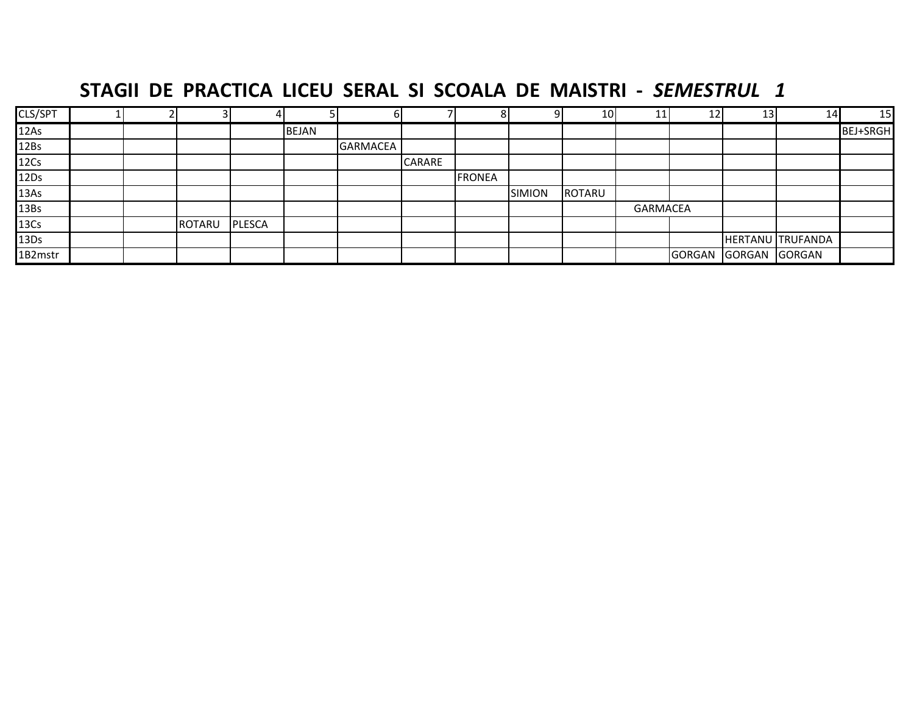## STAGII DE PRACTICA LICEU SERAL SI SCOALA DE MAISTRI - *SEMESTRUL 1*

| CLS/SPT | 1 | 2 | 3 | 4 | 5 | 6 | 7 | 8 | 9 | 10 | 11 | 12 | 13 | 14 | 15 |
|---|---|---|---|---|---|---|---|---|---|---|---|---|---|---|---|
| 12As | | | | | BEJAN | | | | | | | | | | BEJ+SRGH |
| 12Bs | | | | | | GARMACEA | | | | | | | | | |
| 12Cs | | | | | | | CARARE | | | | | | | | |
| 12Ds | | | | | | | | FRONEA | | | | | | | |
| 13As | | | | | | | | | SIMION | ROTARU | | | | | |
| 13Bs | | | | | | | | | | | GARMACEA | | | | |
| 13Cs | | | ROTARU | PLESCA | | | | | | | | | | | |
| 13Ds | | | | | | | | | | | | | HERTANU | TRUFANDA | |
| 1B2mstr | | | | | | | | | | | | GORGAN | GORGAN | GORGAN | |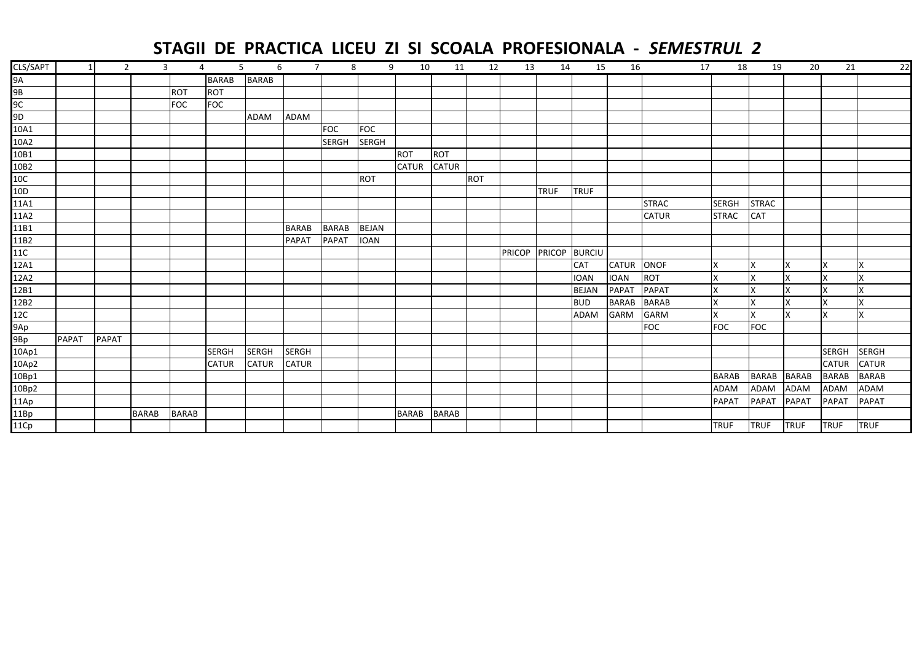# STAGII DE PRACTICA LICEU ZI SI SCOALA PROFESIONALA - *SEMESTRUL 2*

| CLS/SAPT | 1 | 2 | 3 | 4 | 5 | 6 | 7 | 8 | 9 | 10 | 11 | 12 | 13 | 14 | 15 | 16 | 17 | 18 | 19 | 20 | 21 | 22 |
|---|---|---|---|---|---|---|---|---|---|---|---|---|---|---|---|---|---|---|---|---|---|---|
| 9A | | | | | BARAB | BARAB | | | | | | | | | | | | | | | | |
| 9B | | | | ROT | ROT | | | | | | | | | | | | | | | | | |
| 9C | | | | FOC | FOC | | | | | | | | | | | | | | | | | |
| 9D | | | | | | ADAM | ADAM | | | | | | | | | | | | | | | |
| 10A1 | | | | | | | | FOC | FOC | | | | | | | | | | | | | |
| 10A2 | | | | | | | | SERGH | SERGH | | | | | | | | | | | | | |
| 10B1 | | | | | | | | | | ROT | ROT | | | | | | | | | | | |
| 10B2 | | | | | | | | | | CATUR | CATUR | | | | | | | | | | | |
| 10C | | | | | | | | | ROT | | | ROT | | | | | | | | | | |
| 10D | | | | | | | | | | | | | | TRUF | TRUF | | | | | | | |
| 11A1 | | | | | | | | | | | | | | | | | STRAC | SERGH | STRAC | | | |
| 11A2 | | | | | | | | | | | | | | | | | CATUR | STRAC | CAT | | | |
| 11B1 | | | | | | | BARAB | BARAB | BEJAN | | | | | | | | | | | | | |
| 11B2 | | | | | | | PAPAT | PAPAT | IOAN | | | | | | | | | | | | | |
| 11C | | | | | | | | | | | | | PRICOP | PRICOP | BURCIU | | | | | | | |
| 12A1 | | | | | | | | | | | | | | | CAT | CATUR | ONOF | X | X | X | X | X |
| 12A2 | | | | | | | | | | | | | | | IOAN | IOAN | ROT | X | X | X | X | X |
| 12B1 | | | | | | | | | | | | | | | BEJAN | PAPAT | PAPAT | X | X | X | X | X |
| 12B2 | | | | | | | | | | | | | | | BUD | BARAB | BARAB | X | X | X | X | X |
| 12C | | | | | | | | | | | | | | | ADAM | GARM | GARM | X | X | X | X | X |
| 9Ap | | | | | | | | | | | | | | | | | FOC | FOC | FOC | | | |
| 9Bp | PAPAT | PAPAT | | | | | | | | | | | | | | | | | | | | |
| 10Ap1 | | | | | SERGH | SERGH | SERGH | | | | | | | | | | | | | | SERGH | SERGH |
| 10Ap2 | | | | | CATUR | CATUR | CATUR | | | | | | | | | | | | | | CATUR | CATUR |
| 10Bp1 | | | | | | | | | | | | | | | | | | BARAB | BARAB | BARAB | BARAB | BARAB |
| 10Bp2 | | | | | | | | | | | | | | | | | | ADAM | ADAM | ADAM | ADAM | ADAM |
| 11Ap | | | | | | | | | | | | | | | | | | PAPAT | PAPAT | PAPAT | PAPAT | PAPAT |
| 11Bp | | | BARAB | BARAB | | | | | | BARAB | BARAB | | | | | | | | | | | |
| 11Cp | | | | | | | | | | | | | | | | | | TRUF | TRUF | TRUF | TRUF | TRUF |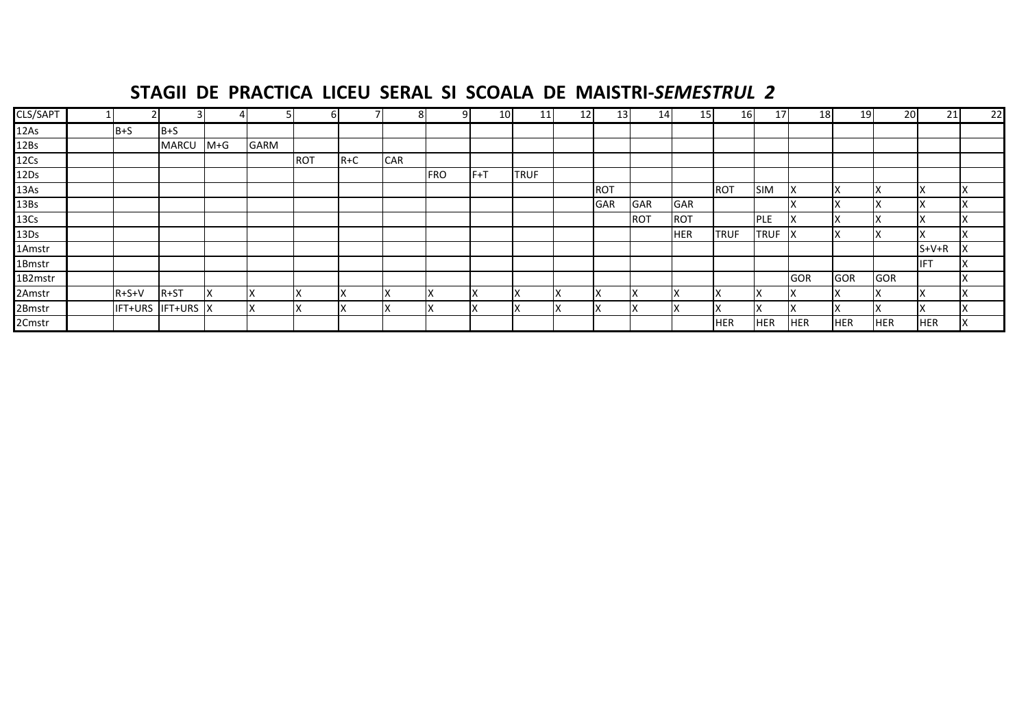# STAGII DE PRACTICA LICEU SERAL SI SCOALA DE MAISTRI-*SEMESTRUL 2*

| CLS/SAPT | 1 | 2 | 3 | 4 | 5 | 6 | 7 | 8 | 9 | 10 | 11 | 12 | 13 | 14 | 15 | 16 | 17 | 18 | 19 | 20 | 21 | 22 |
|---|---|---|---|---|---|---|---|---|---|---|---|---|---|---|---|---|---|---|---|---|---|---|
| 12As | | B+S | B+S | | | | | | | | | | | | | | | | | | | |
| 12Bs | | | MARCU | M+G | GARM | | | | | | | | | | | | | | | | | |
| 12Cs | | | | | | ROT | R+C | CAR | | | | | | | | | | | | | | |
| 12Ds | | | | | | | | | FRO | F+T | TRUF | | | | | | | | | | | |
| 13As | | | | | | | | | | | | | ROT | | | ROT | SIM | X | X | X | X | X |
| 13Bs | | | | | | | | | | | | | GAR | GAR | GAR | | | X | X | X | X | X |
| 13Cs | | | | | | | | | | | | | | ROT | ROT | | PLE | X | X | X | X | X |
| 13Ds | | | | | | | | | | | | | | | HER | TRUF | TRUF | X | X | X | X | X |
| 1Amstr | | | | | | | | | | | | | | | | | | | | | S+V+R | X |
| 1Bmstr | | | | | | | | | | | | | | | | | | | | | IFT | X |
| 1B2mstr | | | | | | | | | | | | | | | | | | GOR | GOR | GOR | | X |
| 2Amstr | | R+S+V | R+ST | X | X | X | X | X | X | X | X | X | X | X | X | X | X | X | X | X | X | X |
| 2Bmstr | | IFT+URS | IFT+URS | X | X | X | X | X | X | X | X | X | X | X | X | X | X | X | X | X | X | X |
| 2Cmstr | | | | | | | | | | | | | | | | HER | HER | HER | HER | HER | HER | X |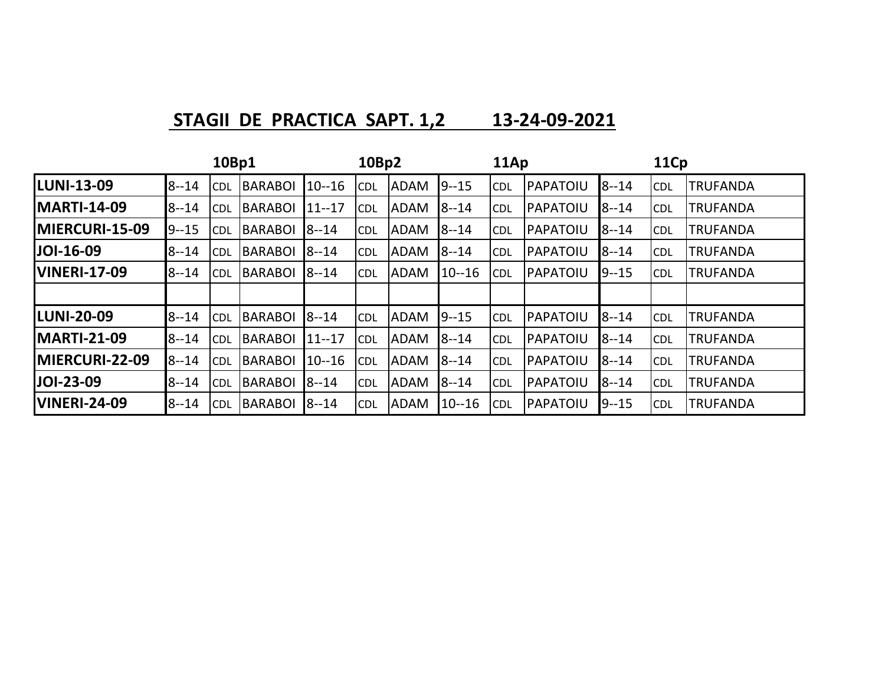## STAGII DE PRACTICA SAPT. 1,2 13-24-09-2021

| | 10Bp1 | | | 10Bp2 | | | 11Ap | | | 11Cp | | |
|---|---|---|---|---|---|---|---|---|---|---|---|---|
| LUNI-13-09 | 8--14 | CDL | BARABOI | 10--16 | CDL | ADAM | 9--15 | CDL | PAPATOIU | 8--14 | CDL | TRUFANDA |
| MARTI-14-09 | 8--14 | CDL | BARABOI | 11--17 | CDL | ADAM | 8--14 | CDL | PAPATOIU | 8--14 | CDL | TRUFANDA |
| MIERCURI-15-09 | 9--15 | CDL | BARABOI | 8--14 | CDL | ADAM | 8--14 | CDL | PAPATOIU | 8--14 | CDL | TRUFANDA |
| JOI-16-09 | 8--14 | CDL | BARABOI | 8--14 | CDL | ADAM | 8--14 | CDL | PAPATOIU | 8--14 | CDL | TRUFANDA |
| VINERI-17-09 | 8--14 | CDL | BARABOI | 8--14 | CDL | ADAM | 10--16 | CDL | PAPATOIU | 9--15 | CDL | TRUFANDA |
| | | | | | | | | | | | | |
| LUNI-20-09 | 8--14 | CDL | BARABOI | 8--14 | CDL | ADAM | 9--15 | CDL | PAPATOIU | 8--14 | CDL | TRUFANDA |
| MARTI-21-09 | 8--14 | CDL | BARABOI | 11--17 | CDL | ADAM | 8--14 | CDL | PAPATOIU | 8--14 | CDL | TRUFANDA |
| MIERCURI-22-09 | 8--14 | CDL | BARABOI | 10--16 | CDL | ADAM | 8--14 | CDL | PAPATOIU | 8--14 | CDL | TRUFANDA |
| JOI-23-09 | 8--14 | CDL | BARABOI | 8--14 | CDL | ADAM | 8--14 | CDL | PAPATOIU | 8--14 | CDL | TRUFANDA |
| VINERI-24-09 | 8--14 | CDL | BARABOI | 8--14 | CDL | ADAM | 10--16 | CDL | PAPATOIU | 9--15 | CDL | TRUFANDA |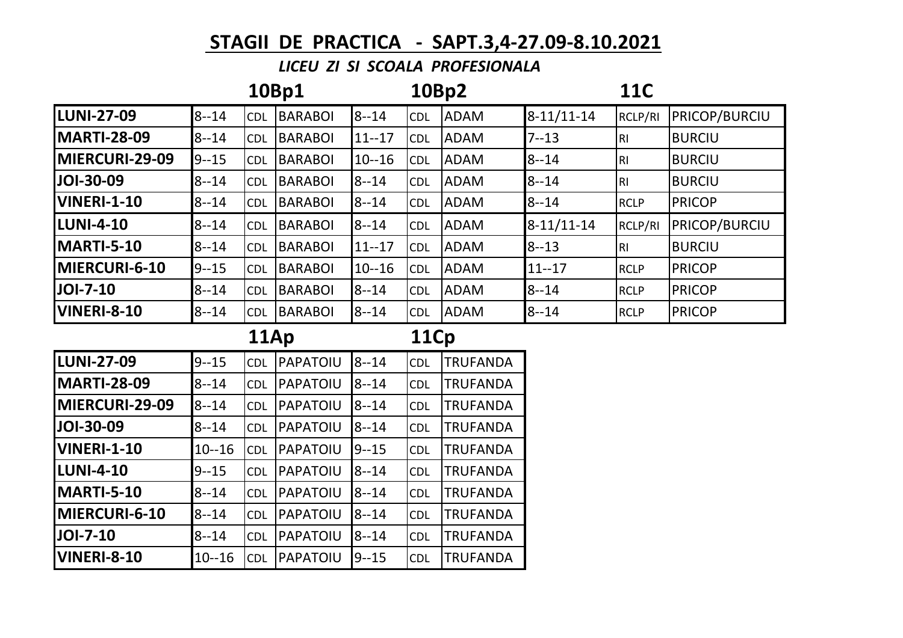# STAGII DE PRACTICA - SAPT.3,4-27.09-8.10.2021

*LICEU ZI SI SCOALA PROFESIONALA*

| | 10Bp1 | | | 10Bp2 | | | 11C | | |
|---|---|---|---|---|---|---|---|---|---|
| **LUNI-27-09** | 8--14 | CDL | BARABOI | 8--14 | CDL | ADAM | 8-11/11-14 | RCLP/RI | PRICOP/BURCIU |
| **MARTI-28-09** | 8--14 | CDL | BARABOI | 11--17 | CDL | ADAM | 7--13 | RI | BURCIU |
| **MIERCURI-29-09** | 9--15 | CDL | BARABOI | 10--16 | CDL | ADAM | 8--14 | RI | BURCIU |
| **JOI-30-09** | 8--14 | CDL | BARABOI | 8--14 | CDL | ADAM | 8--14 | RI | BURCIU |
| **VINERI-1-10** | 8--14 | CDL | BARABOI | 8--14 | CDL | ADAM | 8--14 | RCLP | PRICOP |
| **LUNI-4-10** | 8--14 | CDL | BARABOI | 8--14 | CDL | ADAM | 8-11/11-14 | RCLP/RI | PRICOP/BURCIU |
| **MARTI-5-10** | 8--14 | CDL | BARABOI | 11--17 | CDL | ADAM | 8--13 | RI | BURCIU |
| **MIERCURI-6-10** | 9--15 | CDL | BARABOI | 10--16 | CDL | ADAM | 11--17 | RCLP | PRICOP |
| **JOI-7-10** | 8--14 | CDL | BARABOI | 8--14 | CDL | ADAM | 8--14 | RCLP | PRICOP |
| **VINERI-8-10** | 8--14 | CDL | BARABOI | 8--14 | CDL | ADAM | 8--14 | RCLP | PRICOP |

| | 11Ap | | | 11Cp | | |
|---|---|---|---|---|---|---|
| **LUNI-27-09** | 9--15 | CDL | PAPATOIU | 8--14 | CDL | TRUFANDA |
| **MARTI-28-09** | 8--14 | CDL | PAPATOIU | 8--14 | CDL | TRUFANDA |
| **MIERCURI-29-09** | 8--14 | CDL | PAPATOIU | 8--14 | CDL | TRUFANDA |
| **JOI-30-09** | 8--14 | CDL | PAPATOIU | 8--14 | CDL | TRUFANDA |
| **VINERI-1-10** | 10--16 | CDL | PAPATOIU | 9--15 | CDL | TRUFANDA |
| **LUNI-4-10** | 9--15 | CDL | PAPATOIU | 8--14 | CDL | TRUFANDA |
| **MARTI-5-10** | 8--14 | CDL | PAPATOIU | 8--14 | CDL | TRUFANDA |
| **MIERCURI-6-10** | 8--14 | CDL | PAPATOIU | 8--14 | CDL | TRUFANDA |
| **JOI-7-10** | 8--14 | CDL | PAPATOIU | 8--14 | CDL | TRUFANDA |
| **VINERI-8-10** | 10--16 | CDL | PAPATOIU | 9--15 | CDL | TRUFANDA |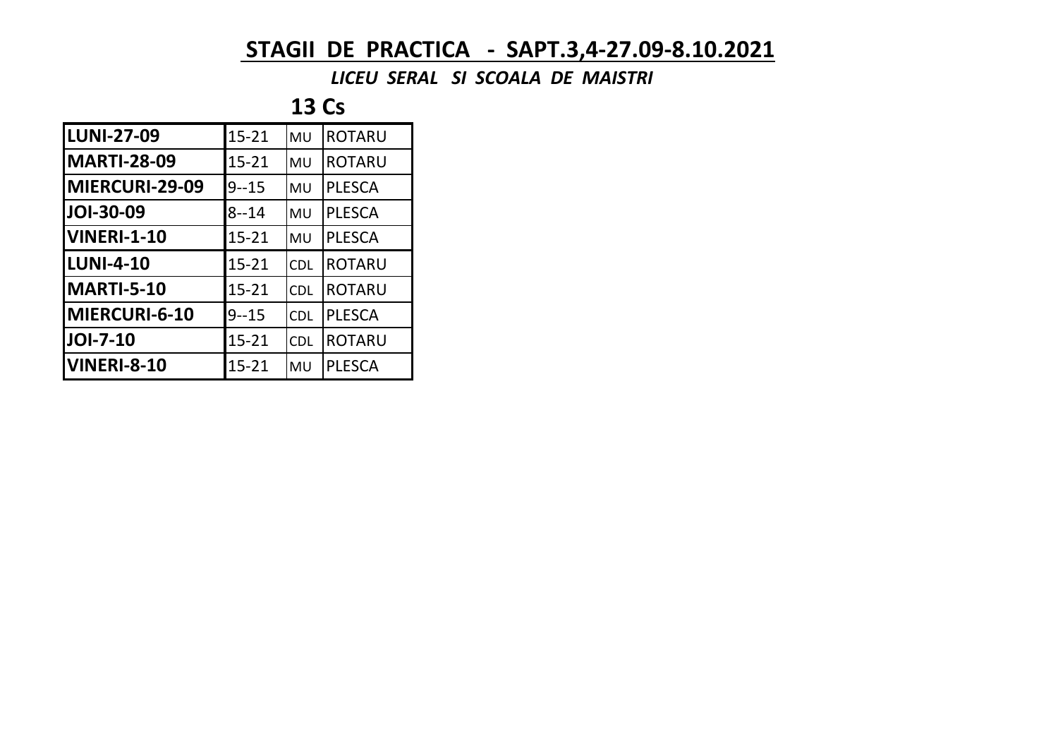# STAGII DE PRACTICA - SAPT.3,4-27.09-8.10.2021

***LICEU SERAL SI SCOALA DE MAISTRI***

## 13 Cs

| | | | |
|---|---|---|---|
| **LUNI-27-09** | 15-21 | MU | ROTARU |
| **MARTI-28-09** | 15-21 | MU | ROTARU |
| **MIERCURI-29-09** | 9--15 | MU | PLESCA |
| **JOI-30-09** | 8--14 | MU | PLESCA |
| **VINERI-1-10** | 15-21 | MU | PLESCA |
| **LUNI-4-10** | 15-21 | CDL | ROTARU |
| **MARTI-5-10** | 15-21 | CDL | ROTARU |
| **MIERCURI-6-10** | 9--15 | CDL | PLESCA |
| **JOI-7-10** | 15-21 | CDL | ROTARU |
| **VINERI-8-10** | 15-21 | MU | PLESCA |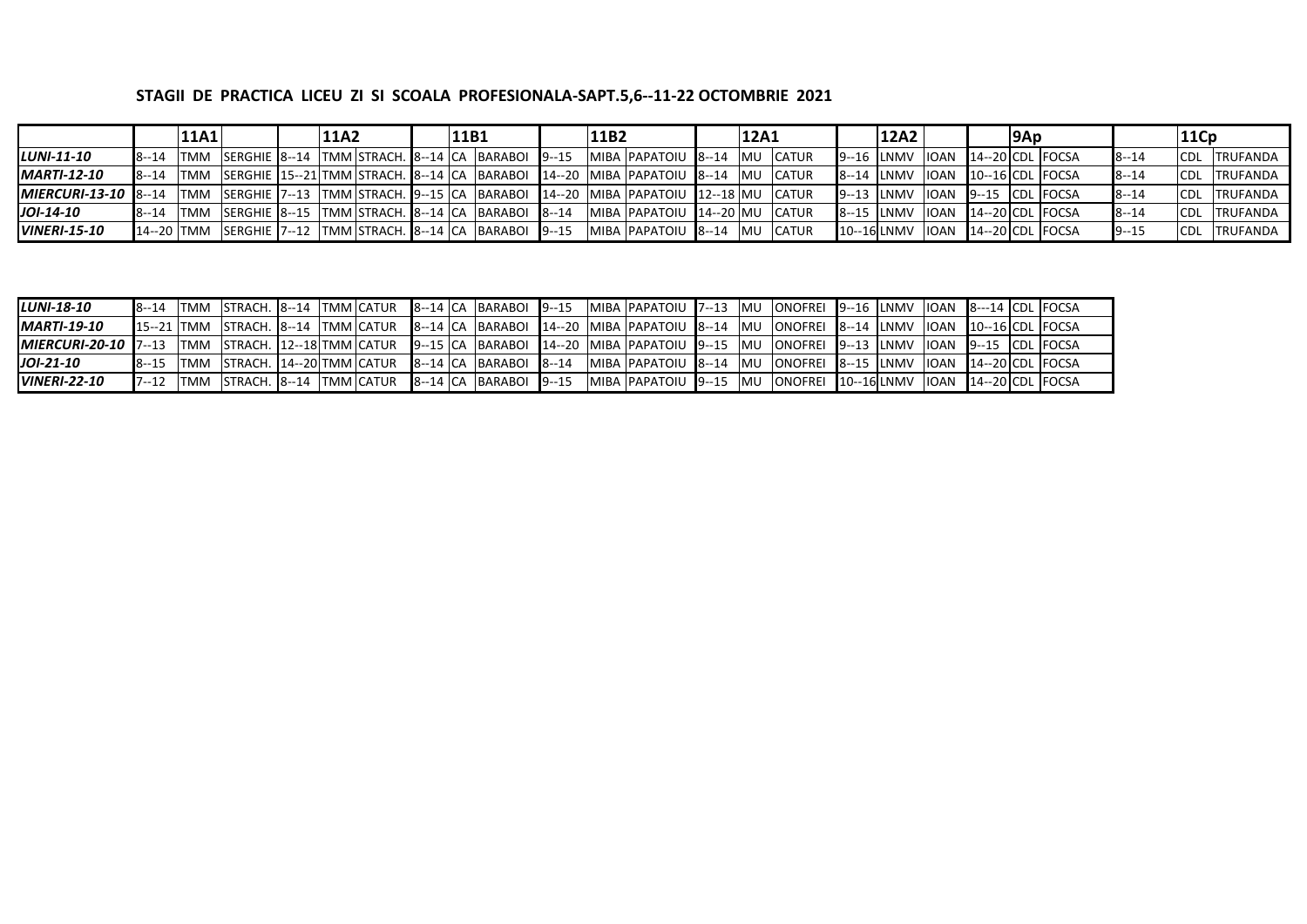**STAGII DE PRACTICA LICEU ZI SI SCOALA PROFESIONALA-SAPT.5,6--11-22 OCTOMBRIE 2021**

| | | 11A1 | | | 11A2 | | | 11B1 | | | 11B2 | | | 12A1 | | | 12A2 | | | 9Ap | | | 11Cp | |
|---|---|---|---|---|---|---|---|---|---|---|---|---|---|---|---|---|---|---|---|---|---|---|---|---|
| *LUNI-11-10* | 8--14 | TMM | SERGHIE | 8--14 | TMM | STRACH. | 8--14 | CA | BARABOI | 9--15 | MIBA | PAPATOIU | 8--14 | MU | CATUR | 9--16 | LNMV | IOAN | 14--20 | CDL | FOCSA | 8--14 | CDL | TRUFANDA |
| *MARTI-12-10* | 8--14 | TMM | SERGHIE | 15--21 | TMM | STRACH. | 8--14 | CA | BARABOI | 14--20 | MIBA | PAPATOIU | 8--14 | MU | CATUR | 8--14 | LNMV | IOAN | 10--16 | CDL | FOCSA | 8--14 | CDL | TRUFANDA |
| *MIERCURI-13-10* | 8--14 | TMM | SERGHIE | 7--13 | TMM | STRACH. | 9--15 | CA | BARABOI | 14--20 | MIBA | PAPATOIU | 12--18 | MU | CATUR | 9--13 | LNMV | IOAN | 9--15 | CDL | FOCSA | 8--14 | CDL | TRUFANDA |
| *JOI-14-10* | 8--14 | TMM | SERGHIE | 8--15 | TMM | STRACH. | 8--14 | CA | BARABOI | 8--14 | MIBA | PAPATOIU | 14--20 | MU | CATUR | 8--15 | LNMV | IOAN | 14--20 | CDL | FOCSA | 8--14 | CDL | TRUFANDA |
| *VINERI-15-10* | 14--20 | TMM | SERGHIE | 7--12 | TMM | STRACH. | 8--14 | CA | BARABOI | 9--15 | MIBA | PAPATOIU | 8--14 | MU | CATUR | 10--16 | LNMV | IOAN | 14--20 | CDL | FOCSA | 9--15 | CDL | TRUFANDA |

| | | | | | | | | | | | | | | | | | | | | | |
|---|---|---|---|---|---|---|---|---|---|---|---|---|---|---|---|---|---|---|---|---|---|
| *LUNI-18-10* | 8--14 | TMM | STRACH. | 8--14 | TMM | CATUR | 8--14 | CA | BARABOI | 9--15 | MIBA | PAPATOIU | 7--13 | MU | ONOFREI | 9--16 | LNMV | IOAN | 8---14 | CDL | FOCSA |
| *MARTI-19-10* | 15--21 | TMM | STRACH. | 8--14 | TMM | CATUR | 8--14 | CA | BARABOI | 14--20 | MIBA | PAPATOIU | 8--14 | MU | ONOFREI | 8--14 | LNMV | IOAN | 10--16 | CDL | FOCSA |
| *MIERCURI-20-10* | 7--13 | TMM | STRACH. | 12--18 | TMM | CATUR | 9--15 | CA | BARABOI | 14--20 | MIBA | PAPATOIU | 9--15 | MU | ONOFREI | 9--13 | LNMV | IOAN | 9--15 | CDL | FOCSA |
| *JOI-21-10* | 8--15 | TMM | STRACH. | 14--20 | TMM | CATUR | 8--14 | CA | BARABOI | 8--14 | MIBA | PAPATOIU | 8--14 | MU | ONOFREI | 8--15 | LNMV | IOAN | 14--20 | CDL | FOCSA |
| *VINERI-22-10* | 7--12 | TMM | STRACH. | 8--14 | TMM | CATUR | 8--14 | CA | BARABOI | 9--15 | MIBA | PAPATOIU | 9--15 | MU | ONOFREI | 10--16 | LNMV | IOAN | 14--20 | CDL | FOCSA |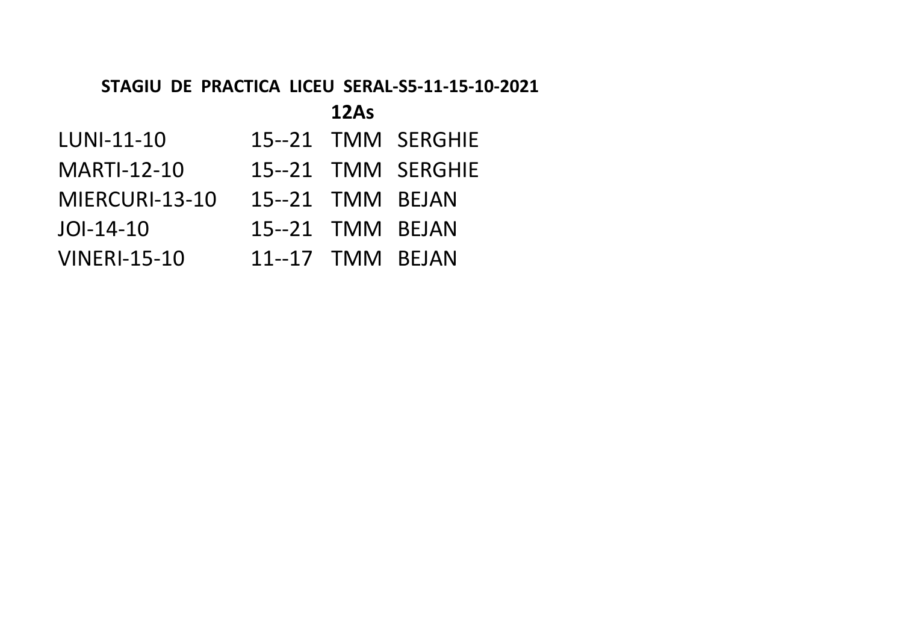**STAGIU DE PRACTICA LICEU SERAL-S5-11-15-10-2021**

**12As**

| | | | |
|---|---|---|---|
| LUNI-11-10 | 15--21 | TMM | SERGHIE |
| MARTI-12-10 | 15--21 | TMM | SERGHIE |
| MIERCURI-13-10 | 15--21 | TMM | BEJAN |
| JOI-14-10 | 15--21 | TMM | BEJAN |
| VINERI-15-10 | 11--17 | TMM | BEJAN |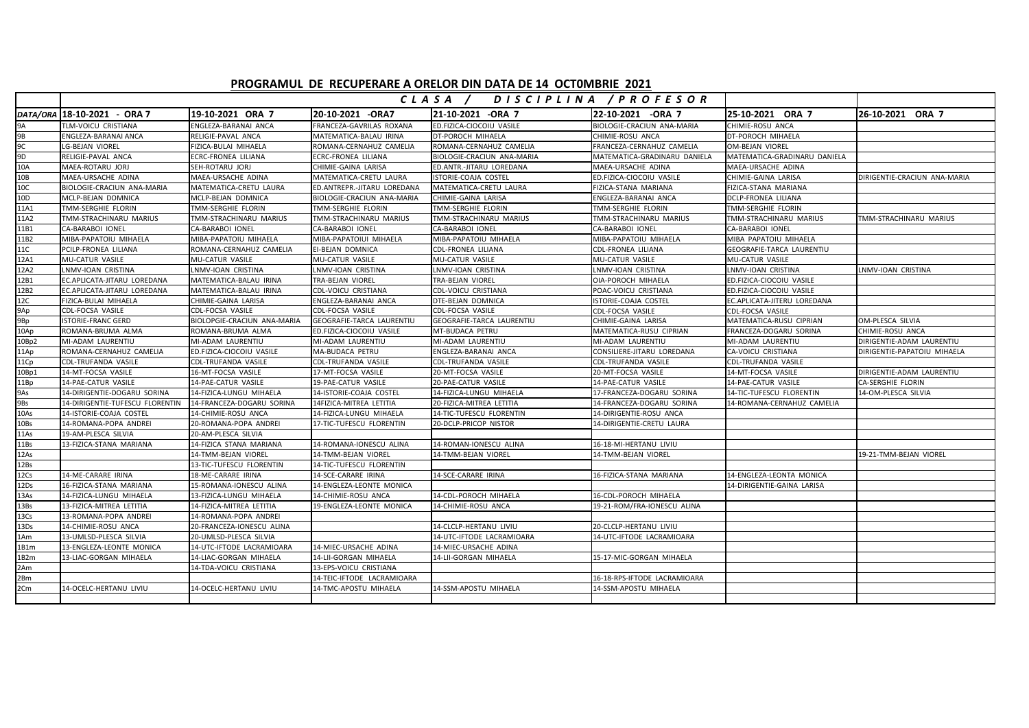# PROGRAMUL DE RECUPERARE A ORELOR DIN DATA DE 14 OCT0MBRIE 2021

| | C L A S A / D I S C I P L I N A / P R O F E S O R | | | | | | |
|---|---|---|---|---|---|---|---|
| DATA/ORA | 18-10-2021 - ORA 7 | 19-10-2021 ORA 7 | 20-10-2021 -ORA7 | 21-10-2021 -ORA 7 | 22-10-2021 -ORA 7 | 25-10-2021 ORA 7 | 26-10-2021 ORA 7 |
| 9A | TLM-VOICU CRISTIANA | ENGLEZA-BARANAI ANCA | FRANCEZA-GAVRILAS ROXANA | ED.FIZICA-CIOCOIU VASILE | BIOLOGIE-CRACIUN ANA-MARIA | CHIMIE-ROSU ANCA | |
| 9B | ENGLEZA-BARANAI ANCA | RELIGIE-PAVAL ANCA | MATEMATICA-BALAU IRINA | DT-POROCH MIHAELA | CHIMIE-ROSU ANCA | DT-POROCH MIHAELA | |
| 9C | LG-BEJAN VIOREL | FIZICA-BULAI MIHAELA | ROMANA-CERNAHUZ CAMELIA | ROMANA-CERNAHUZ CAMELIA | FRANCEZA-CERNAHUZ CAMELIA | OM-BEJAN VIOREL | |
| 9D | RELIGIE-PAVAL ANCA | ECRC-FRONEA LILIANA | ECRC-FRONEA LILIANA | BIOLOGIE-CRACIUN ANA-MARIA | MATEMATICA-GRADINARU DANIELA | MATEMATICA-GRADINARU DANIELA | |
| 10A | MAEA-ROTARU JORJ | SEH-ROTARU JORJ | CHIMIE-GAINA LARISA | ED.ANTR.-JITARU LOREDANA | MAEA-URSACHE ADINA | MAEA-URSACHE ADINA | |
| 10B | MAEA-URSACHE ADINA | MAEA-URSACHE ADINA | MATEMATICA-CRETU LAURA | ISTORIE-COAJA COSTEL | ED.FIZICA-CIOCOIU VASILE | CHIMIE-GAINA LARISA | DIRIGENTIE-CRACIUN ANA-MARIA |
| 10C | BIOLOGIE-CRACIUN ANA-MARIA | MATEMATICA-CRETU LAURA | ED.ANTREPR.-JITARU LOREDANA | MATEMATICA-CRETU LAURA | FIZICA-STANA MARIANA | FIZICA-STANA MARIANA | |
| 10D | MCLP-BEJAN DOMNICA | MCLP-BEJAN DOMNICA | BIOLOGIE-CRACIUN ANA-MARIA | CHIMIE-GAINA LARISA | ENGLEZA-BARANAI ANCA | DCLP-FRONEA LILIANA | |
| 11A1 | TMM-SERGHIE FLORIN | TMM-SERGHIE FLORIN | TMM-SERGHIE FLORIN | TMM-SERGHIE FLORIN | TMM-SERGHIE FLORIN | TMM-SERGHIE FLORIN | |
| 11A2 | TMM-STRACHINARU MARIUS | TMM-STRACHINARU MARIUS | TMM-STRACHINARU MARIUS | TMM-STRACHINARU MARIUS | TMM-STRACHINARU MARIUS | TMM-STRACHINARU MARIUS | TMM-STRACHINARU MARIUS |
| 11B1 | CA-BARABOI IONEL | CA-BARABOI IONEL | CA-BARABOI IONEL | CA-BARABOI IONEL | CA-BARABOI IONEL | CA-BARABOI IONEL | |
| 11B2 | MIBA-PAPATOIU MIHAELA | MIBA-PAPATOIU MIHAELA | MIBA-PAPATOIUI MIHAELA | MIBA-PAPATOIU MIHAELA | MIBA-PAPATOIU MIHAELA | MIBA PAPATOIU MIHAELA | |
| 11C | PCILP-FRONEA LILIANA | ROMANA-CERNAHUZ CAMELIA | EI-BEJAN DOMNICA | CDL-FRONEA LILIANA | CDL-FRONEA LILIANA | GEOGRAFIE-TARCA LAURENTIU | |
| 12A1 | MU-CATUR VASILE | MU-CATUR VASILE | MU-CATUR VASILE | MU-CATUR VASILE | MU-CATUR VASILE | MU-CATUR VASILE | |
| 12A2 | LNMV-IOAN CRISTINA | LNMV-IOAN CRISTINA | LNMV-IOAN CRISTINA | LNMV-IOAN CRISTINA | LNMV-IOAN CRISTINA | LNMV-IOAN CRISTINA | LNMV-IOAN CRISTINA |
| 12B1 | EC.APLICATA-JITARU LOREDANA | MATEMATICA-BALAU IRINA | TRA-BEJAN VIOREL | TRA-BEJAN VIOREL | OIA-POROCH MIHAELA | ED.FIZICA-CIOCOIU VASILE | |
| 12B2 | EC.APLICATA-JITARU LOREDANA | MATEMATICA-BALAU IRINA | CDL-VOICU CRISTIANA | CDL-VOICU CRISTIANA | POAC-VOICU CRISTIANA | ED.FIZICA-CIOCOIU VASILE | |
| 12C | FIZICA-BULAI MIHAELA | CHIMIE-GAINA LARISA | ENGLEZA-BARANAI ANCA | DTE-BEJAN DOMNICA | ISTORIE-COAJA COSTEL | EC.APLICATA-JITERU LOREDANA | |
| 9Ap | CDL-FOCSA VASILE | CDL-FOCSA VASILE | CDL-FOCSA VASILE | CDL-FOCSA VASILE | CDL-FOCSA VASILE | CDL-FOCSA VASILE | |
| 9Bp | ISTORIE-FRANC GERD | BIOLOPGIE-CRACIUN ANA-MARIA | GEOGRAFIE-TARCA LAURENTIU | GEOGRAFIE-TARCA LAURENTIU | CHIMIE-GAINA LARISA | MATEMATICA-RUSU CIPRIAN | OM-PLESCA SILVIA |
| 10Ap | ROMANA-BRUMA ALMA | ROMANA-BRUMA ALMA | ED.FIZICA-CIOCOIU VASILE | MT-BUDACA PETRU | MATEMATICA-RUSU CIPRIAN | FRANCEZA-DOGARU SORINA | CHIMIE-ROSU ANCA |
| 10Bp2 | MI-ADAM LAURENTIU | MI-ADAM LAURENTIU | MI-ADAM LAURENTIU | MI-ADAM LAURENTIU | MI-ADAM LAURENTIU | MI-ADAM LAURENTIU | DIRIGENTIE-ADAM LAURENTIU |
| 11Ap | ROMANA-CERNAHUZ CAMELIA | ED.FIZICA-CIOCOIU VASILE | MA-BUDACA PETRU | ENGLEZA-BARANAI ANCA | CONSILIERE-JITARU LOREDANA | CA-VOICU CRISTIANA | DIRIGENTIE-PAPATOIU MIHAELA |
| 11Cp | CDL-TRUFANDA VASILE | CDL-TRUFANDA VASILE | CDL-TRUFANDA VASILE | CDL-TRUFANDA VASILE | CDL-TRUFANDA VASILE | CDL-TRUFANDA VASILE | |
| 10Bp1 | 14-MT-FOCSA VASILE | 16-MT-FOCSA VASILE | 17-MT-FOCSA VASILE | 20-MT-FOCSA VASILE | 20-MT-FOCSA VASILE | 14-MT-FOCSA VASILE | DIRIGENTIE-ADAM LAURENTIU |
| 11Bp | 14-PAE-CATUR VASILE | 14-PAE-CATUR VASILE | 19-PAE-CATUR VASILE | 20-PAE-CATUR VASILE | 14-PAE-CATUR VASILE | 14-PAE-CATUR VASILE | CA-SERGHIE FLORIN |
| 9As | 14-DIRIGENTIE-DOGARU SORINA | 14-FIZICA-LUNGU MIHAELA | 14-ISTORIE-COAJA COSTEL | 14-FIZICA-LUNGU MIHAELA | 17-FRANCEZA-DOGARU SORINA | 14-TIC-TUFESCU FLORENTIN | 14-OM-PLESCA SILVIA |
| 9Bs | 14-DIRIGENTIE-TUFESCU FLORENTIN | 14-FRANCEZA-DOGARU SORINA | 14FIZICA-MITREA LETITIA | 20-FIZICA-MITREA LETITIA | 14-FRANCEZA-DOGARU SORINA | 14-ROMANA-CERNAHUZ CAMELIA | |
| 10As | 14-ISTORIE-COAJA COSTEL | 14-CHIMIE-ROSU ANCA | 14-FIZICA-LUNGU MIHAELA | 14-TIC-TUFESCU FLORENTIN | 14-DIRIGENTIE-ROSU ANCA | | |
| 10Bs | 14-ROMANA-POPA ANDREI | 20-ROMANA-POPA ANDREI | 17-TIC-TUFESCU FLORENTIN | 20-DCLP-PRICOP NISTOR | 14-DIRIGENTIE-CRETU LAURA | | |
| 11As | 19-AM-PLESCA SILVIA | 20-AM-PLESCA SILVIA | | | | | |
| 11Bs | 13-FIZICA-STANA MARIANA | 14-FIZICA STANA MARIANA | 14-ROMANA-IONESCU ALINA | 14-ROMAN-IONESCU ALINA | 16-18-MI-HERTANU LIVIU | | |
| 12As | | 14-TMM-BEJAN VIOREL | 14-TMM-BEJAN VIOREL | 14-TMM-BEJAN VIOREL | 14-TMM-BEJAN VIOREL | | 19-21-TMM-BEJAN VIOREL |
| 12Bs | | 13-TIC-TUFESCU FLORENTIN | 14-TIC-TUFESCU FLORENTIN | | | | |
| 12Cs | 14-ME-CARARE IRINA | 18-ME-CARARE IRINA | 14-SCE-CARARE IRINA | 14-SCE-CARARE IRINA | 16-FIZICA-STANA MARIANA | 14-ENGLEZA-LEONTA MONICA | |
| 12Ds | 16-FIZICA-STANA MARIANA | 15-ROMANA-IONESCU ALINA | 14-ENGLEZA-LEONTE MONICA | | | 14-DIRIGENTIE-GAINA LARISA | |
| 13As | 14-FIZICA-LUNGU MIHAELA | 13-FIZICA-LUNGU MIHAELA | 14-CHIMIE-ROSU ANCA | 14-CDL-POROCH MIHAELA | 16-CDL-POROCH MIHAELA | | |
| 13Bs | 13-FIZICA-MITREA LETITIA | 14-FIZICA-MITREA LETITIA | 19-ENGLEZA-LEONTE MONICA | 14-CHIMIE-ROSU ANCA | 19-21-ROM/FRA-IONESCU ALINA | | |
| 13Cs | 13-ROMANA-POPA ANDREI | 14-ROMANA-POPA ANDREI | | | | | |
| 13Ds | 14-CHIMIE-ROSU ANCA | 20-FRANCEZA-IONESCU ALINA | | 14-CLCLP-HERTANU LIVIU | 20-CLCLP-HERTANU LIVIU | | |
| 1Am | 13-UMLSD-PLESCA SILVIA | 20-UMLSD-PLESCA SILVIA | | 14-UTC-IFTODE LACRAMIOARA | 14-UTC-IFTODE LACRAMIOARA | | |
| 1B1m | 13-ENGLEZA-LEONTE MONICA | 14-UTC-IFTODE LACRAMIOARA | 14-MIEC-URSACHE ADINA | 14-MIEC-URSACHE ADINA | | | |
| 1B2m | 13-LIAC-GORGAN MIHAELA | 14-LIAC-GORGAN MIHAELA | 14-LII-GORGAN MIHAELA | 14-LII-GORGAN MIHAELA | 15-17-MIC-GORGAN MIHAELA | | |
| 2Am | | 14-TDA-VOICU CRISTIANA | 13-EPS-VOICU CRISTIANA | | | | |
| 2Bm | | | 14-TEIC-IFTODE LACRAMIOARA | | 16-18-RPS-IFTODE LACRAMIOARA | | |
| 2Cm | 14-OCELC-HERTANU LIVIU | 14-OCELC-HERTANU LIVIU | 14-TMC-APOSTU MIHAELA | 14-SSM-APOSTU MIHAELA | 14-SSM-APOSTU MIHAELA | | |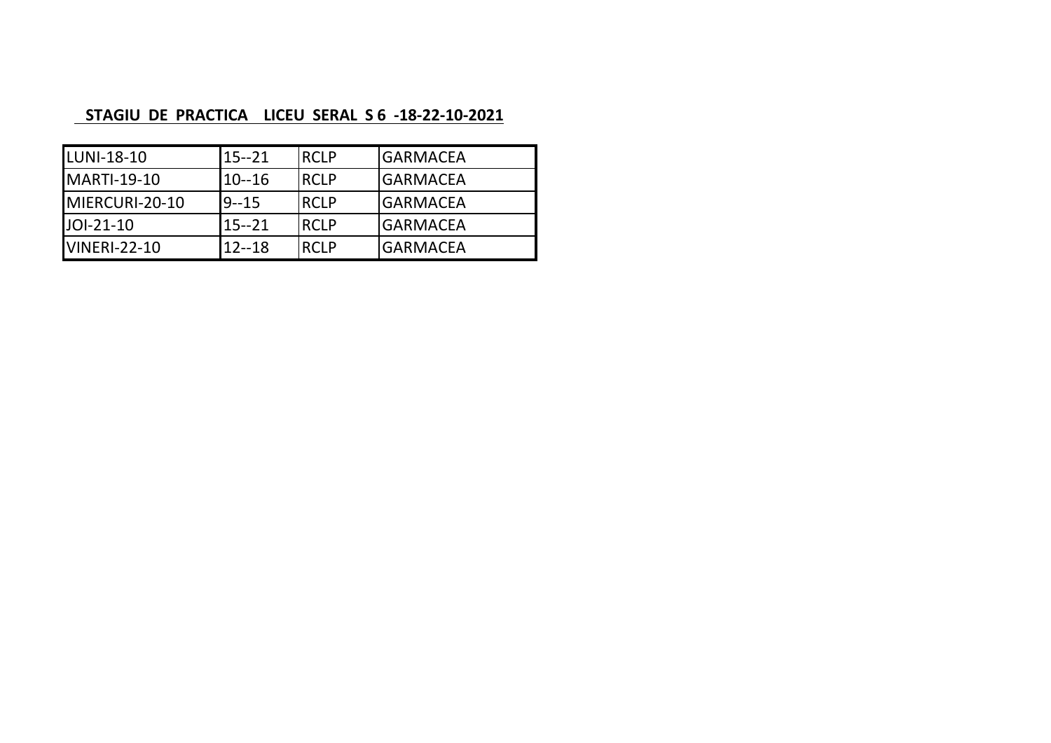**STAGIU DE PRACTICA LICEU SERAL S 6 -18-22-10-2021**

| | | | |
|---|---|---|---|
| LUNI-18-10 | 15--21 | RCLP | GARMACEA |
| MARTI-19-10 | 10--16 | RCLP | GARMACEA |
| MIERCURI-20-10 | 9--15 | RCLP | GARMACEA |
| JOI-21-10 | 15--21 | RCLP | GARMACEA |
| VINERI-22-10 | 12--18 | RCLP | GARMACEA |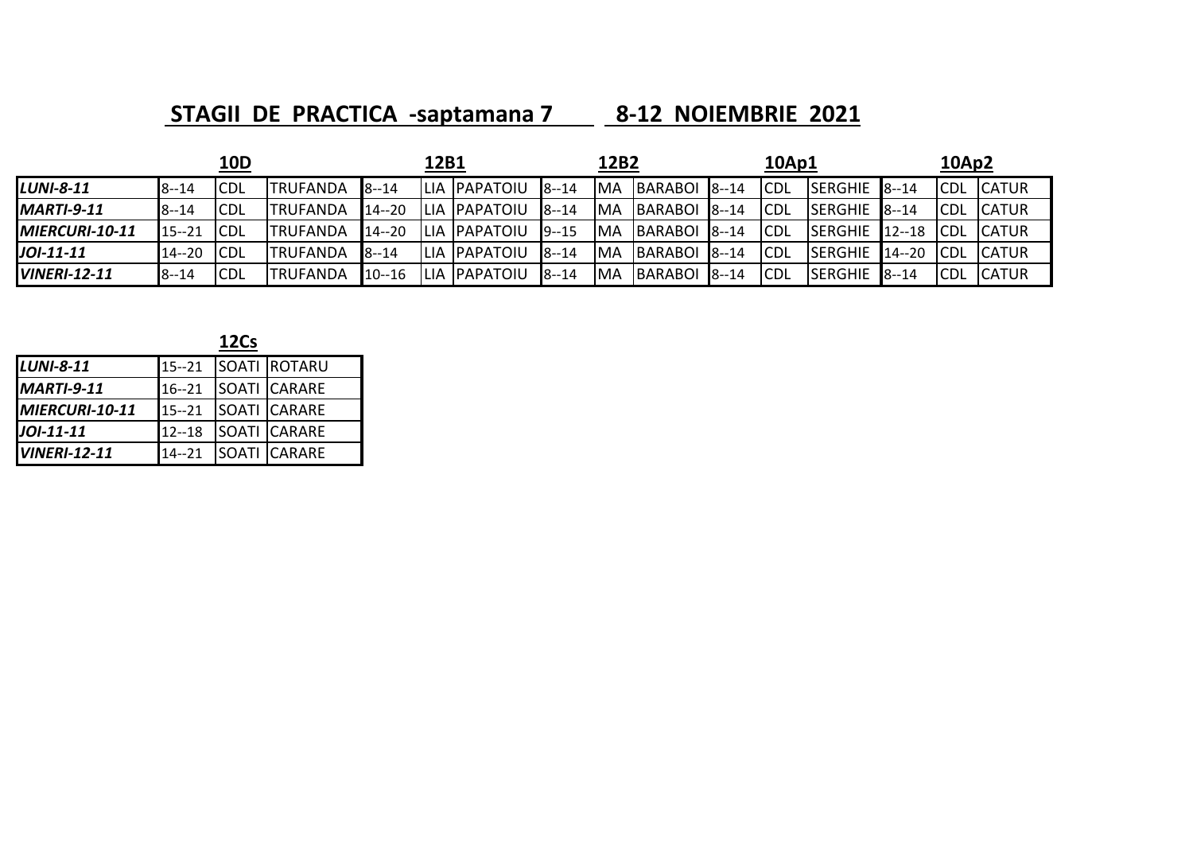## STAGII DE PRACTICA -saptamana 7 8-12 NOIEMBRIE 2021

| | 10D | | | 12B1 | | | 12B2 | | | 10Ap1 | | | 10Ap2 | | |
|---|---|---|---|---|---|---|---|---|---|---|---|---|---|---|---|
| ***LUNI-8-11*** | 8--14 | CDL | TRUFANDA | 8--14 | LIA | PAPATOIU | 8--14 | MA | BARABOI | 8--14 | CDL | SERGHIE | 8--14 | CDL | CATUR |
| ***MARTI-9-11*** | 8--14 | CDL | TRUFANDA | 14--20 | LIA | PAPATOIU | 8--14 | MA | BARABOI | 8--14 | CDL | SERGHIE | 8--14 | CDL | CATUR |
| ***MIERCURI-10-11*** | 15--21 | CDL | TRUFANDA | 14--20 | LIA | PAPATOIU | 9--15 | MA | BARABOI | 8--14 | CDL | SERGHIE | 12--18 | CDL | CATUR |
| ***JOI-11-11*** | 14--20 | CDL | TRUFANDA | 8--14 | LIA | PAPATOIU | 8--14 | MA | BARABOI | 8--14 | CDL | SERGHIE | 14--20 | CDL | CATUR |
| ***VINERI-12-11*** | 8--14 | CDL | TRUFANDA | 10--16 | LIA | PAPATOIU | 8--14 | MA | BARABOI | 8--14 | CDL | SERGHIE | 8--14 | CDL | CATUR |

| | 12Cs | | |
|---|---|---|---|
| ***LUNI-8-11*** | 15--21 | SOATI | ROTARU |
| ***MARTI-9-11*** | 16--21 | SOATI | CARARE |
| ***MIERCURI-10-11*** | 15--21 | SOATI | CARARE |
| ***JOI-11-11*** | 12--18 | SOATI | CARARE |
| ***VINERI-12-11*** | 14--21 | SOATI | CARARE |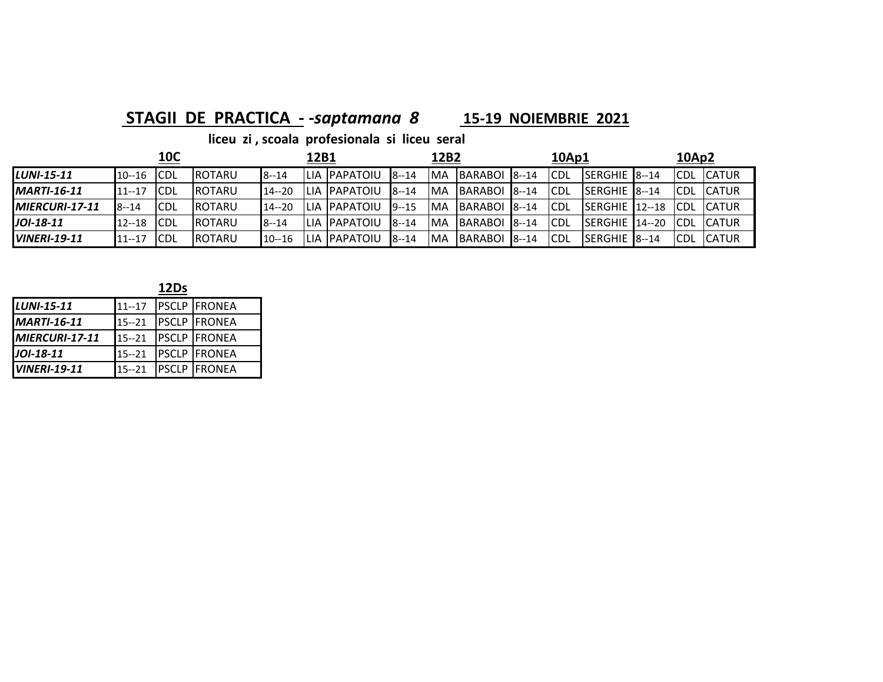## STAGII DE PRACTICA - *-saptamana 8* 15-19 NOIEMBRIE 2021

**liceu zi , scoala profesionala si liceu seral**

| | 10C | | | 12B1 | | | 12B2 | | | 10Ap1 | | | 10Ap2 | | |
|---|---|---|---|---|---|---|---|---|---|---|---|---|---|---|---|
| ***LUNI-15-11*** | 10--16 | CDL | ROTARU | 8--14 | LIA | PAPATOIU | 8--14 | MA | BARABOI | 8--14 | CDL | SERGHIE | 8--14 | CDL | CATUR |
| ***MARTI-16-11*** | 11--17 | CDL | ROTARU | 14--20 | LIA | PAPATOIU | 8--14 | MA | BARABOI | 8--14 | CDL | SERGHIE | 8--14 | CDL | CATUR |
| ***MIERCURI-17-11*** | 8--14 | CDL | ROTARU | 14--20 | LIA | PAPATOIU | 9--15 | MA | BARABOI | 8--14 | CDL | SERGHIE | 12--18 | CDL | CATUR |
| ***JOI-18-11*** | 12--18 | CDL | ROTARU | 8--14 | LIA | PAPATOIU | 8--14 | MA | BARABOI | 8--14 | CDL | SERGHIE | 14--20 | CDL | CATUR |
| ***VINERI-19-11*** | 11--17 | CDL | ROTARU | 10--16 | LIA | PAPATOIU | 8--14 | MA | BARABOI | 8--14 | CDL | SERGHIE | 8--14 | CDL | CATUR |

| | 12Ds | | |
|---|---|---|---|
| ***LUNI-15-11*** | 11--17 | PSCLP | FRONEA |
| ***MARTI-16-11*** | 15--21 | PSCLP | FRONEA |
| ***MIERCURI-17-11*** | 15--21 | PSCLP | FRONEA |
| ***JOI-18-11*** | 15--21 | PSCLP | FRONEA |
| ***VINERI-19-11*** | 15--21 | PSCLP | FRONEA |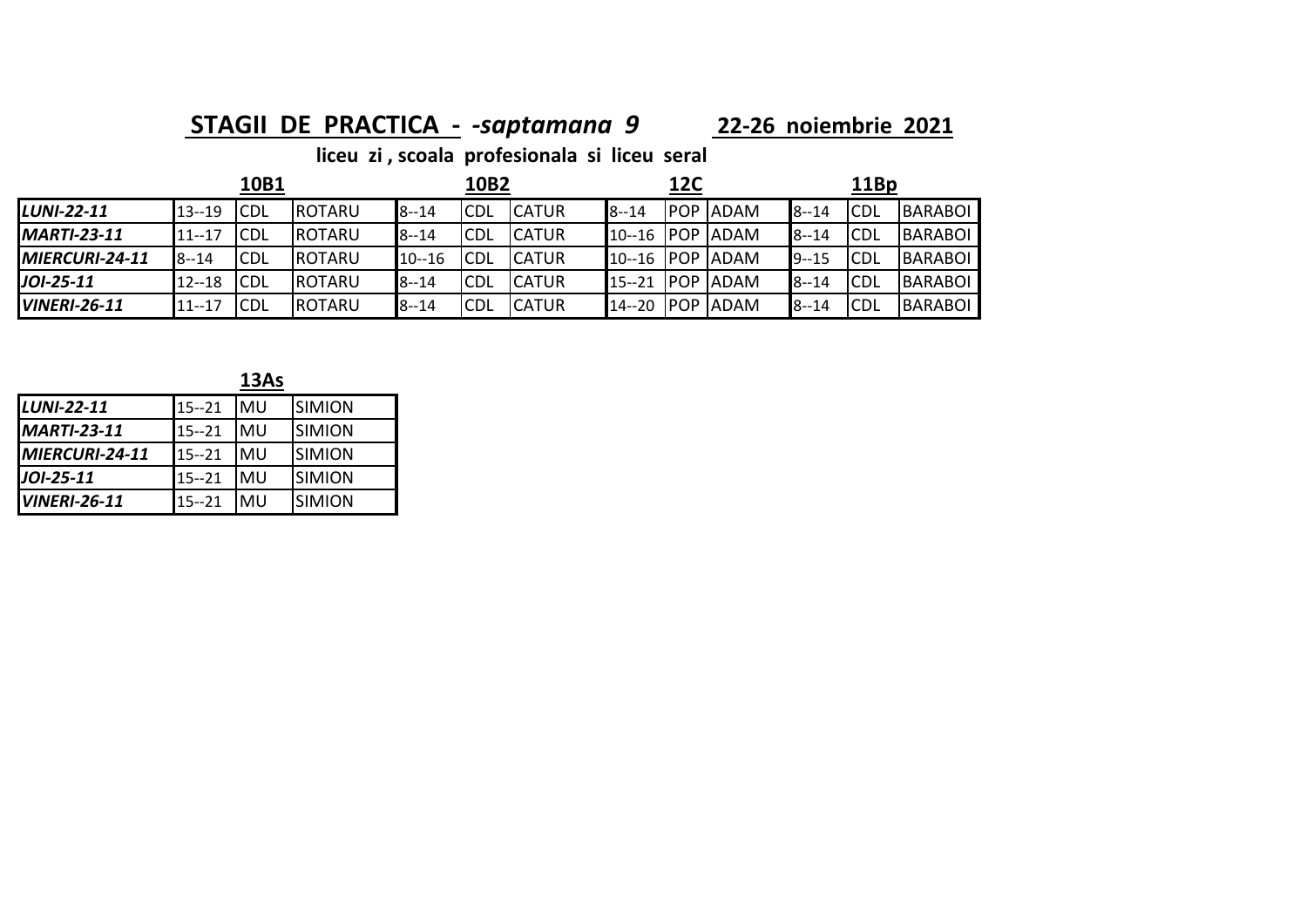# STAGII DE PRACTICA - *-saptamana 9* 22-26 noiembrie 2021

**liceu zi , scoala profesionala si liceu seral**

| | 10B1 | | | 10B2 | | | 12C | | | 11Bp | | |
|---|---|---|---|---|---|---|---|---|---|---|---|---|
| ***LUNI-22-11*** | 13--19 | CDL | ROTARU | 8--14 | CDL | CATUR | 8--14 | POP | ADAM | 8--14 | CDL | BARABOI |
| ***MARTI-23-11*** | 11--17 | CDL | ROTARU | 8--14 | CDL | CATUR | 10--16 | POP | ADAM | 8--14 | CDL | BARABOI |
| ***MIERCURI-24-11*** | 8--14 | CDL | ROTARU | 10--16 | CDL | CATUR | 10--16 | POP | ADAM | 9--15 | CDL | BARABOI |
| ***JOI-25-11*** | 12--18 | CDL | ROTARU | 8--14 | CDL | CATUR | 15--21 | POP | ADAM | 8--14 | CDL | BARABOI |
| ***VINERI-26-11*** | 11--17 | CDL | ROTARU | 8--14 | CDL | CATUR | 14--20 | POP | ADAM | 8--14 | CDL | BARABOI |

| | 13As | | |
|---|---|---|---|
| ***LUNI-22-11*** | 15--21 | MU | SIMION |
| ***MARTI-23-11*** | 15--21 | MU | SIMION |
| ***MIERCURI-24-11*** | 15--21 | MU | SIMION |
| ***JOI-25-11*** | 15--21 | MU | SIMION |
| ***VINERI-26-11*** | 15--21 | MU | SIMION |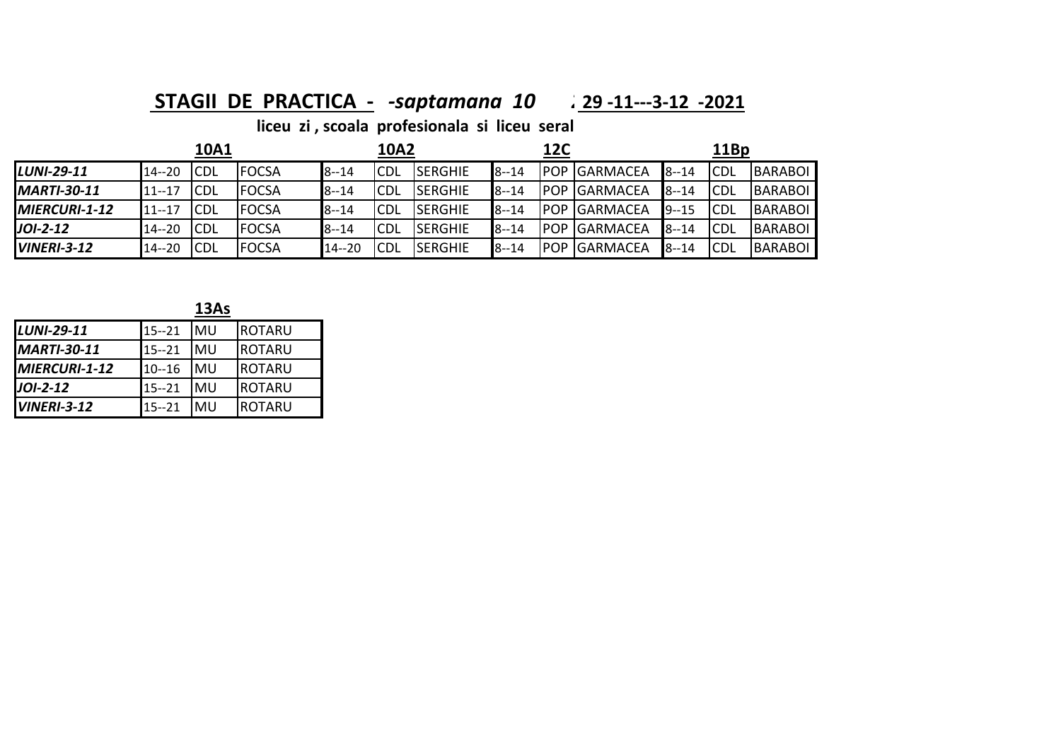# STAGII DE PRACTICA - *-saptamana 10* 29 -11---3-12 -2021

**liceu zi , scoala profesionala si liceu seral**

| | 10A1 | | | 10A2 | | | 12C | | | 11Bp | | |
|---|---|---|---|---|---|---|---|---|---|---|---|---|
| ***LUNI-29-11*** | 14--20 | CDL | FOCSA | 8--14 | CDL | SERGHIE | 8--14 | POP | GARMACEA | 8--14 | CDL | BARABOI |
| ***MARTI-30-11*** | 11--17 | CDL | FOCSA | 8--14 | CDL | SERGHIE | 8--14 | POP | GARMACEA | 8--14 | CDL | BARABOI |
| ***MIERCURI-1-12*** | 11--17 | CDL | FOCSA | 8--14 | CDL | SERGHIE | 8--14 | POP | GARMACEA | 9--15 | CDL | BARABOI |
| ***JOI-2-12*** | 14--20 | CDL | FOCSA | 8--14 | CDL | SERGHIE | 8--14 | POP | GARMACEA | 8--14 | CDL | BARABOI |
| ***VINERI-3-12*** | 14--20 | CDL | FOCSA | 14--20 | CDL | SERGHIE | 8--14 | POP | GARMACEA | 8--14 | CDL | BARABOI |

| | 13As | | |
|---|---|---|---|
| ***LUNI-29-11*** | 15--21 | MU | ROTARU |
| ***MARTI-30-11*** | 15--21 | MU | ROTARU |
| ***MIERCURI-1-12*** | 10--16 | MU | ROTARU |
| ***JOI-2-12*** | 15--21 | MU | ROTARU |
| ***VINERI-3-12*** | 15--21 | MU | ROTARU |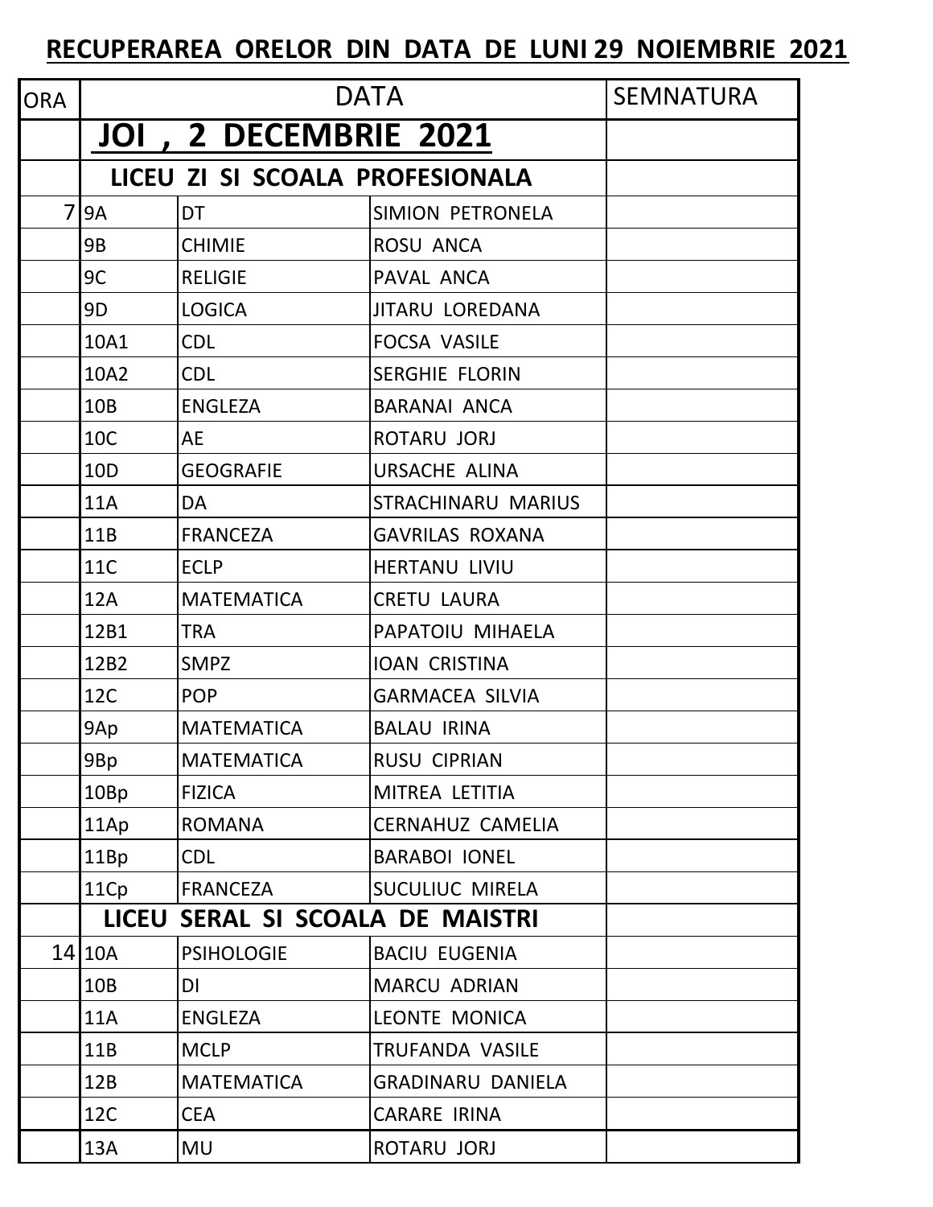## RECUPERAREA ORELOR DIN DATA DE LUNI 29 NOIEMBRIE 2021

| ORA | DATA | | | SEMNATURA |
|---|---|---|---|---|
| | **JOI , 2 DECEMBRIE 2021** | | | |
| | **LICEU ZI SI SCOALA PROFESIONALA** | | | |
| 7 | 9A | DT | SIMION PETRONELA | |
| | 9B | CHIMIE | ROSU ANCA | |
| | 9C | RELIGIE | PAVAL ANCA | |
| | 9D | LOGICA | JITARU LOREDANA | |
| | 10A1 | CDL | FOCSA VASILE | |
| | 10A2 | CDL | SERGHIE FLORIN | |
| | 10B | ENGLEZA | BARANAI ANCA | |
| | 10C | AE | ROTARU JORJ | |
| | 10D | GEOGRAFIE | URSACHE ALINA | |
| | 11A | DA | STRACHINARU MARIUS | |
| | 11B | FRANCEZA | GAVRILAS ROXANA | |
| | 11C | ECLP | HERTANU LIVIU | |
| | 12A | MATEMATICA | CRETU LAURA | |
| | 12B1 | TRA | PAPATOIU MIHAELA | |
| | 12B2 | SMPZ | IOAN CRISTINA | |
| | 12C | POP | GARMACEA SILVIA | |
| | 9Ap | MATEMATICA | BALAU IRINA | |
| | 9Bp | MATEMATICA | RUSU CIPRIAN | |
| | 10Bp | FIZICA | MITREA LETITIA | |
| | 11Ap | ROMANA | CERNAHUZ CAMELIA | |
| | 11Bp | CDL | BARABOI IONEL | |
| | 11Cp | FRANCEZA | SUCULIUC MIRELA | |
| | **LICEU SERAL SI SCOALA DE MAISTRI** | | | |
| 14 | 10A | PSIHOLOGIE | BACIU EUGENIA | |
| | 10B | DI | MARCU ADRIAN | |
| | 11A | ENGLEZA | LEONTE MONICA | |
| | 11B | MCLP | TRUFANDA VASILE | |
| | 12B | MATEMATICA | GRADINARU DANIELA | |
| | 12C | CEA | CARARE IRINA | |
| | 13A | MU | ROTARU JORJ | |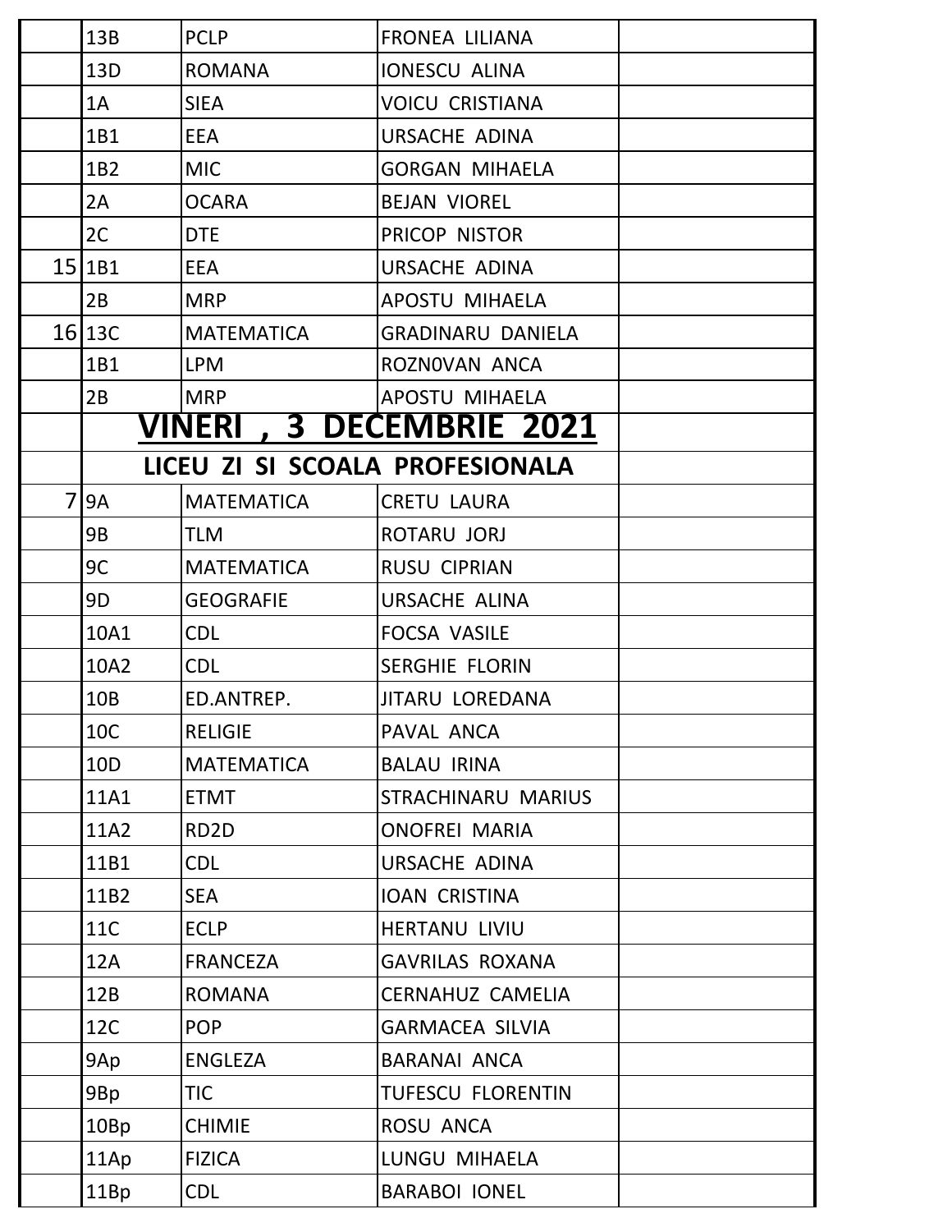|  |  |  |  |  |
|---|---|---|---|---|
|  | 13B | PCLP | FRONEA LILIANA |  |
|  | 13D | ROMANA | IONESCU ALINA |  |
|  | 1A | SIEA | VOICU CRISTIANA |  |
|  | 1B1 | EEA | URSACHE ADINA |  |
|  | 1B2 | MIC | GORGAN MIHAELA |  |
|  | 2A | OCARA | BEJAN VIOREL |  |
|  | 2C | DTE | PRICOP NISTOR |  |
| 15 | 1B1 | EEA | URSACHE ADINA |  |
|  | 2B | MRP | APOSTU MIHAELA |  |
| 16 | 13C | MATEMATICA | GRADINARU DANIELA |  |
|  | 1B1 | LPM | ROZN0VAN ANCA |  |
|  | 2B | MRP | APOSTU MIHAELA |  |
|  | **VINERI , 3 DECEMBRIE 2021** |  |  |  |
|  | **LICEU ZI SI SCOALA PROFESIONALA** |  |  |  |
| 7 | 9A | MATEMATICA | CRETU LAURA |  |
|  | 9B | TLM | ROTARU JORJ |  |
|  | 9C | MATEMATICA | RUSU CIPRIAN |  |
|  | 9D | GEOGRAFIE | URSACHE ALINA |  |
|  | 10A1 | CDL | FOCSA VASILE |  |
|  | 10A2 | CDL | SERGHIE FLORIN |  |
|  | 10B | ED.ANTREP. | JITARU LOREDANA |  |
|  | 10C | RELIGIE | PAVAL ANCA |  |
|  | 10D | MATEMATICA | BALAU IRINA |  |
|  | 11A1 | ETMT | STRACHINARU MARIUS |  |
|  | 11A2 | RD2D | ONOFREI MARIA |  |
|  | 11B1 | CDL | URSACHE ADINA |  |
|  | 11B2 | SEA | IOAN CRISTINA |  |
|  | 11C | ECLP | HERTANU LIVIU |  |
|  | 12A | FRANCEZA | GAVRILAS ROXANA |  |
|  | 12B | ROMANA | CERNAHUZ CAMELIA |  |
|  | 12C | POP | GARMACEA SILVIA |  |
|  | 9Ap | ENGLEZA | BARANAI ANCA |  |
|  | 9Bp | TIC | TUFESCU FLORENTIN |  |
|  | 10Bp | CHIMIE | ROSU ANCA |  |
|  | 11Ap | FIZICA | LUNGU MIHAELA |  |
|  | 11Bp | CDL | BARABOI IONEL |  |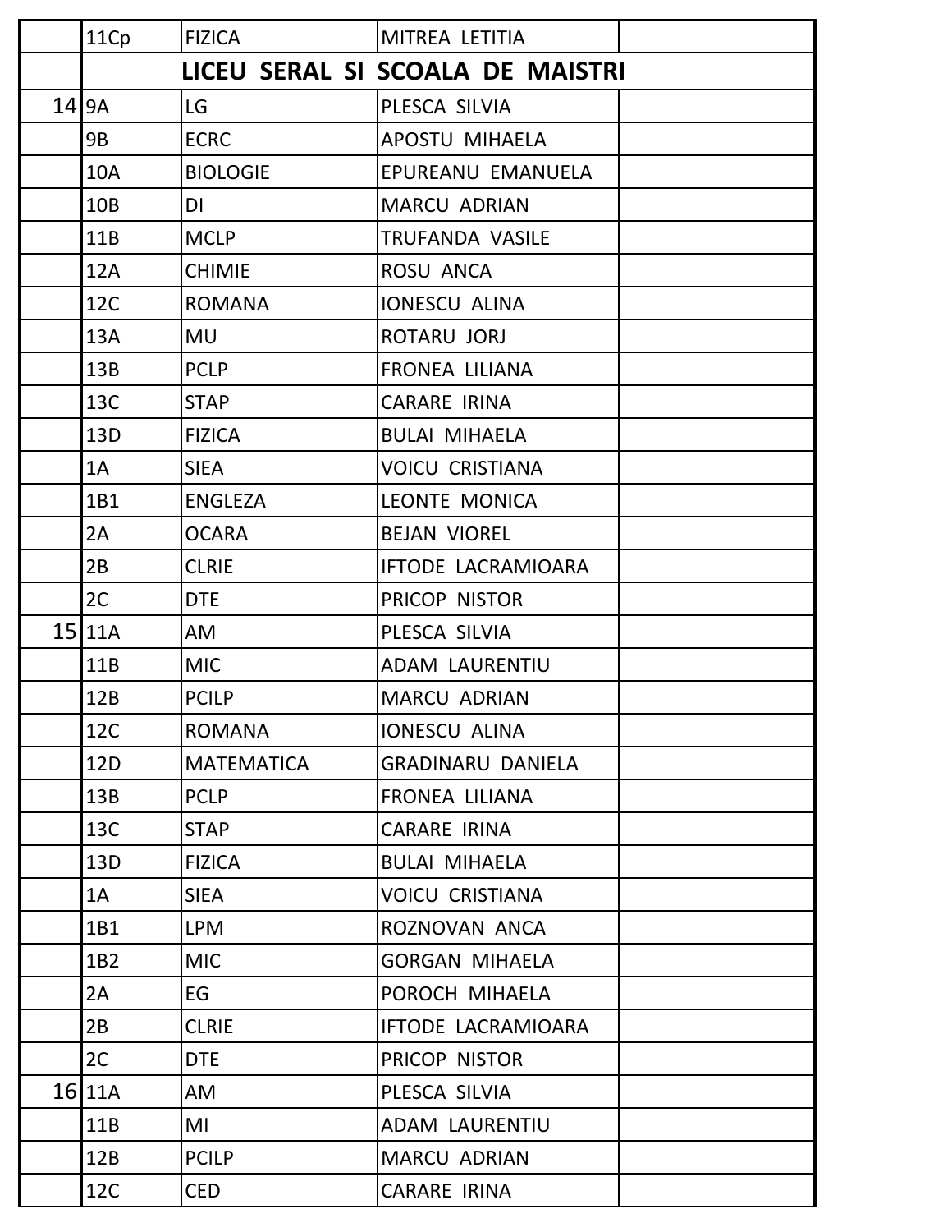|  | 11Cp | FIZICA | MITREA LETITIA |  |
|---|---|---|---|---|
|  | **LICEU SERAL SI SCOALA DE MAISTRI** | | | |
| 14 | 9A | LG | PLESCA SILVIA |  |
|  | 9B | ECRC | APOSTU MIHAELA |  |
|  | 10A | BIOLOGIE | EPUREANU EMANUELA |  |
|  | 10B | DI | MARCU ADRIAN |  |
|  | 11B | MCLP | TRUFANDA VASILE |  |
|  | 12A | CHIMIE | ROSU ANCA |  |
|  | 12C | ROMANA | IONESCU ALINA |  |
|  | 13A | MU | ROTARU JORJ |  |
|  | 13B | PCLP | FRONEA LILIANA |  |
|  | 13C | STAP | CARARE IRINA |  |
|  | 13D | FIZICA | BULAI MIHAELA |  |
|  | 1A | SIEA | VOICU CRISTIANA |  |
|  | 1B1 | ENGLEZA | LEONTE MONICA |  |
|  | 2A | OCARA | BEJAN VIOREL |  |
|  | 2B | CLRIE | IFTODE LACRAMIOARA |  |
|  | 2C | DTE | PRICOP NISTOR |  |
| 15 | 11A | AM | PLESCA SILVIA |  |
|  | 11B | MIC | ADAM LAURENTIU |  |
|  | 12B | PCILP | MARCU ADRIAN |  |
|  | 12C | ROMANA | IONESCU ALINA |  |
|  | 12D | MATEMATICA | GRADINARU DANIELA |  |
|  | 13B | PCLP | FRONEA LILIANA |  |
|  | 13C | STAP | CARARE IRINA |  |
|  | 13D | FIZICA | BULAI MIHAELA |  |
|  | 1A | SIEA | VOICU CRISTIANA |  |
|  | 1B1 | LPM | ROZNOVAN ANCA |  |
|  | 1B2 | MIC | GORGAN MIHAELA |  |
|  | 2A | EG | POROCH MIHAELA |  |
|  | 2B | CLRIE | IFTODE LACRAMIOARA |  |
|  | 2C | DTE | PRICOP NISTOR |  |
| 16 | 11A | AM | PLESCA SILVIA |  |
|  | 11B | MI | ADAM LAURENTIU |  |
|  | 12B | PCILP | MARCU ADRIAN |  |
|  | 12C | CED | CARARE IRINA |  |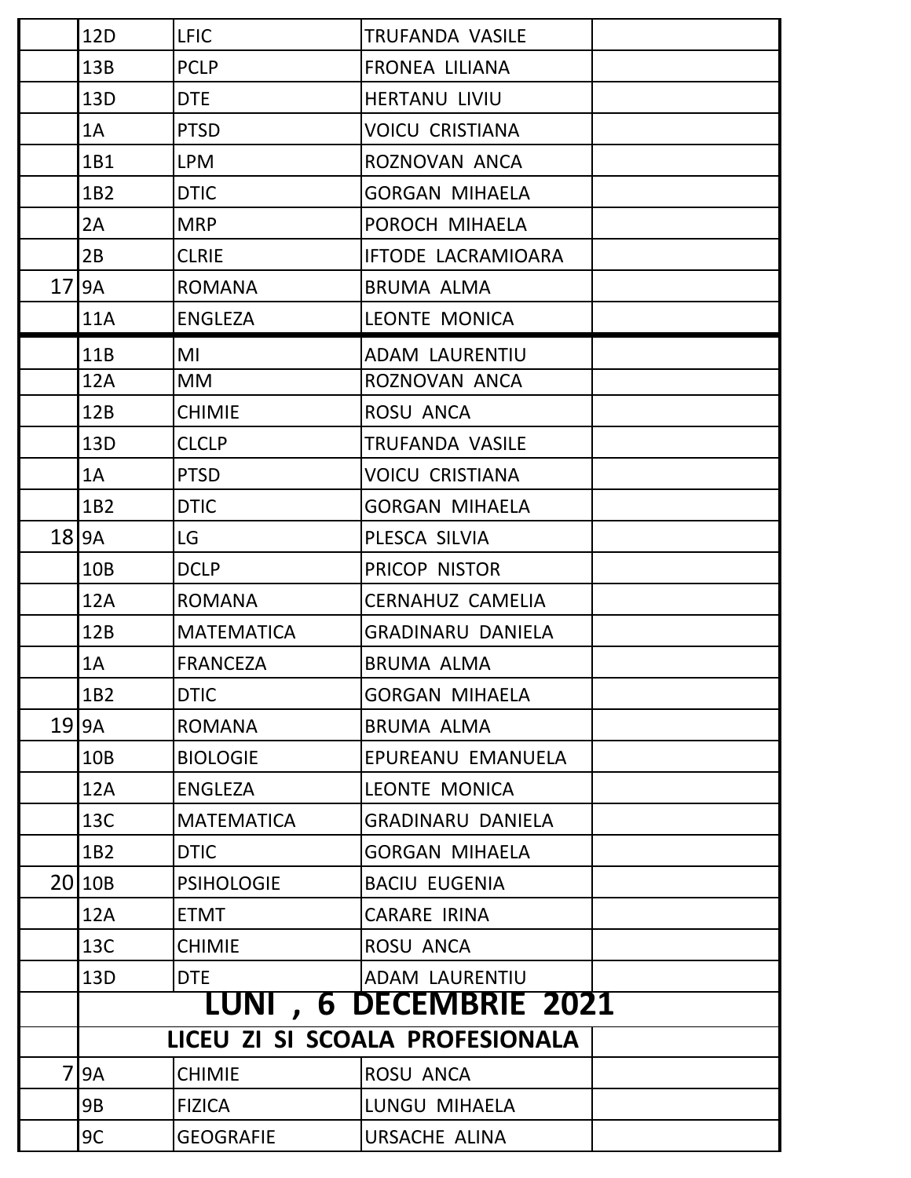|  | 12D | LFIC | TRUFANDA VASILE |  |
|---|---|---|---|---|
|  | 13B | PCLP | FRONEA LILIANA |  |
|  | 13D | DTE | HERTANU LIVIU |  |
|  | 1A | PTSD | VOICU CRISTIANA |  |
|  | 1B1 | LPM | ROZNOVAN ANCA |  |
|  | 1B2 | DTIC | GORGAN MIHAELA |  |
|  | 2A | MRP | POROCH MIHAELA |  |
|  | 2B | CLRIE | IFTODE LACRAMIOARA |  |
| 17 | 9A | ROMANA | BRUMA ALMA |  |
|  | 11A | ENGLEZA | LEONTE MONICA |  |
|  | 11B | MI | ADAM LAURENTIU |  |
|  | 12A | MM | ROZNOVAN ANCA |  |
|  | 12B | CHIMIE | ROSU ANCA |  |
|  | 13D | CLCLP | TRUFANDA VASILE |  |
|  | 1A | PTSD | VOICU CRISTIANA |  |
|  | 1B2 | DTIC | GORGAN MIHAELA |  |
| 18 | 9A | LG | PLESCA SILVIA |  |
|  | 10B | DCLP | PRICOP NISTOR |  |
|  | 12A | ROMANA | CERNAHUZ CAMELIA |  |
|  | 12B | MATEMATICA | GRADINARU DANIELA |  |
|  | 1A | FRANCEZA | BRUMA ALMA |  |
|  | 1B2 | DTIC | GORGAN MIHAELA |  |
| 19 | 9A | ROMANA | BRUMA ALMA |  |
|  | 10B | BIOLOGIE | EPUREANU EMANUELA |  |
|  | 12A | ENGLEZA | LEONTE MONICA |  |
|  | 13C | MATEMATICA | GRADINARU DANIELA |  |
|  | 1B2 | DTIC | GORGAN MIHAELA |  |
| 20 | 10B | PSIHOLOGIE | BACIU EUGENIA |  |
|  | 12A | ETMT | CARARE IRINA |  |
|  | 13C | CHIMIE | ROSU ANCA |  |
|  | 13D | DTE | ADAM LAURENTIU |  |
|  | **LUNI , 6 DECEMBRIE 2021** |  |  |  |
|  | **LICEU ZI SI SCOALA PROFESIONALA** |  |  |  |
| 7 | 9A | CHIMIE | ROSU ANCA |  |
|  | 9B | FIZICA | LUNGU MIHAELA |  |
|  | 9C | GEOGRAFIE | URSACHE ALINA |  |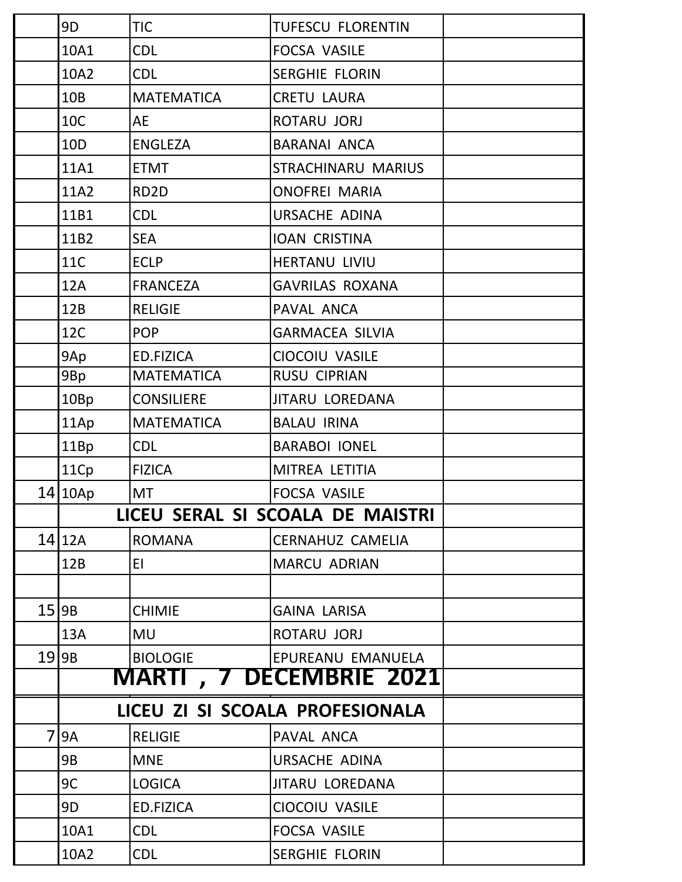| | | | | |
|---|---|---|---|---|
| | 9D | TIC | TUFESCU FLORENTIN | |
| | 10A1 | CDL | FOCSA VASILE | |
| | 10A2 | CDL | SERGHIE FLORIN | |
| | 10B | MATEMATICA | CRETU LAURA | |
| | 10C | AE | ROTARU JORJ | |
| | 10D | ENGLEZA | BARANAI ANCA | |
| | 11A1 | ETMT | STRACHINARU MARIUS | |
| | 11A2 | RD2D | ONOFREI MARIA | |
| | 11B1 | CDL | URSACHE ADINA | |
| | 11B2 | SEA | IOAN CRISTINA | |
| | 11C | ECLP | HERTANU LIVIU | |
| | 12A | FRANCEZA | GAVRILAS ROXANA | |
| | 12B | RELIGIE | PAVAL ANCA | |
| | 12C | POP | GARMACEA SILVIA | |
| | 9Ap | ED.FIZICA | CIOCOIU VASILE | |
| | 9Bp | MATEMATICA | RUSU CIPRIAN | |
| | 10Bp | CONSILIERE | JITARU LOREDANA | |
| | 11Ap | MATEMATICA | BALAU IRINA | |
| | 11Bp | CDL | BARABOI IONEL | |
| | 11Cp | FIZICA | MITREA LETITIA | |
| 14 | 10Ap | MT | FOCSA VASILE | |
| | **LICEU SERAL SI SCOALA DE MAISTRI** | | | |
| 14 | 12A | ROMANA | CERNAHUZ CAMELIA | |
| | 12B | EI | MARCU ADRIAN | |
| | | | | |
| 15 | 9B | CHIMIE | GAINA LARISA | |
| | 13A | MU | ROTARU JORJ | |
| 19 | 9B | BIOLOGIE | EPUREANU EMANUELA | |
| | **MARTI , 7 DECEMBRIE 2021** | | | |
| | **LICEU ZI SI SCOALA PROFESIONALA** | | | |
| 7 | 9A | RELIGIE | PAVAL ANCA | |
| | 9B | MNE | URSACHE ADINA | |
| | 9C | LOGICA | JITARU LOREDANA | |
| | 9D | ED.FIZICA | CIOCOIU VASILE | |
| | 10A1 | CDL | FOCSA VASILE | |
| | 10A2 | CDL | SERGHIE FLORIN | |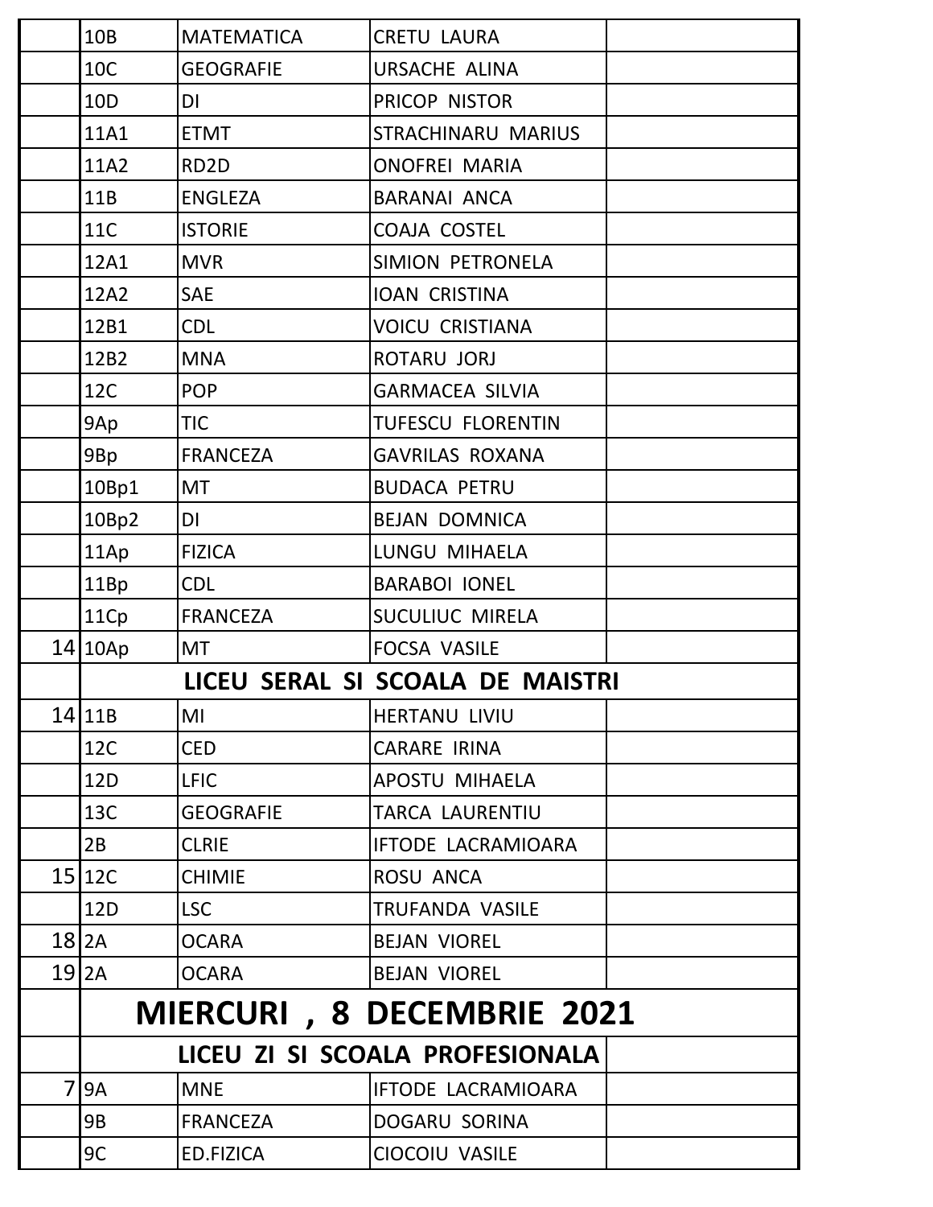| | | | | |
|---|---|---|---|---|
| | 10B | MATEMATICA | CRETU LAURA | |
| | 10C | GEOGRAFIE | URSACHE ALINA | |
| | 10D | DI | PRICOP NISTOR | |
| | 11A1 | ETMT | STRACHINARU MARIUS | |
| | 11A2 | RD2D | ONOFREI MARIA | |
| | 11B | ENGLEZA | BARANAI ANCA | |
| | 11C | ISTORIE | COAJA COSTEL | |
| | 12A1 | MVR | SIMION PETRONELA | |
| | 12A2 | SAE | IOAN CRISTINA | |
| | 12B1 | CDL | VOICU CRISTIANA | |
| | 12B2 | MNA | ROTARU JORJ | |
| | 12C | POP | GARMACEA SILVIA | |
| | 9Ap | TIC | TUFESCU FLORENTIN | |
| | 9Bp | FRANCEZA | GAVRILAS ROXANA | |
| | 10Bp1 | MT | BUDACA PETRU | |
| | 10Bp2 | DI | BEJAN DOMNICA | |
| | 11Ap | FIZICA | LUNGU MIHAELA | |
| | 11Bp | CDL | BARABOI IONEL | |
| | 11Cp | FRANCEZA | SUCULIUC MIRELA | |
| 14 | 10Ap | MT | FOCSA VASILE | |
| | **LICEU SERAL SI SCOALA DE MAISTRI** | | | |
| 14 | 11B | MI | HERTANU LIVIU | |
| | 12C | CED | CARARE IRINA | |
| | 12D | LFIC | APOSTU MIHAELA | |
| | 13C | GEOGRAFIE | TARCA LAURENTIU | |
| | 2B | CLRIE | IFTODE LACRAMIOARA | |
| 15 | 12C | CHIMIE | ROSU ANCA | |
| | 12D | LSC | TRUFANDA VASILE | |
| 18 | 2A | OCARA | BEJAN VIOREL | |
| 19 | 2A | OCARA | BEJAN VIOREL | |
| | **MIERCURI , 8 DECEMBRIE 2021** | | | |
| | **LICEU ZI SI SCOALA PROFESIONALA** | | | |
| 7 | 9A | MNE | IFTODE LACRAMIOARA | |
| | 9B | FRANCEZA | DOGARU SORINA | |
| | 9C | ED.FIZICA | CIOCOIU VASILE | |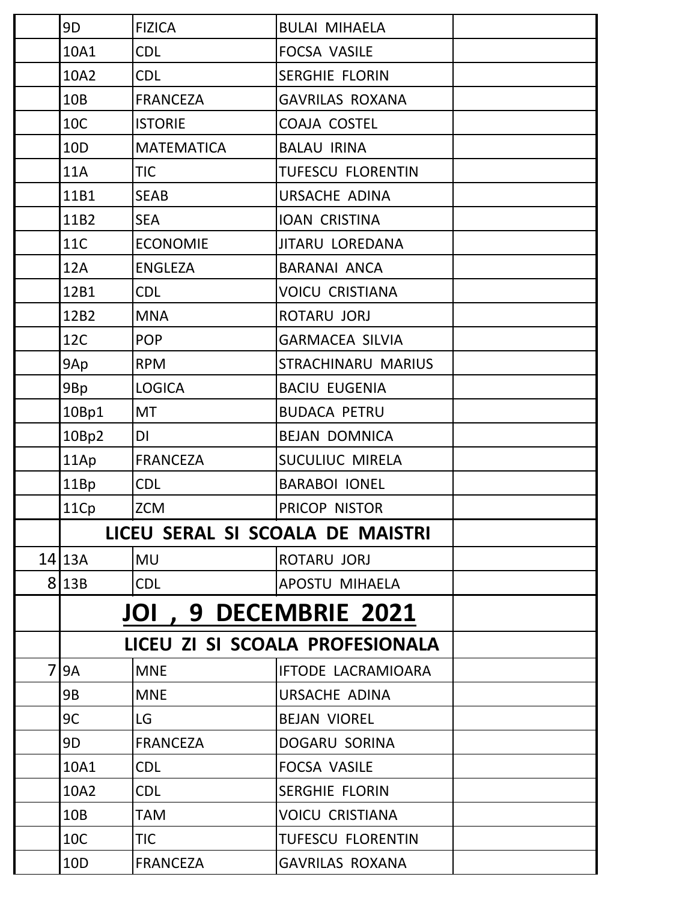|  |  |  |  |  |
|---|---|---|---|---|
|  | 9D | FIZICA | BULAI MIHAELA |  |
|  | 10A1 | CDL | FOCSA VASILE |  |
|  | 10A2 | CDL | SERGHIE FLORIN |  |
|  | 10B | FRANCEZA | GAVRILAS ROXANA |  |
|  | 10C | ISTORIE | COAJA COSTEL |  |
|  | 10D | MATEMATICA | BALAU IRINA |  |
|  | 11A | TIC | TUFESCU FLORENTIN |  |
|  | 11B1 | SEAB | URSACHE ADINA |  |
|  | 11B2 | SEA | IOAN CRISTINA |  |
|  | 11C | ECONOMIE | JITARU LOREDANA |  |
|  | 12A | ENGLEZA | BARANAI ANCA |  |
|  | 12B1 | CDL | VOICU CRISTIANA |  |
|  | 12B2 | MNA | ROTARU JORJ |  |
|  | 12C | POP | GARMACEA SILVIA |  |
|  | 9Ap | RPM | STRACHINARU MARIUS |  |
|  | 9Bp | LOGICA | BACIU EUGENIA |  |
|  | 10Bp1 | MT | BUDACA PETRU |  |
|  | 10Bp2 | DI | BEJAN DOMNICA |  |
|  | 11Ap | FRANCEZA | SUCULIUC MIRELA |  |
|  | 11Bp | CDL | BARABOI IONEL |  |
|  | 11Cp | ZCM | PRICOP NISTOR |  |
|  | **LICEU SERAL SI SCOALA DE MAISTRI** |  |  |  |
| 14 | 13A | MU | ROTARU JORJ |  |
| 8 | 13B | CDL | APOSTU MIHAELA |  |
|  | **JOI , 9 DECEMBRIE 2021** |  |  |  |
|  | **LICEU ZI SI SCOALA PROFESIONALA** |  |  |  |
| 7 | 9A | MNE | IFTODE LACRAMIOARA |  |
|  | 9B | MNE | URSACHE ADINA |  |
|  | 9C | LG | BEJAN VIOREL |  |
|  | 9D | FRANCEZA | DOGARU SORINA |  |
|  | 10A1 | CDL | FOCSA VASILE |  |
|  | 10A2 | CDL | SERGHIE FLORIN |  |
|  | 10B | TAM | VOICU CRISTIANA |  |
|  | 10C | TIC | TUFESCU FLORENTIN |  |
|  | 10D | FRANCEZA | GAVRILAS ROXANA |  |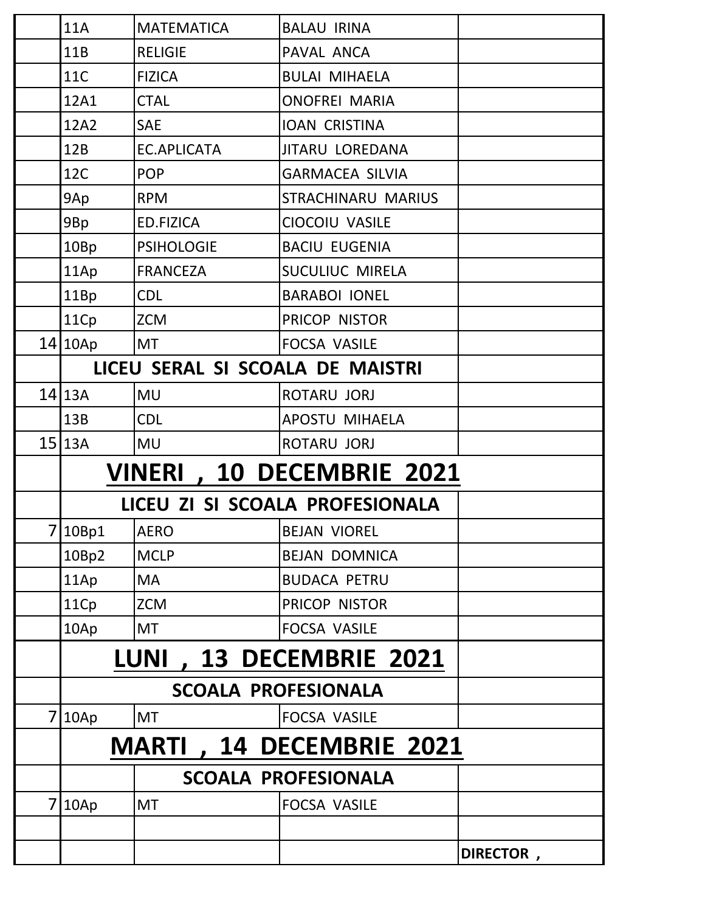| | | | | |
|---|---|---|---|---|
| | 11A | MATEMATICA | BALAU IRINA | |
| | 11B | RELIGIE | PAVAL ANCA | |
| | 11C | FIZICA | BULAI MIHAELA | |
| | 12A1 | CTAL | ONOFREI MARIA | |
| | 12A2 | SAE | IOAN CRISTINA | |
| | 12B | EC.APLICATA | JITARU LOREDANA | |
| | 12C | POP | GARMACEA SILVIA | |
| | 9Ap | RPM | STRACHINARU MARIUS | |
| | 9Bp | ED.FIZICA | CIOCOIU VASILE | |
| | 10Bp | PSIHOLOGIE | BACIU EUGENIA | |
| | 11Ap | FRANCEZA | SUCULIUC MIRELA | |
| | 11Bp | CDL | BARABOI IONEL | |
| | 11Cp | ZCM | PRICOP NISTOR | |
| 14 | 10Ap | MT | FOCSA VASILE | |
| | **LICEU SERAL SI SCOALA DE MAISTRI** | | | |
| 14 | 13A | MU | ROTARU JORJ | |
| | 13B | CDL | APOSTU MIHAELA | |
| 15 | 13A | MU | ROTARU JORJ | |
| | **VINERI , 10 DECEMBRIE 2021** | | | |
| | **LICEU ZI SI SCOALA PROFESIONALA** | | | |
| 7 | 10Bp1 | AERO | BEJAN VIOREL | |
| | 10Bp2 | MCLP | BEJAN DOMNICA | |
| | 11Ap | MA | BUDACA PETRU | |
| | 11Cp | ZCM | PRICOP NISTOR | |
| | 10Ap | MT | FOCSA VASILE | |
| | **LUNI , 13 DECEMBRIE 2021** | | | |
| | **SCOALA PROFESIONALA** | | | |
| 7 | 10Ap | MT | FOCSA VASILE | |
| | **MARTI , 14 DECEMBRIE 2021** | | | |
| | | **SCOALA PROFESIONALA** | | |
| 7 | 10Ap | MT | FOCSA VASILE | |
| | | | | |
| | | | | **DIRECTOR ,** |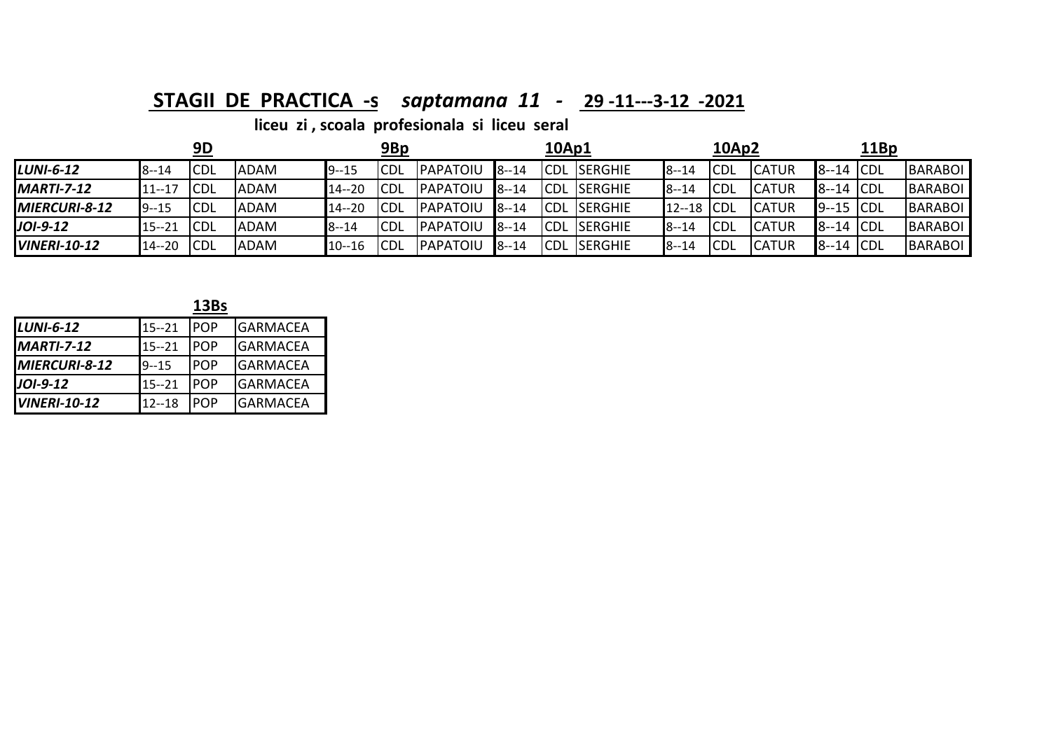## STAGII DE PRACTICA -s *saptamana 11* - 29 -11---3-12 -2021

**liceu zi , scoala profesionala si liceu seral**

| | 9D | | | 9Bp | | | 10Ap1 | | | 10Ap2 | | | 11Bp | | |
|---|---|---|---|---|---|---|---|---|---|---|---|---|---|---|---|
| ***LUNI-6-12*** | 8--14 | CDL | ADAM | 9--15 | CDL | PAPATOIU | 8--14 | CDL | SERGHIE | 8--14 | CDL | CATUR | 8--14 | CDL | BARABOI |
| ***MARTI-7-12*** | 11--17 | CDL | ADAM | 14--20 | CDL | PAPATOIU | 8--14 | CDL | SERGHIE | 8--14 | CDL | CATUR | 8--14 | CDL | BARABOI |
| ***MIERCURI-8-12*** | 9--15 | CDL | ADAM | 14--20 | CDL | PAPATOIU | 8--14 | CDL | SERGHIE | 12--18 | CDL | CATUR | 9--15 | CDL | BARABOI |
| ***JOI-9-12*** | 15--21 | CDL | ADAM | 8--14 | CDL | PAPATOIU | 8--14 | CDL | SERGHIE | 8--14 | CDL | CATUR | 8--14 | CDL | BARABOI |
| ***VINERI-10-12*** | 14--20 | CDL | ADAM | 10--16 | CDL | PAPATOIU | 8--14 | CDL | SERGHIE | 8--14 | CDL | CATUR | 8--14 | CDL | BARABOI |

| | 13Bs | | |
|---|---|---|---|
| ***LUNI-6-12*** | 15--21 | POP | GARMACEA |
| ***MARTI-7-12*** | 15--21 | POP | GARMACEA |
| ***MIERCURI-8-12*** | 9--15 | POP | GARMACEA |
| ***JOI-9-12*** | 15--21 | POP | GARMACEA |
| ***VINERI-10-12*** | 12--18 | POP | GARMACEA |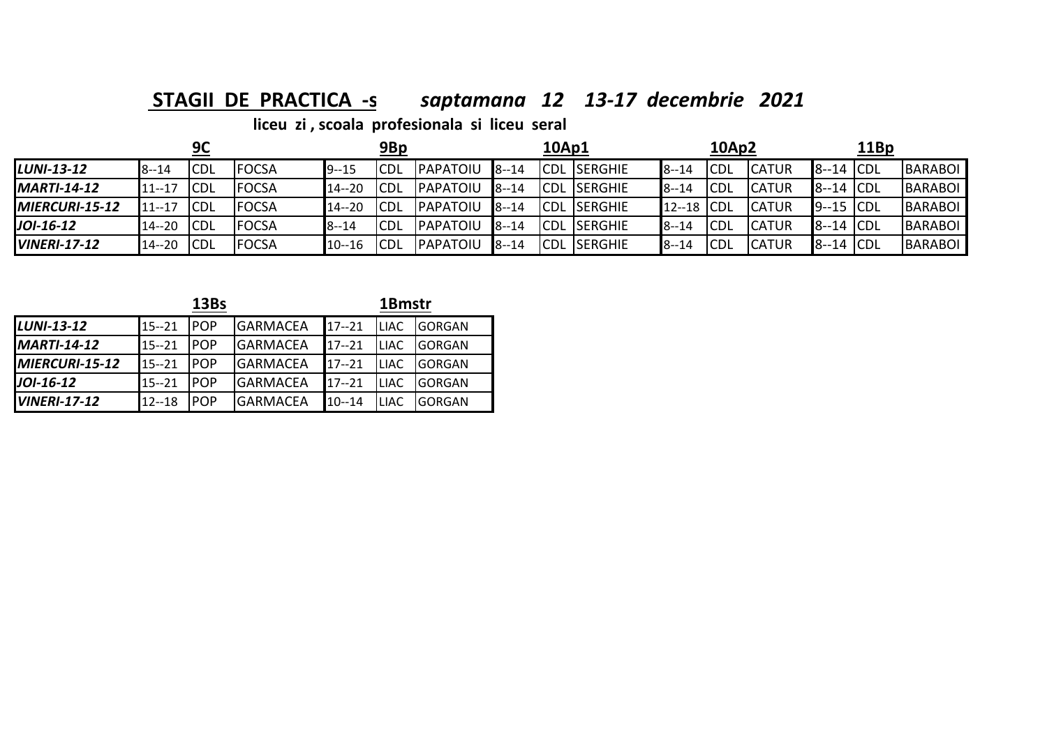## STAGII DE PRACTICA -s *saptamana 12 13-17 decembrie 2021*

**liceu zi , scoala profesionala si liceu seral**

| | 9C | | | 9Bp | | | 10Ap1 | | | 10Ap2 | | | 11Bp | | |
|---|---|---|---|---|---|---|---|---|---|---|---|---|---|---|---|
| ***LUNI-13-12*** | 8--14 | CDL | FOCSA | 9--15 | CDL | PAPATOIU | 8--14 | CDL | SERGHIE | 8--14 | CDL | CATUR | 8--14 | CDL | BARABOI |
| ***MARTI-14-12*** | 11--17 | CDL | FOCSA | 14--20 | CDL | PAPATOIU | 8--14 | CDL | SERGHIE | 8--14 | CDL | CATUR | 8--14 | CDL | BARABOI |
| ***MIERCURI-15-12*** | 11--17 | CDL | FOCSA | 14--20 | CDL | PAPATOIU | 8--14 | CDL | SERGHIE | 12--18 | CDL | CATUR | 9--15 | CDL | BARABOI |
| ***JOI-16-12*** | 14--20 | CDL | FOCSA | 8--14 | CDL | PAPATOIU | 8--14 | CDL | SERGHIE | 8--14 | CDL | CATUR | 8--14 | CDL | BARABOI |
| ***VINERI-17-12*** | 14--20 | CDL | FOCSA | 10--16 | CDL | PAPATOIU | 8--14 | CDL | SERGHIE | 8--14 | CDL | CATUR | 8--14 | CDL | BARABOI |

| | 13Bs | | | 1Bmstr | | |
|---|---|---|---|---|---|---|
| ***LUNI-13-12*** | 15--21 | POP | GARMACEA | 17--21 | LIAC | GORGAN |
| ***MARTI-14-12*** | 15--21 | POP | GARMACEA | 17--21 | LIAC | GORGAN |
| ***MIERCURI-15-12*** | 15--21 | POP | GARMACEA | 17--21 | LIAC | GORGAN |
| ***JOI-16-12*** | 15--21 | POP | GARMACEA | 17--21 | LIAC | GORGAN |
| ***VINERI-17-12*** | 12--18 | POP | GARMACEA | 10--14 | LIAC | GORGAN |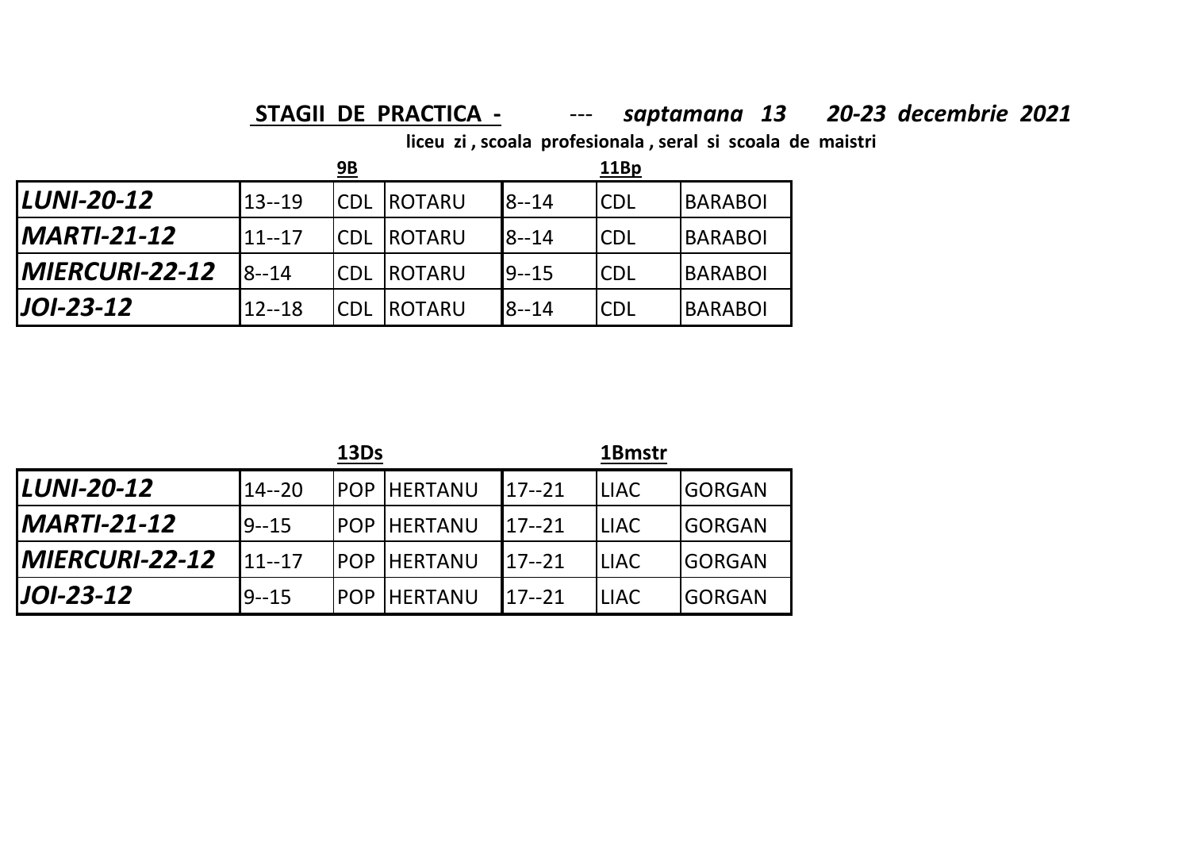**STAGII DE PRACTICA -** --- ***saptamana 13 20-23 decembrie 2021***

**liceu zi , scoala profesionala , seral si scoala de maistri**

| | 9B | | | 11Bp | | |
|---|---|---|---|---|---|---|
| ***LUNI-20-12*** | 13--19 | CDL | ROTARU | 8--14 | CDL | BARABOI |
| ***MARTI-21-12*** | 11--17 | CDL | ROTARU | 8--14 | CDL | BARABOI |
| ***MIERCURI-22-12*** | 8--14 | CDL | ROTARU | 9--15 | CDL | BARABOI |
| ***JOI-23-12*** | 12--18 | CDL | ROTARU | 8--14 | CDL | BARABOI |

| | 13Ds | | | 1Bmstr | | |
|---|---|---|---|---|---|---|
| ***LUNI-20-12*** | 14--20 | POP | HERTANU | 17--21 | LIAC | GORGAN |
| ***MARTI-21-12*** | 9--15 | POP | HERTANU | 17--21 | LIAC | GORGAN |
| ***MIERCURI-22-12*** | 11--17 | POP | HERTANU | 17--21 | LIAC | GORGAN |
| ***JOI-23-12*** | 9--15 | POP | HERTANU | 17--21 | LIAC | GORGAN |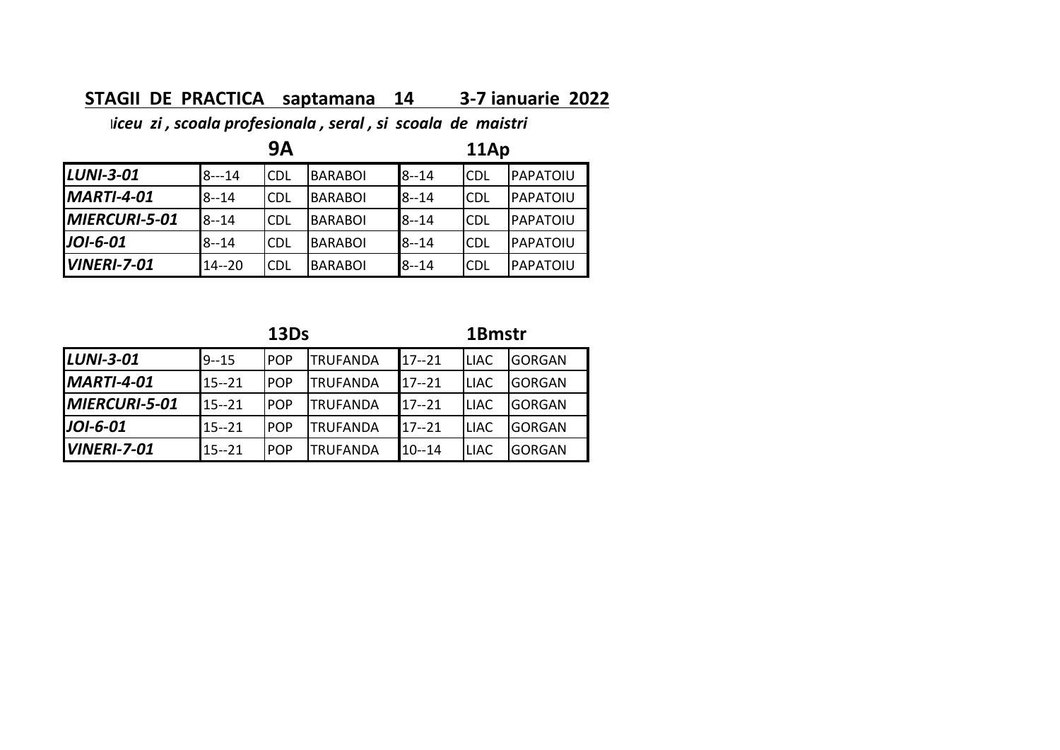## STAGII DE PRACTICA saptamana 14 3-7 ianuarie 2022

*liceu zi , scoala profesionala , seral , si scoala de maistri*

| | 9A | | | 11Ap | | |
|---|---|---|---|---|---|---|
| ***LUNI-3-01*** | 8---14 | CDL | BARABOI | 8--14 | CDL | PAPATOIU |
| ***MARTI-4-01*** | 8--14 | CDL | BARABOI | 8--14 | CDL | PAPATOIU |
| ***MIERCURI-5-01*** | 8--14 | CDL | BARABOI | 8--14 | CDL | PAPATOIU |
| ***JOI-6-01*** | 8--14 | CDL | BARABOI | 8--14 | CDL | PAPATOIU |
| ***VINERI-7-01*** | 14--20 | CDL | BARABOI | 8--14 | CDL | PAPATOIU |

| | 13Ds | | | 1Bmstr | | |
|---|---|---|---|---|---|---|
| ***LUNI-3-01*** | 9--15 | POP | TRUFANDA | 17--21 | LIAC | GORGAN |
| ***MARTI-4-01*** | 15--21 | POP | TRUFANDA | 17--21 | LIAC | GORGAN |
| ***MIERCURI-5-01*** | 15--21 | POP | TRUFANDA | 17--21 | LIAC | GORGAN |
| ***JOI-6-01*** | 15--21 | POP | TRUFANDA | 17--21 | LIAC | GORGAN |
| ***VINERI-7-01*** | 15--21 | POP | TRUFANDA | 10--14 | LIAC | GORGAN |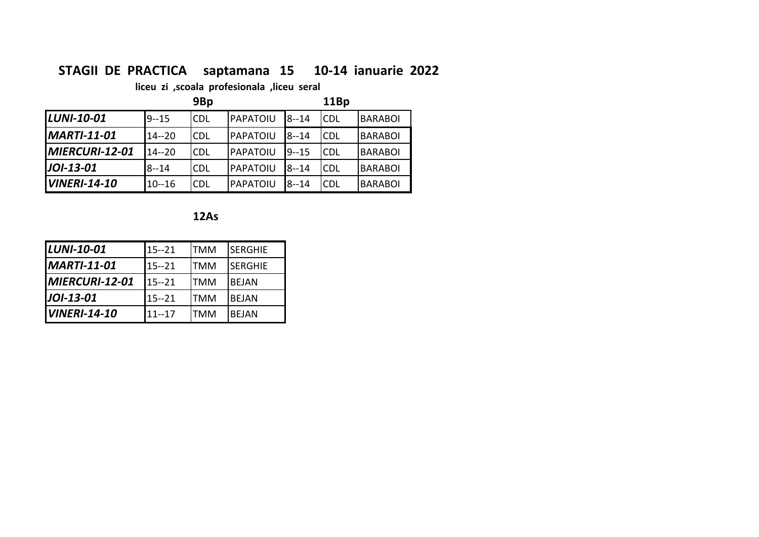## STAGII DE PRACTICA saptamana 15 10-14 ianuarie 2022

**liceu zi ,scoala profesionala ,liceu seral**

| | 9Bp | | | 11Bp | | |
|---|---|---|---|---|---|---|
| ***LUNI-10-01*** | 9--15 | CDL | PAPATOIU | 8--14 | CDL | BARABOI |
| ***MARTI-11-01*** | 14--20 | CDL | PAPATOIU | 8--14 | CDL | BARABOI |
| ***MIERCURI-12-01*** | 14--20 | CDL | PAPATOIU | 9--15 | CDL | BARABOI |
| ***JOI-13-01*** | 8--14 | CDL | PAPATOIU | 8--14 | CDL | BARABOI |
| ***VINERI-14-10*** | 10--16 | CDL | PAPATOIU | 8--14 | CDL | BARABOI |

**12As**

| | | | |
|---|---|---|---|
| ***LUNI-10-01*** | 15--21 | TMM | SERGHIE |
| ***MARTI-11-01*** | 15--21 | TMM | SERGHIE |
| ***MIERCURI-12-01*** | 15--21 | TMM | BEJAN |
| ***JOI-13-01*** | 15--21 | TMM | BEJAN |
| ***VINERI-14-10*** | 11--17 | TMM | BEJAN |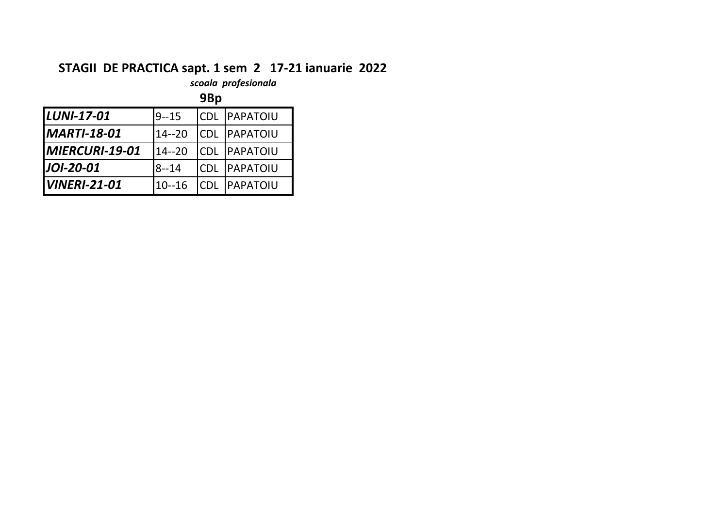## STAGII DE PRACTICA sapt. 1 sem 2 17-21 ianuarie 2022

***scoala profesionala***

**9Bp**

| | | | |
|---|---|---|---|
| ***LUNI-17-01*** | 9--15 | CDL | PAPATOIU |
| ***MARTI-18-01*** | 14--20 | CDL | PAPATOIU |
| ***MIERCURI-19-01*** | 14--20 | CDL | PAPATOIU |
| ***JOI-20-01*** | 8--14 | CDL | PAPATOIU |
| ***VINERI-21-01*** | 10--16 | CDL | PAPATOIU |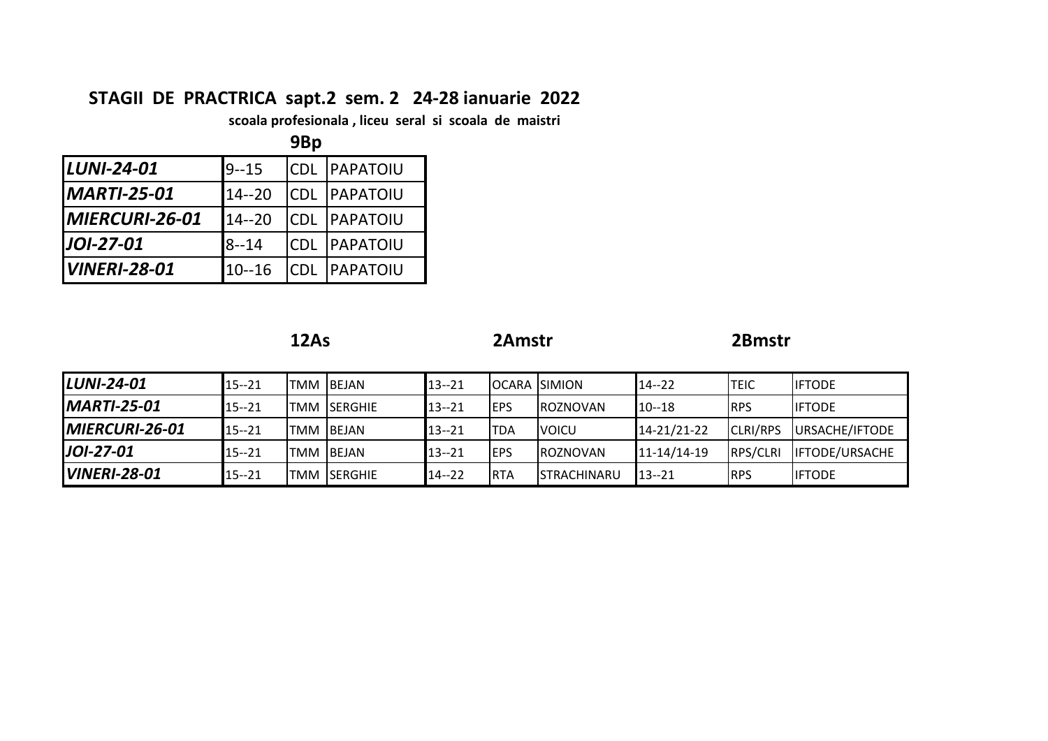## STAGII DE PRACTRICA sapt.2 sem. 2 24-28 ianuarie 2022

**scoala profesionala , liceu seral si scoala de maistri**

**9Bp**

| | | | |
|---|---|---|---|
| ***LUNI-24-01*** | 9--15 | CDL | PAPATOIU |
| ***MARTI-25-01*** | 14--20 | CDL | PAPATOIU |
| ***MIERCURI-26-01*** | 14--20 | CDL | PAPATOIU |
| ***JOI-27-01*** | 8--14 | CDL | PAPATOIU |
| ***VINERI-28-01*** | 10--16 | CDL | PAPATOIU |

| | **12As** | | | **2Amstr** | | | **2Bmstr** | | |
|---|---|---|---|---|---|---|---|---|---|
| ***LUNI-24-01*** | 15--21 | TMM | BEJAN | 13--21 | OCARA | SIMION | 14--22 | TEIC | IFTODE |
| ***MARTI-25-01*** | 15--21 | TMM | SERGHIE | 13--21 | EPS | ROZNOVAN | 10--18 | RPS | IFTODE |
| ***MIERCURI-26-01*** | 15--21 | TMM | BEJAN | 13--21 | TDA | VOICU | 14-21/21-22 | CLRI/RPS | URSACHE/IFTODE |
| ***JOI-27-01*** | 15--21 | TMM | BEJAN | 13--21 | EPS | ROZNOVAN | 11-14/14-19 | RPS/CLRI | IFTODE/URSACHE |
| ***VINERI-28-01*** | 15--21 | TMM | SERGHIE | 14--22 | RTA | STRACHINARU | 13--21 | RPS | IFTODE |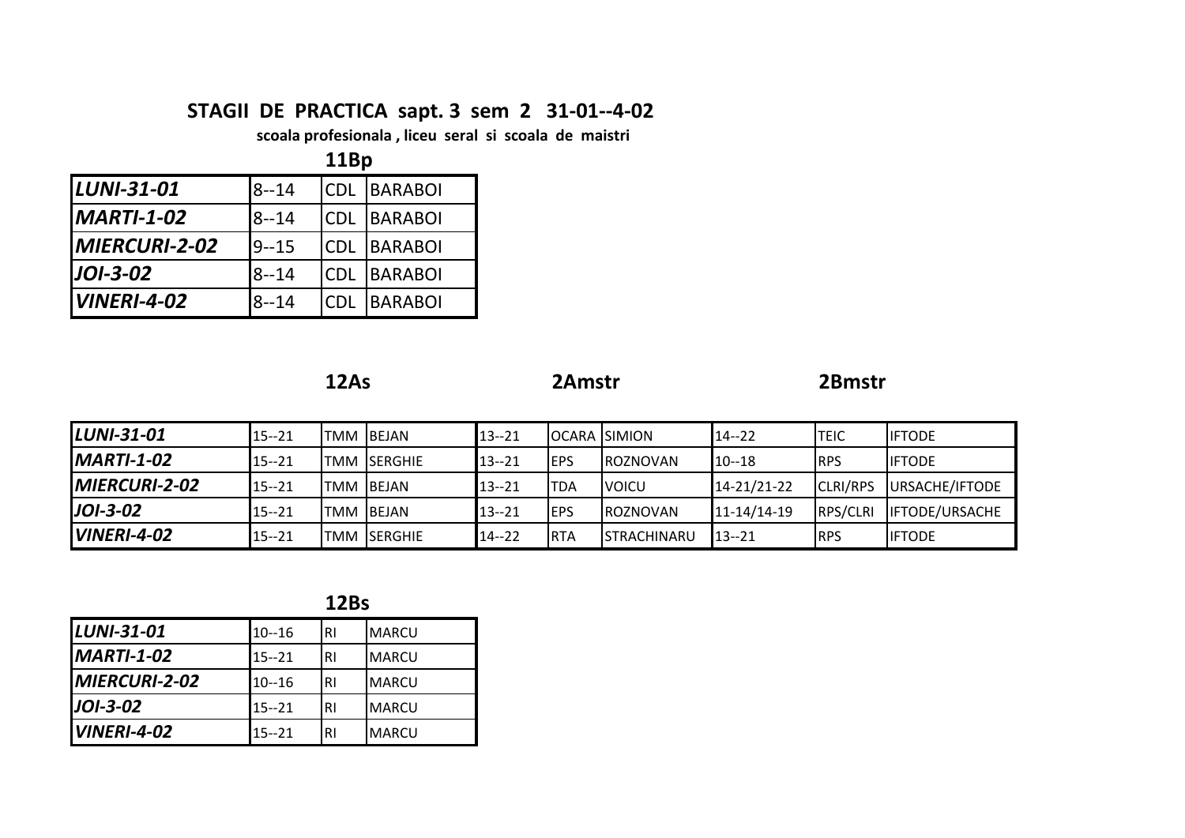## STAGII DE PRACTICA sapt. 3 sem 2 31-01--4-02

**scoala profesionala , liceu seral si scoala de maistri**

### 11Bp

| | | | |
|---|---|---|---|
| ***LUNI-31-01*** | 8--14 | CDL | BARABOI |
| ***MARTI-1-02*** | 8--14 | CDL | BARABOI |
| ***MIERCURI-2-02*** | 9--15 | CDL | BARABOI |
| ***JOI-3-02*** | 8--14 | CDL | BARABOI |
| ***VINERI-4-02*** | 8--14 | CDL | BARABOI |

| | 12As | | | 2Amstr | | | 2Bmstr | | |
|---|---|---|---|---|---|---|---|---|---|
| ***LUNI-31-01*** | 15--21 | TMM | BEJAN | 13--21 | OCARA | SIMION | 14--22 | TEIC | IFTODE |
| ***MARTI-1-02*** | 15--21 | TMM | SERGHIE | 13--21 | EPS | ROZNOVAN | 10--18 | RPS | IFTODE |
| ***MIERCURI-2-02*** | 15--21 | TMM | BEJAN | 13--21 | TDA | VOICU | 14-21/21-22 | CLRI/RPS | URSACHE/IFTODE |
| ***JOI-3-02*** | 15--21 | TMM | BEJAN | 13--21 | EPS | ROZNOVAN | 11-14/14-19 | RPS/CLRI | IFTODE/URSACHE |
| ***VINERI-4-02*** | 15--21 | TMM | SERGHIE | 14--22 | RTA | STRACHINARU | 13--21 | RPS | IFTODE |

### 12Bs

| | | | |
|---|---|---|---|
| ***LUNI-31-01*** | 10--16 | RI | MARCU |
| ***MARTI-1-02*** | 15--21 | RI | MARCU |
| ***MIERCURI-2-02*** | 10--16 | RI | MARCU |
| ***JOI-3-02*** | 15--21 | RI | MARCU |
| ***VINERI-4-02*** | 15--21 | RI | MARCU |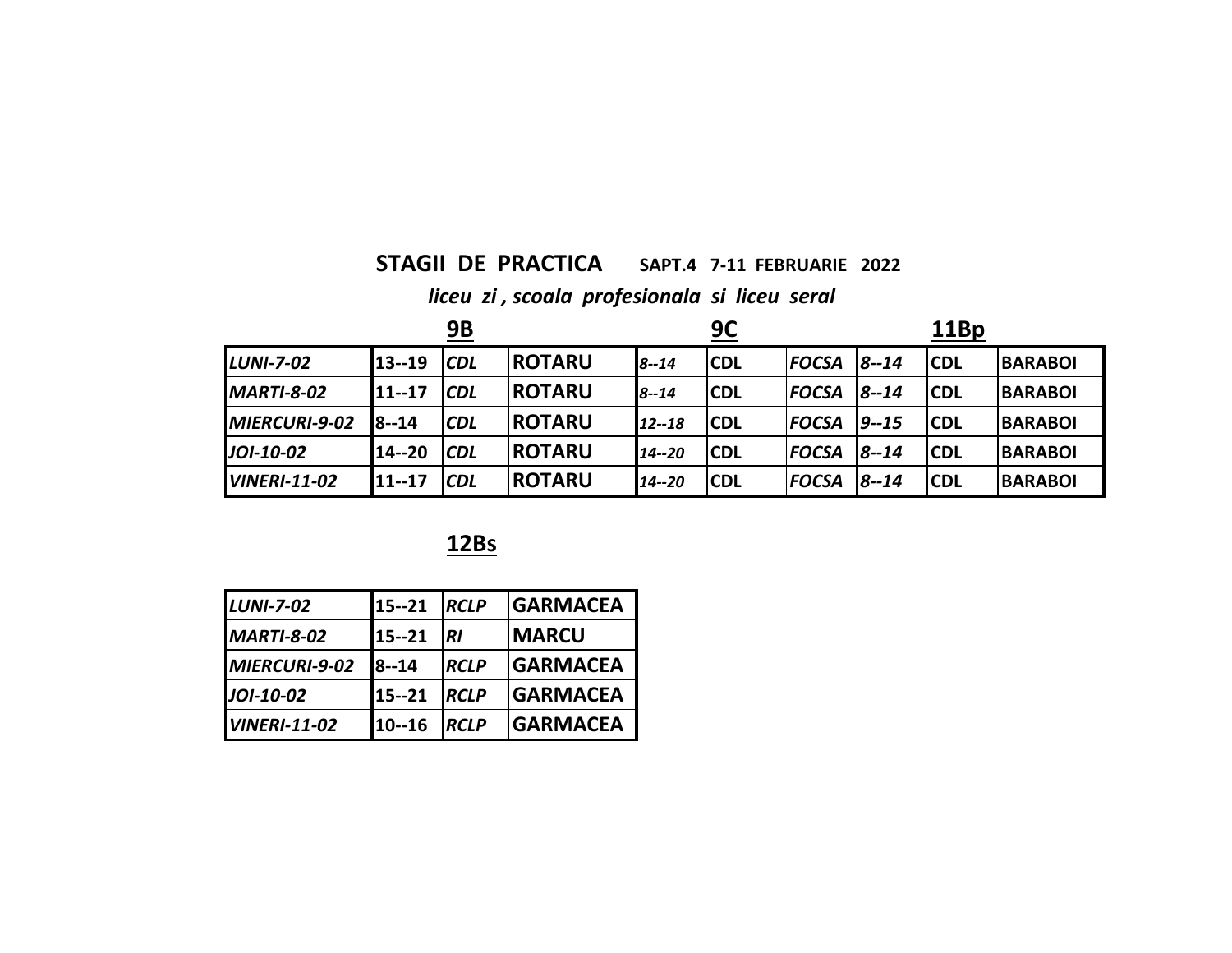**STAGII DE PRACTICA** **SAPT.4 7-11 FEBRUARIE 2022**

***liceu zi , scoala profesionala si liceu seral***

| | 9B | | | 9C | | | 11Bp | | |
|---|---|---|---|---|---|---|---|---|---|
| *LUNI-7-02* | 13--19 | *CDL* | ROTARU | *8--14* | CDL | *FOCSA* | *8--14* | CDL | BARABOI |
| *MARTI-8-02* | 11--17 | *CDL* | ROTARU | *8--14* | CDL | *FOCSA* | *8--14* | CDL | BARABOI |
| *MIERCURI-9-02* | 8--14 | *CDL* | ROTARU | *12--18* | CDL | *FOCSA* | *9--15* | CDL | BARABOI |
| *JOI-10-02* | 14--20 | *CDL* | ROTARU | *14--20* | CDL | *FOCSA* | *8--14* | CDL | BARABOI |
| *VINERI-11-02* | 11--17 | *CDL* | ROTARU | *14--20* | CDL | *FOCSA* | *8--14* | CDL | BARABOI |

| | 12Bs | | |
|---|---|---|---|
| *LUNI-7-02* | 15--21 | *RCLP* | GARMACEA |
| *MARTI-8-02* | 15--21 | *RI* | MARCU |
| *MIERCURI-9-02* | 8--14 | *RCLP* | GARMACEA |
| *JOI-10-02* | 15--21 | *RCLP* | GARMACEA |
| *VINERI-11-02* | 10--16 | *RCLP* | GARMACEA |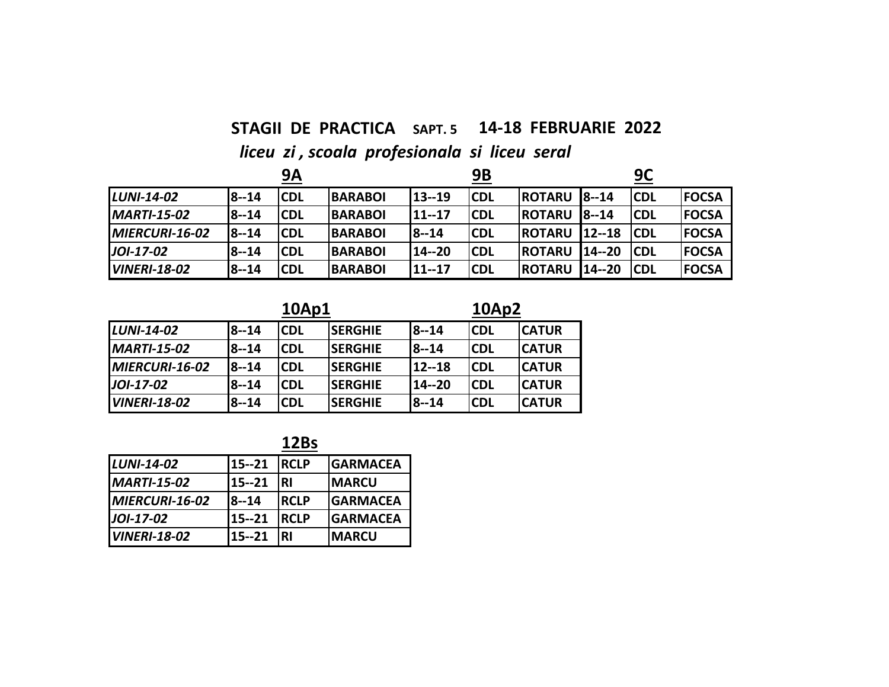**STAGII DE PRACTICA** SAPT. 5 **14-18 FEBRUARIE 2022**

***liceu zi , scoala profesionala si liceu seral***

| | **9A** | | | **9B** | | | **9C** | | |
|---|---|---|---|---|---|---|---|---|---|
| ***LUNI-14-02*** | **8--14** | **CDL** | **BARABOI** | **13--19** | **CDL** | **ROTARU** | **8--14** | **CDL** | **FOCSA** |
| ***MARTI-15-02*** | **8--14** | **CDL** | **BARABOI** | **11--17** | **CDL** | **ROTARU** | **8--14** | **CDL** | **FOCSA** |
| ***MIERCURI-16-02*** | **8--14** | **CDL** | **BARABOI** | **8--14** | **CDL** | **ROTARU** | **12--18** | **CDL** | **FOCSA** |
| ***JOI-17-02*** | **8--14** | **CDL** | **BARABOI** | **14--20** | **CDL** | **ROTARU** | **14--20** | **CDL** | **FOCSA** |
| ***VINERI-18-02*** | **8--14** | **CDL** | **BARABOI** | **11--17** | **CDL** | **ROTARU** | **14--20** | **CDL** | **FOCSA** |

| | **10Ap1** | | | **10Ap2** | | |
|---|---|---|---|---|---|---|
| ***LUNI-14-02*** | **8--14** | **CDL** | **SERGHIE** | **8--14** | **CDL** | **CATUR** |
| ***MARTI-15-02*** | **8--14** | **CDL** | **SERGHIE** | **8--14** | **CDL** | **CATUR** |
| ***MIERCURI-16-02*** | **8--14** | **CDL** | **SERGHIE** | **12--18** | **CDL** | **CATUR** |
| ***JOI-17-02*** | **8--14** | **CDL** | **SERGHIE** | **14--20** | **CDL** | **CATUR** |
| ***VINERI-18-02*** | **8--14** | **CDL** | **SERGHIE** | **8--14** | **CDL** | **CATUR** |

| | **12Bs** | | |
|---|---|---|---|
| ***LUNI-14-02*** | **15--21** | **RCLP** | **GARMACEA** |
| ***MARTI-15-02*** | **15--21** | **RI** | **MARCU** |
| ***MIERCURI-16-02*** | **8--14** | **RCLP** | **GARMACEA** |
| ***JOI-17-02*** | **15--21** | **RCLP** | **GARMACEA** |
| ***VINERI-18-02*** | **15--21** | **RI** | **MARCU** |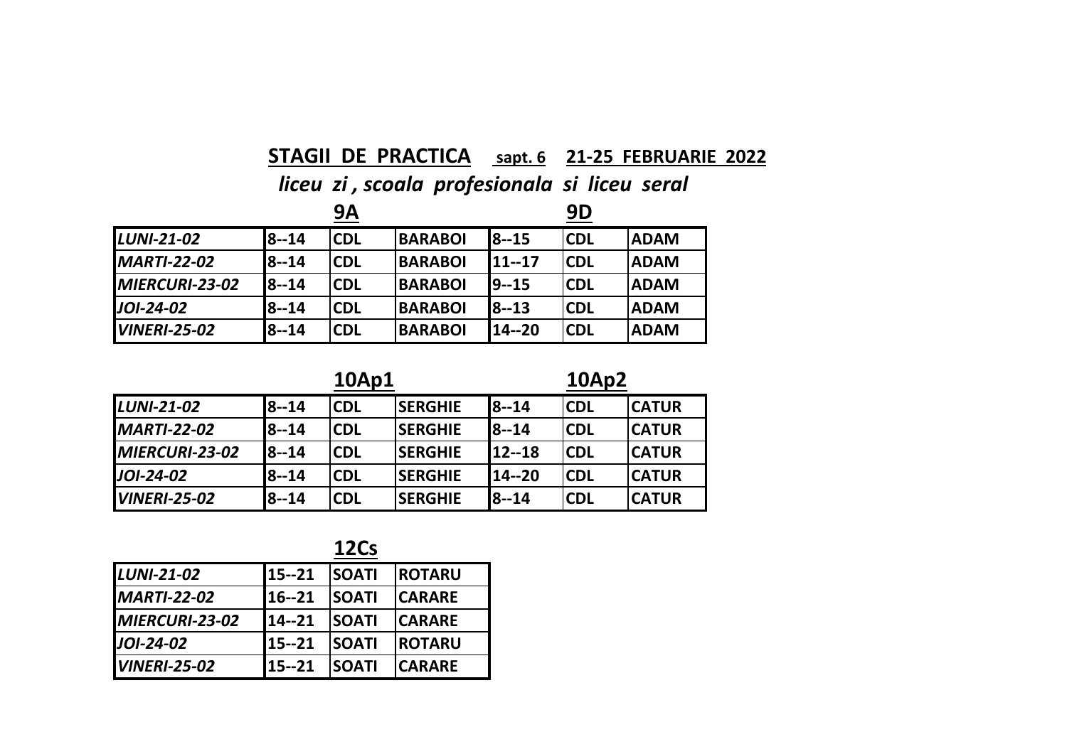## STAGII DE PRACTICA sapt. 6 21-25 FEBRUARIE 2022

### *liceu zi , scoala profesionala si liceu seral*

| | 9A | | | 9D | | |
|---|---|---|---|---|---|---|
| *LUNI-21-02* | 8--14 | CDL | BARABOI | 8--15 | CDL | ADAM |
| *MARTI-22-02* | 8--14 | CDL | BARABOI | 11--17 | CDL | ADAM |
| *MIERCURI-23-02* | 8--14 | CDL | BARABOI | 9--15 | CDL | ADAM |
| *JOI-24-02* | 8--14 | CDL | BARABOI | 8--13 | CDL | ADAM |
| *VINERI-25-02* | 8--14 | CDL | BARABOI | 14--20 | CDL | ADAM |

| | 10Ap1 | | | 10Ap2 | | |
|---|---|---|---|---|---|---|
| *LUNI-21-02* | 8--14 | CDL | SERGHIE | 8--14 | CDL | CATUR |
| *MARTI-22-02* | 8--14 | CDL | SERGHIE | 8--14 | CDL | CATUR |
| *MIERCURI-23-02* | 8--14 | CDL | SERGHIE | 12--18 | CDL | CATUR |
| *JOI-24-02* | 8--14 | CDL | SERGHIE | 14--20 | CDL | CATUR |
| *VINERI-25-02* | 8--14 | CDL | SERGHIE | 8--14 | CDL | CATUR |

| | 12Cs | | |
|---|---|---|---|
| *LUNI-21-02* | 15--21 | SOATI | ROTARU |
| *MARTI-22-02* | 16--21 | SOATI | CARARE |
| *MIERCURI-23-02* | 14--21 | SOATI | CARARE |
| *JOI-24-02* | 15--21 | SOATI | ROTARU |
| *VINERI-25-02* | 15--21 | SOATI | CARARE |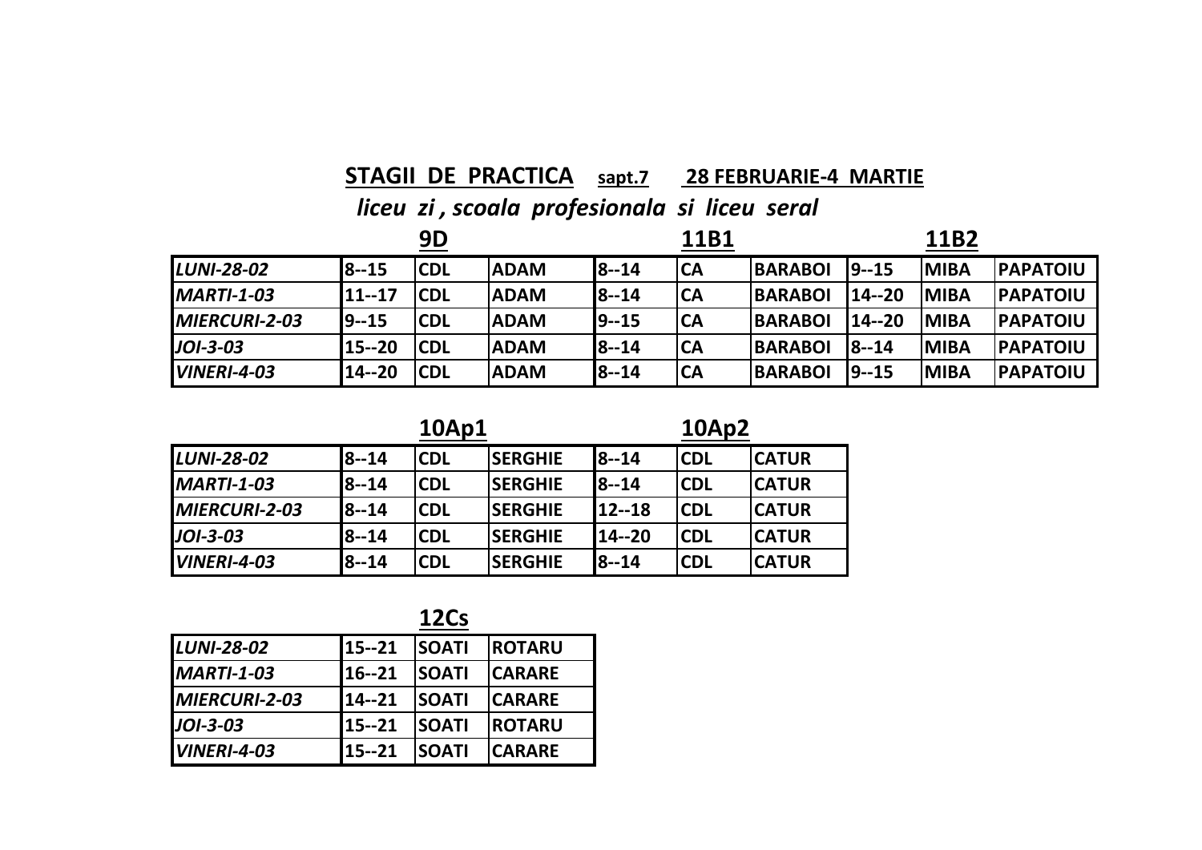## **STAGII DE PRACTICA** sapt.7 28 FEBRUARIE-4 MARTIE

***liceu zi , scoala profesionala si liceu seral***

| | 9D | | | 11B1 | | | 11B2 | | |
|---|---|---|---|---|---|---|---|---|---|
| *LUNI-28-02* | 8--15 | CDL | ADAM | 8--14 | CA | BARABOI | 9--15 | MIBA | PAPATOIU |
| *MARTI-1-03* | 11--17 | CDL | ADAM | 8--14 | CA | BARABOI | 14--20 | MIBA | PAPATOIU |
| *MIERCURI-2-03* | 9--15 | CDL | ADAM | 9--15 | CA | BARABOI | 14--20 | MIBA | PAPATOIU |
| *JOI-3-03* | 15--20 | CDL | ADAM | 8--14 | CA | BARABOI | 8--14 | MIBA | PAPATOIU |
| *VINERI-4-03* | 14--20 | CDL | ADAM | 8--14 | CA | BARABOI | 9--15 | MIBA | PAPATOIU |

| | 10Ap1 | | | 10Ap2 | | |
|---|---|---|---|---|---|---|
| *LUNI-28-02* | 8--14 | CDL | SERGHIE | 8--14 | CDL | CATUR |
| *MARTI-1-03* | 8--14 | CDL | SERGHIE | 8--14 | CDL | CATUR |
| *MIERCURI-2-03* | 8--14 | CDL | SERGHIE | 12--18 | CDL | CATUR |
| *JOI-3-03* | 8--14 | CDL | SERGHIE | 14--20 | CDL | CATUR |
| *VINERI-4-03* | 8--14 | CDL | SERGHIE | 8--14 | CDL | CATUR |

| | 12Cs | | |
|---|---|---|---|
| *LUNI-28-02* | 15--21 | SOATI | ROTARU |
| *MARTI-1-03* | 16--21 | SOATI | CARARE |
| *MIERCURI-2-03* | 14--21 | SOATI | CARARE |
| *JOI-3-03* | 15--21 | SOATI | ROTARU |
| *VINERI-4-03* | 15--21 | SOATI | CARARE |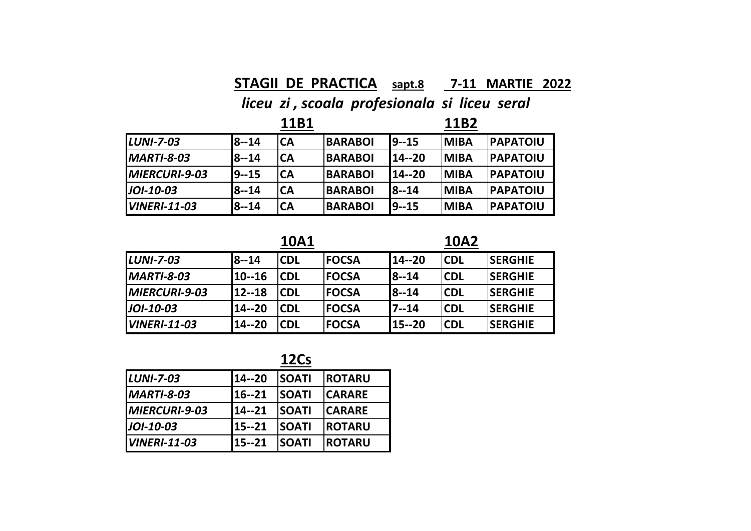# STAGII DE PRACTICA sapt.8 7-11 MARTIE 2022

***liceu zi , scoala profesionala si liceu seral***

| | 11B1 | | | 11B2 | | |
|---|---|---|---|---|---|---|
| *LUNI-7-03* | 8--14 | CA | BARABOI | 9--15 | MIBA | PAPATOIU |
| *MARTI-8-03* | 8--14 | CA | BARABOI | 14--20 | MIBA | PAPATOIU |
| *MIERCURI-9-03* | 9--15 | CA | BARABOI | 14--20 | MIBA | PAPATOIU |
| *JOI-10-03* | 8--14 | CA | BARABOI | 8--14 | MIBA | PAPATOIU |
| *VINERI-11-03* | 8--14 | CA | BARABOI | 9--15 | MIBA | PAPATOIU |

| | 10A1 | | | 10A2 | | |
|---|---|---|---|---|---|---|
| *LUNI-7-03* | 8--14 | CDL | FOCSA | 14--20 | CDL | SERGHIE |
| *MARTI-8-03* | 10--16 | CDL | FOCSA | 8--14 | CDL | SERGHIE |
| *MIERCURI-9-03* | 12--18 | CDL | FOCSA | 8--14 | CDL | SERGHIE |
| *JOI-10-03* | 14--20 | CDL | FOCSA | 7--14 | CDL | SERGHIE |
| *VINERI-11-03* | 14--20 | CDL | FOCSA | 15--20 | CDL | SERGHIE |

| | 12Cs | | |
|---|---|---|---|
| *LUNI-7-03* | 14--20 | SOATI | ROTARU |
| *MARTI-8-03* | 16--21 | SOATI | CARARE |
| *MIERCURI-9-03* | 14--21 | SOATI | CARARE |
| *JOI-10-03* | 15--21 | SOATI | ROTARU |
| *VINERI-11-03* | 15--21 | SOATI | ROTARU |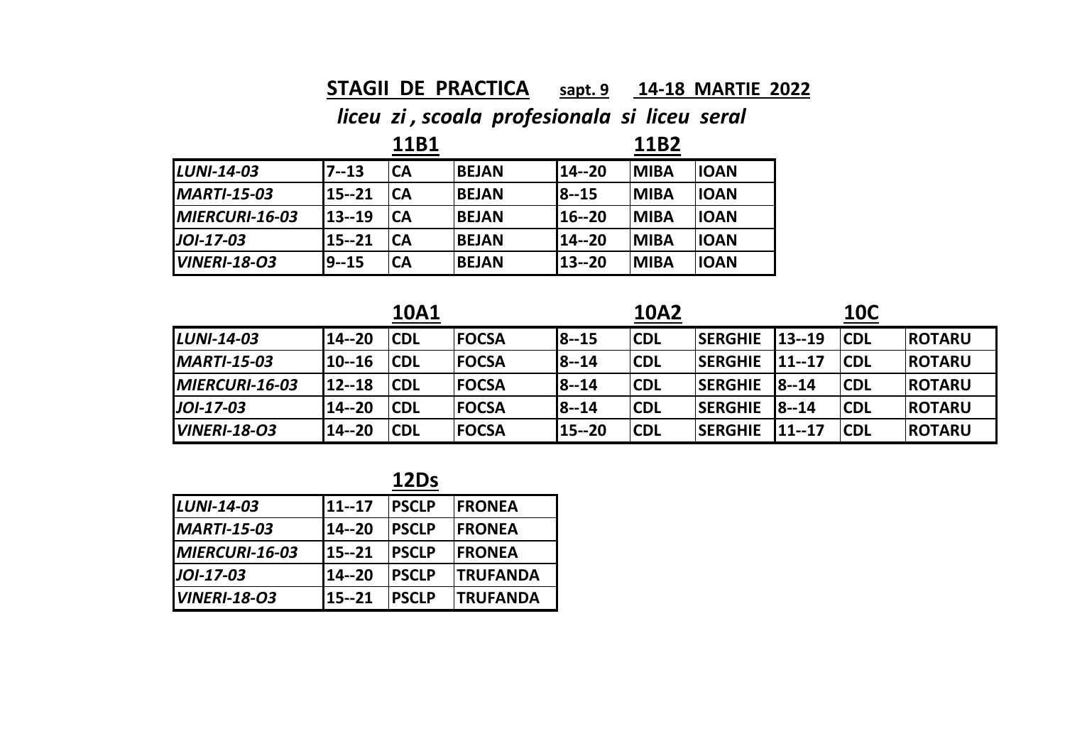## STAGII DE PRACTICA sapt. 9 14-18 MARTIE 2022

*liceu zi , scoala profesionala si liceu seral*

| | 11B1 | | | 11B2 | | |
|---|---|---|---|---|---|---|
| *LUNI-14-03* | 7--13 | CA | BEJAN | 14--20 | MIBA | IOAN |
| *MARTI-15-03* | 15--21 | CA | BEJAN | 8--15 | MIBA | IOAN |
| *MIERCURI-16-03* | 13--19 | CA | BEJAN | 16--20 | MIBA | IOAN |
| *JOI-17-03* | 15--21 | CA | BEJAN | 14--20 | MIBA | IOAN |
| *VINERI-18-O3* | 9--15 | CA | BEJAN | 13--20 | MIBA | IOAN |

| | 10A1 | | | 10A2 | | | 10C | | |
|---|---|---|---|---|---|---|---|---|---|
| *LUNI-14-03* | 14--20 | CDL | FOCSA | 8--15 | CDL | SERGHIE | 13--19 | CDL | ROTARU |
| *MARTI-15-03* | 10--16 | CDL | FOCSA | 8--14 | CDL | SERGHIE | 11--17 | CDL | ROTARU |
| *MIERCURI-16-03* | 12--18 | CDL | FOCSA | 8--14 | CDL | SERGHIE | 8--14 | CDL | ROTARU |
| *JOI-17-03* | 14--20 | CDL | FOCSA | 8--14 | CDL | SERGHIE | 8--14 | CDL | ROTARU |
| *VINERI-18-O3* | 14--20 | CDL | FOCSA | 15--20 | CDL | SERGHIE | 11--17 | CDL | ROTARU |

| | 12Ds | | |
|---|---|---|---|
| *LUNI-14-03* | 11--17 | PSCLP | FRONEA |
| *MARTI-15-03* | 14--20 | PSCLP | FRONEA |
| *MIERCURI-16-03* | 15--21 | PSCLP | FRONEA |
| *JOI-17-03* | 14--20 | PSCLP | TRUFANDA |
| *VINERI-18-O3* | 15--21 | PSCLP | TRUFANDA |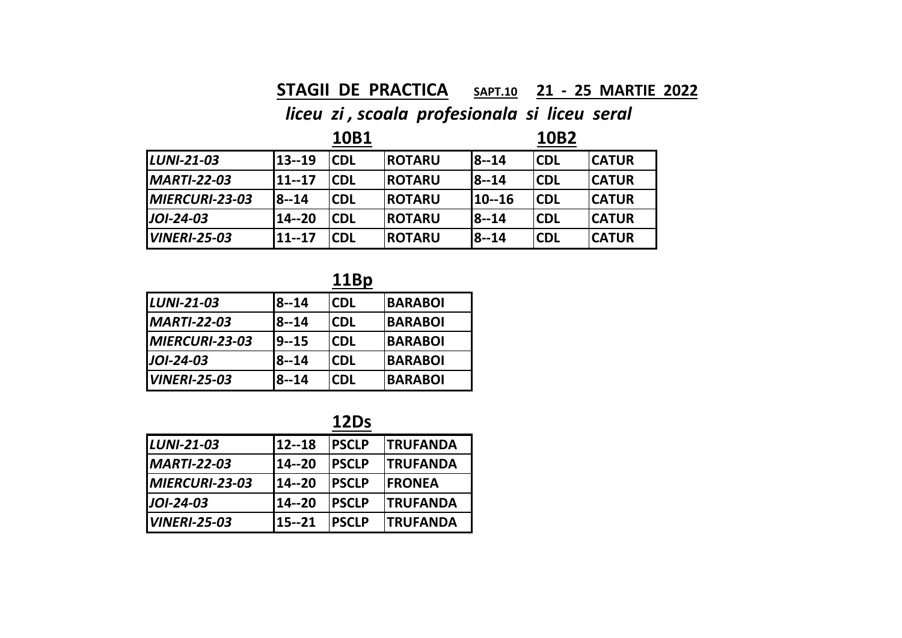## STAGII DE PRACTICA SAPT.10 21 - 25 MARTIE 2022

***liceu zi , scoala profesionala si liceu seral***

| | 10B1 | | | 10B2 | | |
|---|---|---|---|---|---|---|
| ***LUNI-21-03*** | **13--19** | **CDL** | **ROTARU** | **8--14** | **CDL** | **CATUR** |
| ***MARTI-22-03*** | **11--17** | **CDL** | **ROTARU** | **8--14** | **CDL** | **CATUR** |
| ***MIERCURI-23-03*** | **8--14** | **CDL** | **ROTARU** | **10--16** | **CDL** | **CATUR** |
| ***JOI-24-03*** | **14--20** | **CDL** | **ROTARU** | **8--14** | **CDL** | **CATUR** |
| ***VINERI-25-03*** | **11--17** | **CDL** | **ROTARU** | **8--14** | **CDL** | **CATUR** |

**11Bp**

| | | | |
|---|---|---|---|
| ***LUNI-21-03*** | **8--14** | **CDL** | **BARABOI** |
| ***MARTI-22-03*** | **8--14** | **CDL** | **BARABOI** |
| ***MIERCURI-23-03*** | **9--15** | **CDL** | **BARABOI** |
| ***JOI-24-03*** | **8--14** | **CDL** | **BARABOI** |
| ***VINERI-25-03*** | **8--14** | **CDL** | **BARABOI** |

**12Ds**

| | | | |
|---|---|---|---|
| ***LUNI-21-03*** | **12--18** | **PSCLP** | **TRUFANDA** |
| ***MARTI-22-03*** | **14--20** | **PSCLP** | **TRUFANDA** |
| ***MIERCURI-23-03*** | **14--20** | **PSCLP** | **FRONEA** |
| ***JOI-24-03*** | **14--20** | **PSCLP** | **TRUFANDA** |
| ***VINERI-25-03*** | **15--21** | **PSCLP** | **TRUFANDA** |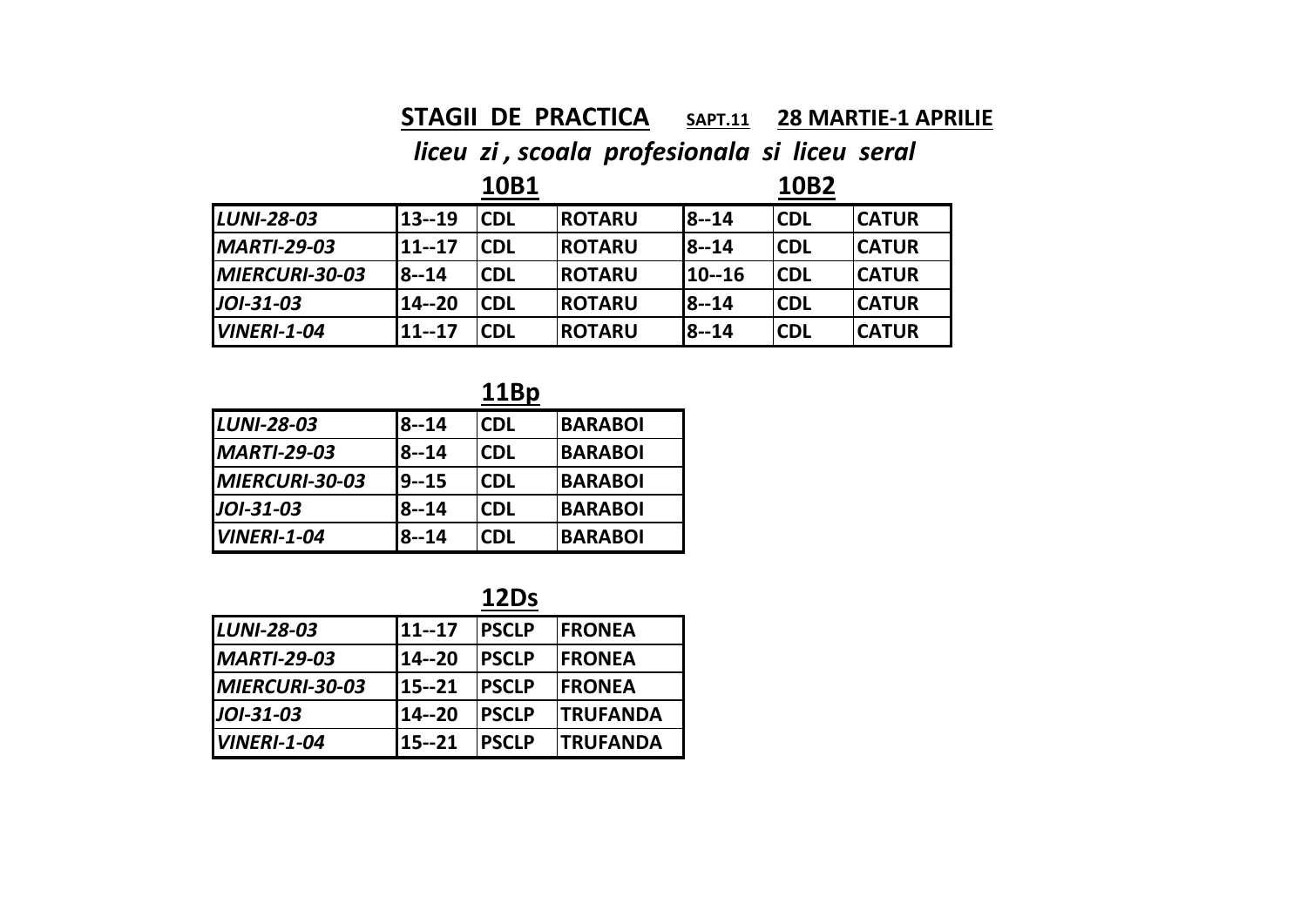**STAGII DE PRACTICA** **SAPT.11** **28 MARTIE-1 APRILIE**

***liceu zi , scoala profesionala si liceu seral***

| | **10B1** | | | **10B2** | | |
|---|---|---|---|---|---|---|
| ***LUNI-28-03*** | **13--19** | **CDL** | **ROTARU** | **8--14** | **CDL** | **CATUR** |
| ***MARTI-29-03*** | **11--17** | **CDL** | **ROTARU** | **8--14** | **CDL** | **CATUR** |
| ***MIERCURI-30-03*** | **8--14** | **CDL** | **ROTARU** | **10--16** | **CDL** | **CATUR** |
| ***JOI-31-03*** | **14--20** | **CDL** | **ROTARU** | **8--14** | **CDL** | **CATUR** |
| ***VINERI-1-04*** | **11--17** | **CDL** | **ROTARU** | **8--14** | **CDL** | **CATUR** |

**11Bp**

| | | | |
|---|---|---|---|
| ***LUNI-28-03*** | **8--14** | **CDL** | **BARABOI** |
| ***MARTI-29-03*** | **8--14** | **CDL** | **BARABOI** |
| ***MIERCURI-30-03*** | **9--15** | **CDL** | **BARABOI** |
| ***JOI-31-03*** | **8--14** | **CDL** | **BARABOI** |
| ***VINERI-1-04*** | **8--14** | **CDL** | **BARABOI** |

**12Ds**

| | | | |
|---|---|---|---|
| ***LUNI-28-03*** | **11--17** | **PSCLP** | **FRONEA** |
| ***MARTI-29-03*** | **14--20** | **PSCLP** | **FRONEA** |
| ***MIERCURI-30-03*** | **15--21** | **PSCLP** | **FRONEA** |
| ***JOI-31-03*** | **14--20** | **PSCLP** | **TRUFANDA** |
| ***VINERI-1-04*** | **15--21** | **PSCLP** | **TRUFANDA** |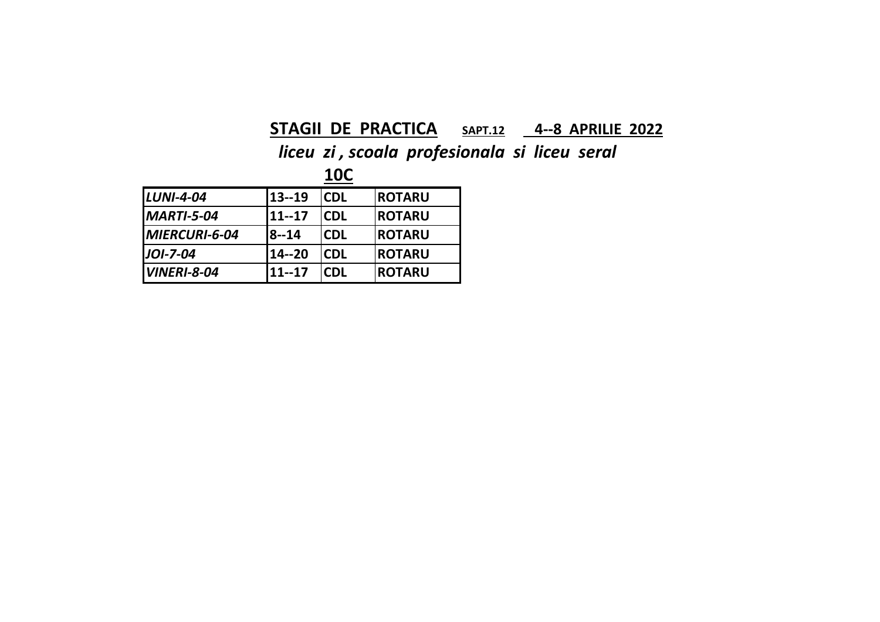**STAGII DE PRACTICA** **SAPT.12** **4--8 APRILIE 2022**

***liceu zi , scoala profesionala si liceu seral***

**10C**

| | | | |
|---|---|---|---|
| ***LUNI-4-04*** | **13--19** | **CDL** | **ROTARU** |
| ***MARTI-5-04*** | **11--17** | **CDL** | **ROTARU** |
| ***MIERCURI-6-04*** | **8--14** | **CDL** | **ROTARU** |
| ***JOI-7-04*** | **14--20** | **CDL** | **ROTARU** |
| ***VINERI-8-04*** | **11--17** | **CDL** | **ROTARU** |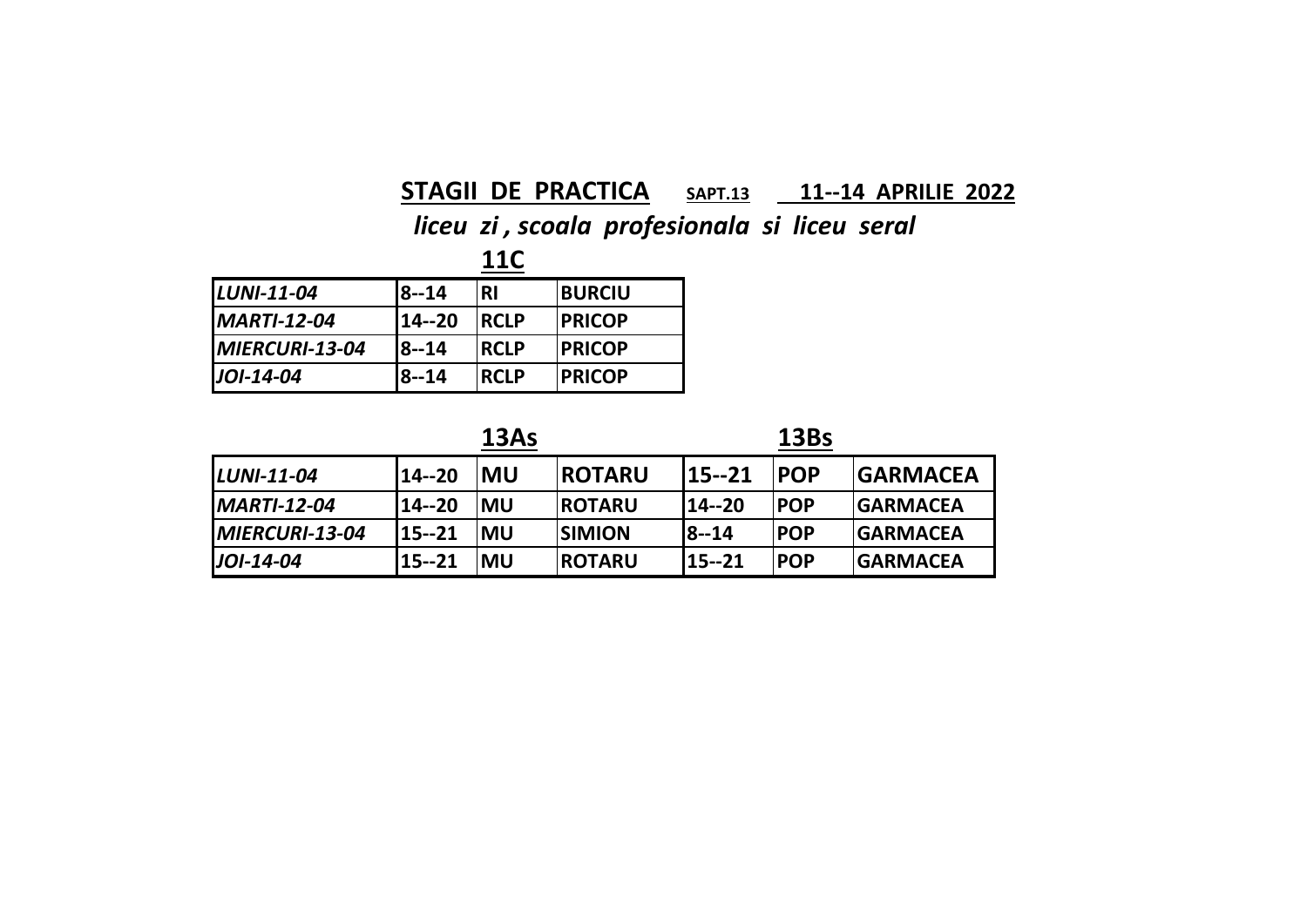## **STAGII DE PRACTICA** SAPT.13 11--14 APRILIE 2022

***liceu zi , scoala profesionala si liceu seral***

### 11C

| | | | |
|---|---|---|---|
| *LUNI-11-04* | 8--14 | RI | BURCIU |
| *MARTI-12-04* | 14--20 | RCLP | PRICOP |
| *MIERCURI-13-04* | 8--14 | RCLP | PRICOP |
| *JOI-14-04* | 8--14 | RCLP | PRICOP |

| | 13As | | | 13Bs | | |
|---|---|---|---|---|---|---|
| *LUNI-11-04* | 14--20 | MU | ROTARU | 15--21 | POP | GARMACEA |
| *MARTI-12-04* | 14--20 | MU | ROTARU | 14--20 | POP | GARMACEA |
| *MIERCURI-13-04* | 15--21 | MU | SIMION | 8--14 | POP | GARMACEA |
| *JOI-14-04* | 15--21 | MU | ROTARU | 15--21 | POP | GARMACEA |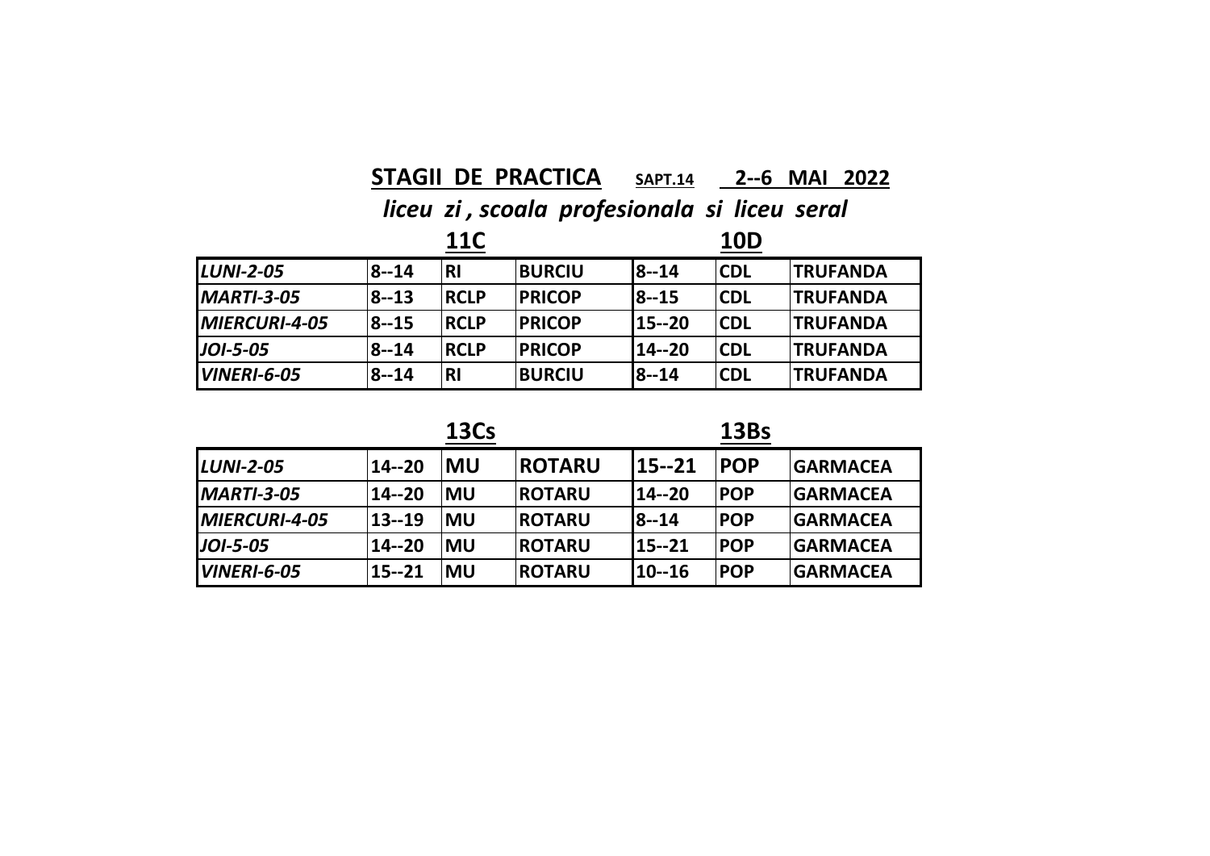## STAGII DE PRACTICA SAPT.14 2--6 MAI 2022

***liceu zi , scoala profesionala si liceu seral***

| | 11C | | | 10D | | |
|---|---|---|---|---|---|---|
| ***LUNI-2-05*** | **8--14** | **RI** | **BURCIU** | **8--14** | **CDL** | **TRUFANDA** |
| ***MARTI-3-05*** | **8--13** | **RCLP** | **PRICOP** | **8--15** | **CDL** | **TRUFANDA** |
| ***MIERCURI-4-05*** | **8--15** | **RCLP** | **PRICOP** | **15--20** | **CDL** | **TRUFANDA** |
| ***JOI-5-05*** | **8--14** | **RCLP** | **PRICOP** | **14--20** | **CDL** | **TRUFANDA** |
| ***VINERI-6-05*** | **8--14** | **RI** | **BURCIU** | **8--14** | **CDL** | **TRUFANDA** |

| | 13Cs | | | 13Bs | | |
|---|---|---|---|---|---|---|
| ***LUNI-2-05*** | **14--20** | **MU** | **ROTARU** | **15--21** | **POP** | **GARMACEA** |
| ***MARTI-3-05*** | **14--20** | **MU** | **ROTARU** | **14--20** | **POP** | **GARMACEA** |
| ***MIERCURI-4-05*** | **13--19** | **MU** | **ROTARU** | **8--14** | **POP** | **GARMACEA** |
| ***JOI-5-05*** | **14--20** | **MU** | **ROTARU** | **15--21** | **POP** | **GARMACEA** |
| ***VINERI-6-05*** | **15--21** | **MU** | **ROTARU** | **10--16** | **POP** | **GARMACEA** |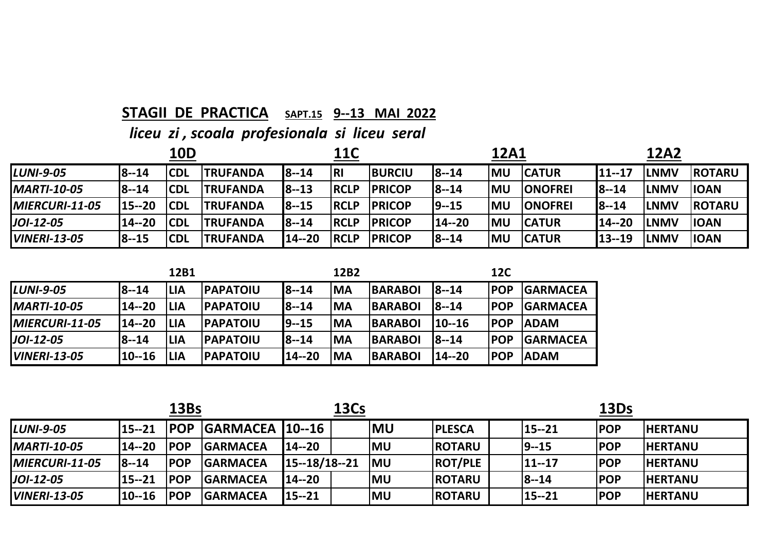**STAGII DE PRACTICA** SAPT.15 **9--13 MAI 2022**

***liceu zi , scoala profesionala si liceu seral***

| | 10D | | | 11C | | | 12A1 | | | 12A2 | | |
|---|---|---|---|---|---|---|---|---|---|---|---|---|
| *LUNI-9-05* | 8--14 | CDL | TRUFANDA | 8--14 | RI | BURCIU | 8--14 | MU | CATUR | 11--17 | LNMV | ROTARU |
| *MARTI-10-05* | 8--14 | CDL | TRUFANDA | 8--13 | RCLP | PRICOP | 8--14 | MU | ONOFREI | 8--14 | LNMV | IOAN |
| *MIERCURI-11-05* | 15--20 | CDL | TRUFANDA | 8--15 | RCLP | PRICOP | 9--15 | MU | ONOFREI | 8--14 | LNMV | ROTARU |
| *JOI-12-05* | 14--20 | CDL | TRUFANDA | 8--14 | RCLP | PRICOP | 14--20 | MU | CATUR | 14--20 | LNMV | IOAN |
| *VINERI-13-05* | 8--15 | CDL | TRUFANDA | 14--20 | RCLP | PRICOP | 8--14 | MU | CATUR | 13--19 | LNMV | IOAN |

| | 12B1 | | | 12B2 | | | 12C | | |
|---|---|---|---|---|---|---|---|---|---|
| *LUNI-9-05* | 8--14 | LIA | PAPATOIU | 8--14 | MA | BARABOI | 8--14 | POP | GARMACEA |
| *MARTI-10-05* | 14--20 | LIA | PAPATOIU | 8--14 | MA | BARABOI | 8--14 | POP | GARMACEA |
| *MIERCURI-11-05* | 14--20 | LIA | PAPATOIU | 9--15 | MA | BARABOI | 10--16 | POP | ADAM |
| *JOI-12-05* | 8--14 | LIA | PAPATOIU | 8--14 | MA | BARABOI | 8--14 | POP | GARMACEA |
| *VINERI-13-05* | 10--16 | LIA | PAPATOIU | 14--20 | MA | BARABOI | 14--20 | POP | ADAM |

| | 13Bs | | | 13Cs | | | | | 13Ds | | |
|---|---|---|---|---|---|---|---|---|---|---|---|
| *LUNI-9-05* | 15--21 | POP | GARMACEA | 10--16 | | MU | PLESCA | | 15--21 | POP | HERTANU |
| *MARTI-10-05* | 14--20 | POP | GARMACEA | 14--20 | | MU | ROTARU | | 9--15 | POP | HERTANU |
| *MIERCURI-11-05* | 8--14 | POP | GARMACEA | 15--18/18--21 | | MU | ROT/PLE | | 11--17 | POP | HERTANU |
| *JOI-12-05* | 15--21 | POP | GARMACEA | 14--20 | | MU | ROTARU | | 8--14 | POP | HERTANU |
| *VINERI-13-05* | 10--16 | POP | GARMACEA | 15--21 | | MU | ROTARU | | 15--21 | POP | HERTANU |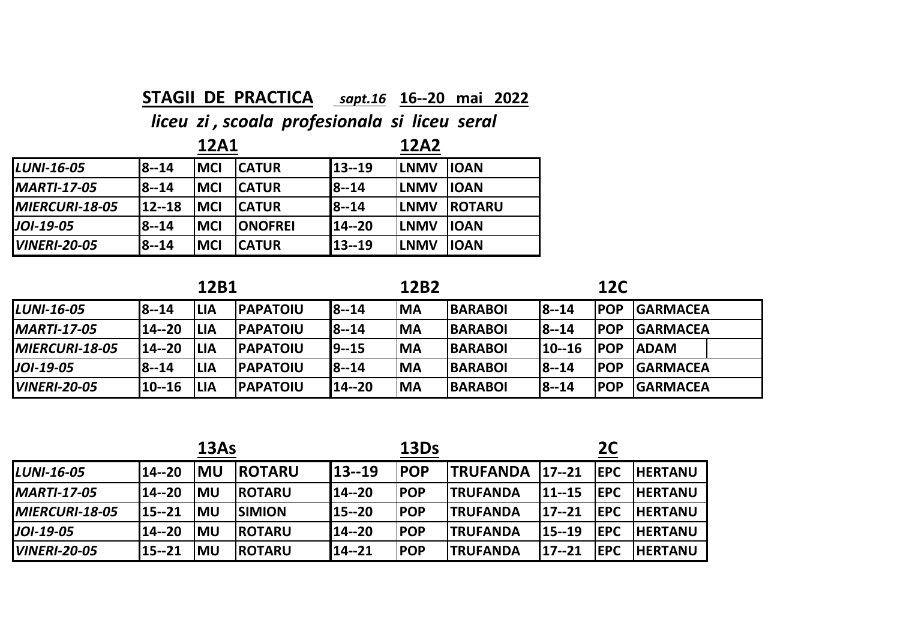**STAGII DE PRACTICA** *sapt.16* **16--20 mai 2022**

***liceu zi , scoala profesionala si liceu seral***

| | **12A1** | | | **12A2** | | |
|---|---|---|---|---|---|---|
| *LUNI-16-05* | 8--14 | MCI | CATUR | 13--19 | LNMV | IOAN |
| *MARTI-17-05* | 8--14 | MCI | CATUR | 8--14 | LNMV | IOAN |
| *MIERCURI-18-05* | 12--18 | MCI | CATUR | 8--14 | LNMV | ROTARU |
| *JOI-19-05* | 8--14 | MCI | ONOFREI | 14--20 | LNMV | IOAN |
| *VINERI-20-05* | 8--14 | MCI | CATUR | 13--19 | LNMV | IOAN |

| | **12B1** | | | **12B2** | | | **12C** | | |
|---|---|---|---|---|---|---|---|---|---|
| *LUNI-16-05* | 8--14 | LIA | PAPATOIU | 8--14 | MA | BARABOI | 8--14 | POP | GARMACEA |
| *MARTI-17-05* | 14--20 | LIA | PAPATOIU | 8--14 | MA | BARABOI | 8--14 | POP | GARMACEA |
| *MIERCURI-18-05* | 14--20 | LIA | PAPATOIU | 9--15 | MA | BARABOI | 10--16 | POP | ADAM |
| *JOI-19-05* | 8--14 | LIA | PAPATOIU | 8--14 | MA | BARABOI | 8--14 | POP | GARMACEA |
| *VINERI-20-05* | 10--16 | LIA | PAPATOIU | 14--20 | MA | BARABOI | 8--14 | POP | GARMACEA |

| | **13As** | | | **13Ds** | | | **2C** | | |
|---|---|---|---|---|---|---|---|---|---|
| *LUNI-16-05* | 14--20 | MU | ROTARU | 13--19 | POP | TRUFANDA | 17--21 | EPC | HERTANU |
| *MARTI-17-05* | 14--20 | MU | ROTARU | 14--20 | POP | TRUFANDA | 11--15 | EPC | HERTANU |
| *MIERCURI-18-05* | 15--21 | MU | SIMION | 15--20 | POP | TRUFANDA | 17--21 | EPC | HERTANU |
| *JOI-19-05* | 14--20 | MU | ROTARU | 14--20 | POP | TRUFANDA | 15--19 | EPC | HERTANU |
| *VINERI-20-05* | 15--21 | MU | ROTARU | 14--21 | POP | TRUFANDA | 17--21 | EPC | HERTANU |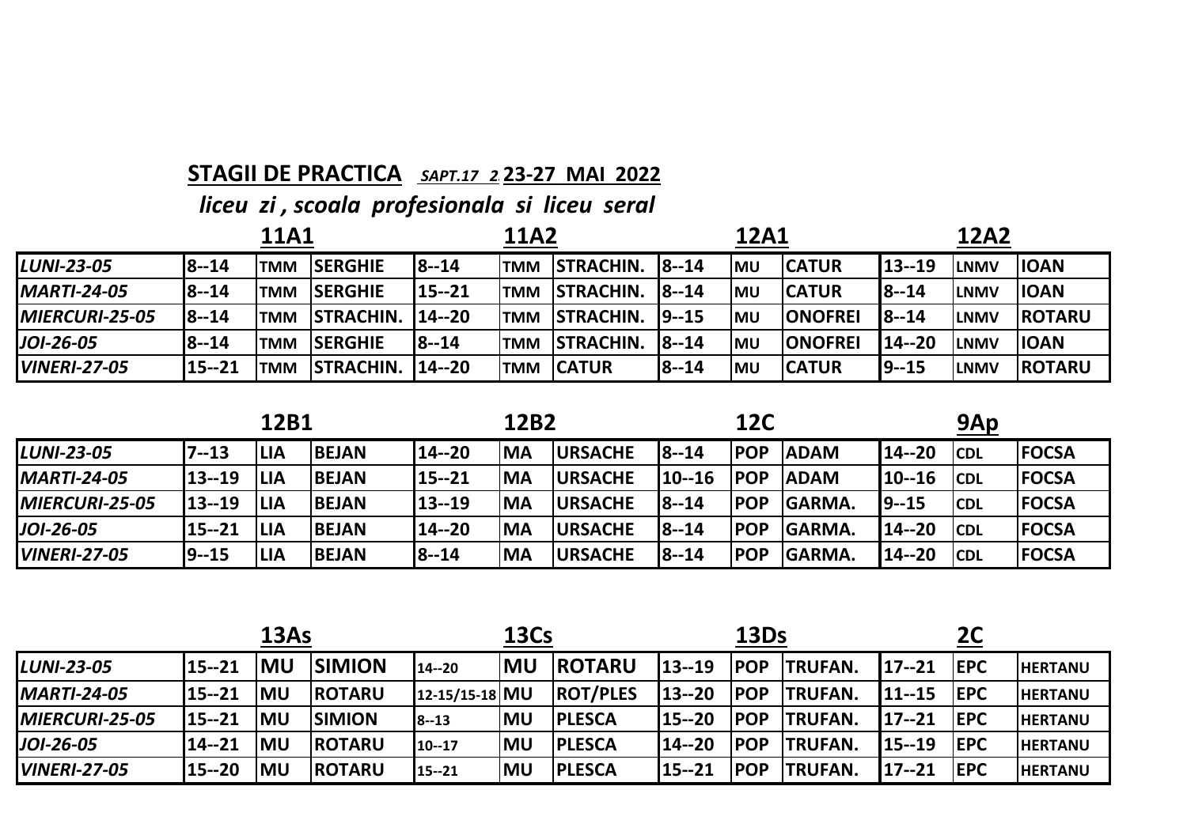## STAGII DE PRACTICA *SAPT.17 2* 23-27 MAI 2022

***liceu zi , scoala profesionala si liceu seral***

| | 11A1 | | | 11A2 | | | 12A1 | | | 12A2 | | |
|---|---|---|---|---|---|---|---|---|---|---|---|---|
| *LUNI-23-05* | 8--14 | TMM | SERGHIE | 8--14 | TMM | STRACHIN. | 8--14 | MU | CATUR | 13--19 | LNMV | IOAN |
| *MARTI-24-05* | 8--14 | TMM | SERGHIE | 15--21 | TMM | STRACHIN. | 8--14 | MU | CATUR | 8--14 | LNMV | IOAN |
| *MIERCURI-25-05* | 8--14 | TMM | STRACHIN. | 14--20 | TMM | STRACHIN. | 9--15 | MU | ONOFREI | 8--14 | LNMV | ROTARU |
| *JOI-26-05* | 8--14 | TMM | SERGHIE | 8--14 | TMM | STRACHIN. | 8--14 | MU | ONOFREI | 14--20 | LNMV | IOAN |
| *VINERI-27-05* | 15--21 | TMM | STRACHIN. | 14--20 | TMM | CATUR | 8--14 | MU | CATUR | 9--15 | LNMV | ROTARU |

| | 12B1 | | | 12B2 | | | 12C | | | 9Ap | | |
|---|---|---|---|---|---|---|---|---|---|---|---|---|
| *LUNI-23-05* | 7--13 | LIA | BEJAN | 14--20 | MA | URSACHE | 8--14 | POP | ADAM | 14--20 | CDL | FOCSA |
| *MARTI-24-05* | 13--19 | LIA | BEJAN | 15--21 | MA | URSACHE | 10--16 | POP | ADAM | 10--16 | CDL | FOCSA |
| *MIERCURI-25-05* | 13--19 | LIA | BEJAN | 13--19 | MA | URSACHE | 8--14 | POP | GARMA. | 9--15 | CDL | FOCSA |
| *JOI-26-05* | 15--21 | LIA | BEJAN | 14--20 | MA | URSACHE | 8--14 | POP | GARMA. | 14--20 | CDL | FOCSA |
| *VINERI-27-05* | 9--15 | LIA | BEJAN | 8--14 | MA | URSACHE | 8--14 | POP | GARMA. | 14--20 | CDL | FOCSA |

| | 13As | | | 13Cs | | | 13Ds | | | 2C | | |
|---|---|---|---|---|---|---|---|---|---|---|---|---|
| *LUNI-23-05* | 15--21 | MU | SIMION | 14--20 | MU | ROTARU | 13--19 | POP | TRUFAN. | 17--21 | EPC | HERTANU |
| *MARTI-24-05* | 15--21 | MU | ROTARU | 12-15/15-18 | MU | ROT/PLES | 13--20 | POP | TRUFAN. | 11--15 | EPC | HERTANU |
| *MIERCURI-25-05* | 15--21 | MU | SIMION | 8--13 | MU | PLESCA | 15--20 | POP | TRUFAN. | 17--21 | EPC | HERTANU |
| *JOI-26-05* | 14--21 | MU | ROTARU | 10--17 | MU | PLESCA | 14--20 | POP | TRUFAN. | 15--19 | EPC | HERTANU |
| *VINERI-27-05* | 15--20 | MU | ROTARU | 15--21 | MU | PLESCA | 15--21 | POP | TRUFAN. | 17--21 | EPC | HERTANU |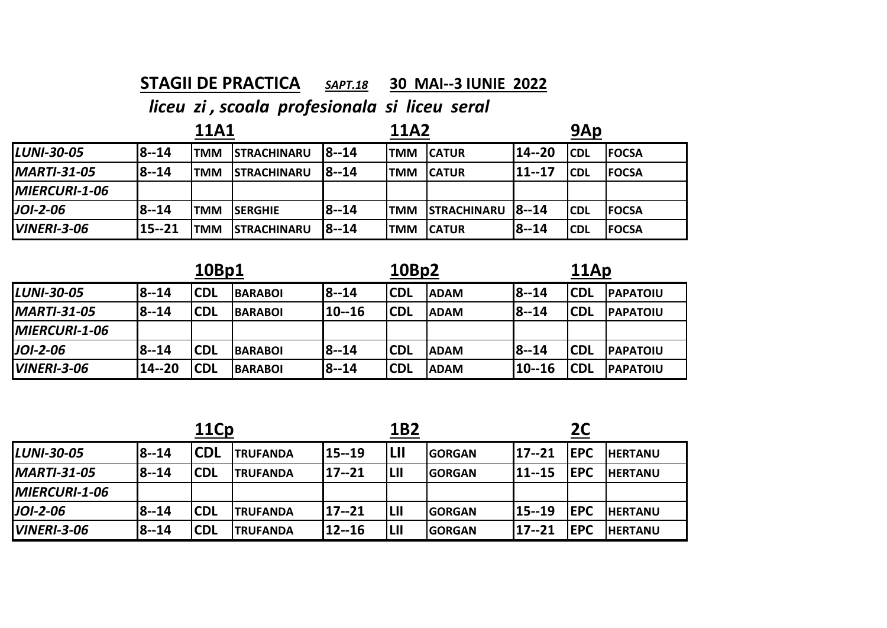**STAGII DE PRACTICA** *SAPT.18* **30 MAI--3 IUNIE 2022**

***liceu zi , scoala profesionala si liceu seral***

| | 11A1 | | | 11A2 | | | 9Ap | | |
|---|---|---|---|---|---|---|---|---|---|
| *LUNI-30-05* | 8--14 | TMM | STRACHINARU | 8--14 | TMM | CATUR | 14--20 | CDL | FOCSA |
| *MARTI-31-05* | 8--14 | TMM | STRACHINARU | 8--14 | TMM | CATUR | 11--17 | CDL | FOCSA |
| *MIERCURI-1-06* | | | | | | | | | |
| *JOI-2-06* | 8--14 | TMM | SERGHIE | 8--14 | TMM | STRACHINARU | 8--14 | CDL | FOCSA |
| *VINERI-3-06* | 15--21 | TMM | STRACHINARU | 8--14 | TMM | CATUR | 8--14 | CDL | FOCSA |

| | 10Bp1 | | | 10Bp2 | | | 11Ap | | |
|---|---|---|---|---|---|---|---|---|---|
| *LUNI-30-05* | 8--14 | CDL | BARABOI | 8--14 | CDL | ADAM | 8--14 | CDL | PAPATOIU |
| *MARTI-31-05* | 8--14 | CDL | BARABOI | 10--16 | CDL | ADAM | 8--14 | CDL | PAPATOIU |
| *MIERCURI-1-06* | | | | | | | | | |
| *JOI-2-06* | 8--14 | CDL | BARABOI | 8--14 | CDL | ADAM | 8--14 | CDL | PAPATOIU |
| *VINERI-3-06* | 14--20 | CDL | BARABOI | 8--14 | CDL | ADAM | 10--16 | CDL | PAPATOIU |

| | 11Cp | | | 1B2 | | | 2C | | |
|---|---|---|---|---|---|---|---|---|---|
| *LUNI-30-05* | 8--14 | CDL | TRUFANDA | 15--19 | LII | GORGAN | 17--21 | EPC | HERTANU |
| *MARTI-31-05* | 8--14 | CDL | TRUFANDA | 17--21 | LII | GORGAN | 11--15 | EPC | HERTANU |
| *MIERCURI-1-06* | | | | | | | | | |
| *JOI-2-06* | 8--14 | CDL | TRUFANDA | 17--21 | LII | GORGAN | 15--19 | EPC | HERTANU |
| *VINERI-3-06* | 8--14 | CDL | TRUFANDA | 12--16 | LII | GORGAN | 17--21 | EPC | HERTANU |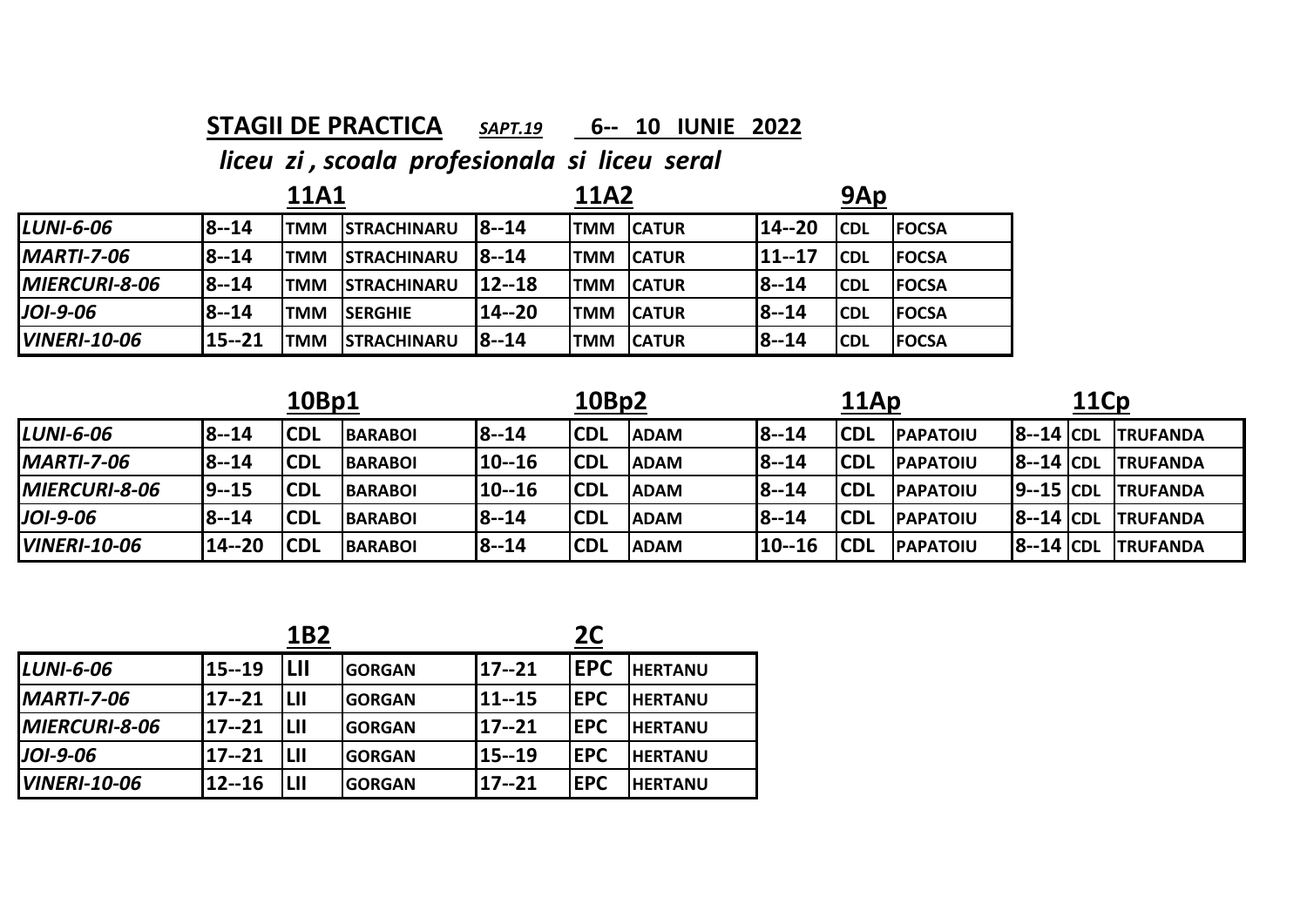**STAGII DE PRACTICA** *SAPT.19* **6-- 10 IUNIE 2022**

***liceu zi , scoala profesionala si liceu seral***

| | 11A1 | | | 11A2 | | | 9Ap | | |
|---|---|---|---|---|---|---|---|---|---|
| *LUNI-6-06* | 8--14 | TMM | STRACHINARU | 8--14 | TMM | CATUR | 14--20 | CDL | FOCSA |
| *MARTI-7-06* | 8--14 | TMM | STRACHINARU | 8--14 | TMM | CATUR | 11--17 | CDL | FOCSA |
| *MIERCURI-8-06* | 8--14 | TMM | STRACHINARU | 12--18 | TMM | CATUR | 8--14 | CDL | FOCSA |
| *JOI-9-06* | 8--14 | TMM | SERGHIE | 14--20 | TMM | CATUR | 8--14 | CDL | FOCSA |
| *VINERI-10-06* | 15--21 | TMM | STRACHINARU | 8--14 | TMM | CATUR | 8--14 | CDL | FOCSA |

| | 10Bp1 | | | 10Bp2 | | | 11Ap | | | 11Cp | | |
|---|---|---|---|---|---|---|---|---|---|---|---|---|
| *LUNI-6-06* | 8--14 | CDL | BARABOI | 8--14 | CDL | ADAM | 8--14 | CDL | PAPATOIU | 8--14 | CDL | TRUFANDA |
| *MARTI-7-06* | 8--14 | CDL | BARABOI | 10--16 | CDL | ADAM | 8--14 | CDL | PAPATOIU | 8--14 | CDL | TRUFANDA |
| *MIERCURI-8-06* | 9--15 | CDL | BARABOI | 10--16 | CDL | ADAM | 8--14 | CDL | PAPATOIU | 9--15 | CDL | TRUFANDA |
| *JOI-9-06* | 8--14 | CDL | BARABOI | 8--14 | CDL | ADAM | 8--14 | CDL | PAPATOIU | 8--14 | CDL | TRUFANDA |
| *VINERI-10-06* | 14--20 | CDL | BARABOI | 8--14 | CDL | ADAM | 10--16 | CDL | PAPATOIU | 8--14 | CDL | TRUFANDA |

| | 1B2 | | | 2C | | |
|---|---|---|---|---|---|---|
| *LUNI-6-06* | 15--19 | LII | GORGAN | 17--21 | EPC | HERTANU |
| *MARTI-7-06* | 17--21 | LII | GORGAN | 11--15 | EPC | HERTANU |
| *MIERCURI-8-06* | 17--21 | LII | GORGAN | 17--21 | EPC | HERTANU |
| *JOI-9-06* | 17--21 | LII | GORGAN | 15--19 | EPC | HERTANU |
| *VINERI-10-06* | 12--16 | LII | GORGAN | 17--21 | EPC | HERTANU |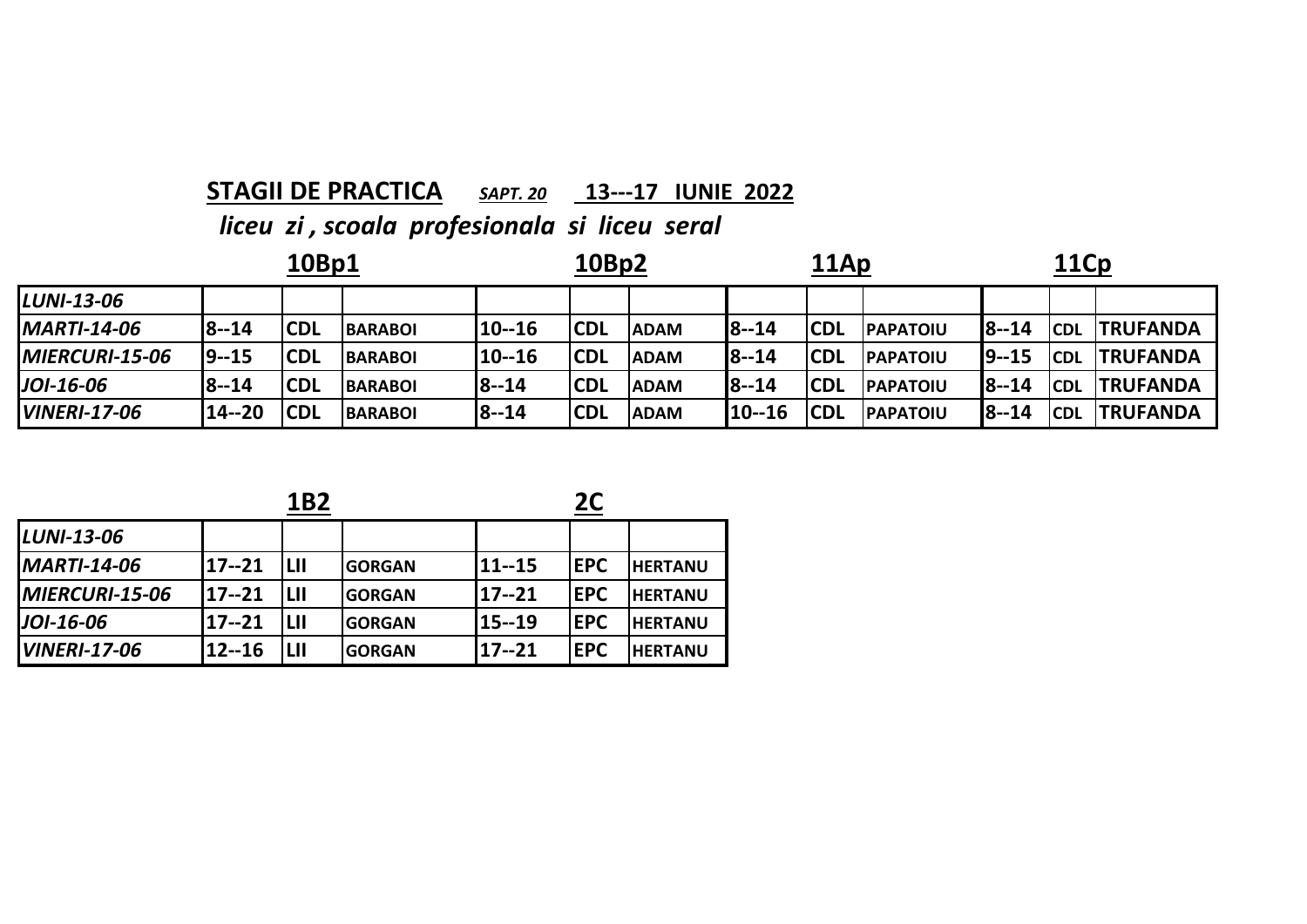**STAGII DE PRACTICA** *SAPT. 20* **13---17 IUNIE 2022**

***liceu zi , scoala profesionala si liceu seral***

| | 10Bp1 | | | 10Bp2 | | | 11Ap | | | 11Cp | | |
|---|---|---|---|---|---|---|---|---|---|---|---|---|
| *LUNI-13-06* | | | | | | | | | | | | |
| *MARTI-14-06* | 8--14 | CDL | BARABOI | 10--16 | CDL | ADAM | 8--14 | CDL | PAPATOIU | 8--14 | CDL | TRUFANDA |
| *MIERCURI-15-06* | 9--15 | CDL | BARABOI | 10--16 | CDL | ADAM | 8--14 | CDL | PAPATOIU | 9--15 | CDL | TRUFANDA |
| *JOI-16-06* | 8--14 | CDL | BARABOI | 8--14 | CDL | ADAM | 8--14 | CDL | PAPATOIU | 8--14 | CDL | TRUFANDA |
| *VINERI-17-06* | 14--20 | CDL | BARABOI | 8--14 | CDL | ADAM | 10--16 | CDL | PAPATOIU | 8--14 | CDL | TRUFANDA |

| | 1B2 | | | 2C | | |
|---|---|---|---|---|---|---|
| *LUNI-13-06* | | | | | | |
| *MARTI-14-06* | 17--21 | LII | GORGAN | 11--15 | EPC | HERTANU |
| *MIERCURI-15-06* | 17--21 | LII | GORGAN | 17--21 | EPC | HERTANU |
| *JOI-16-06* | 17--21 | LII | GORGAN | 15--19 | EPC | HERTANU |
| *VINERI-17-06* | 12--16 | LII | GORGAN | 17--21 | EPC | HERTANU |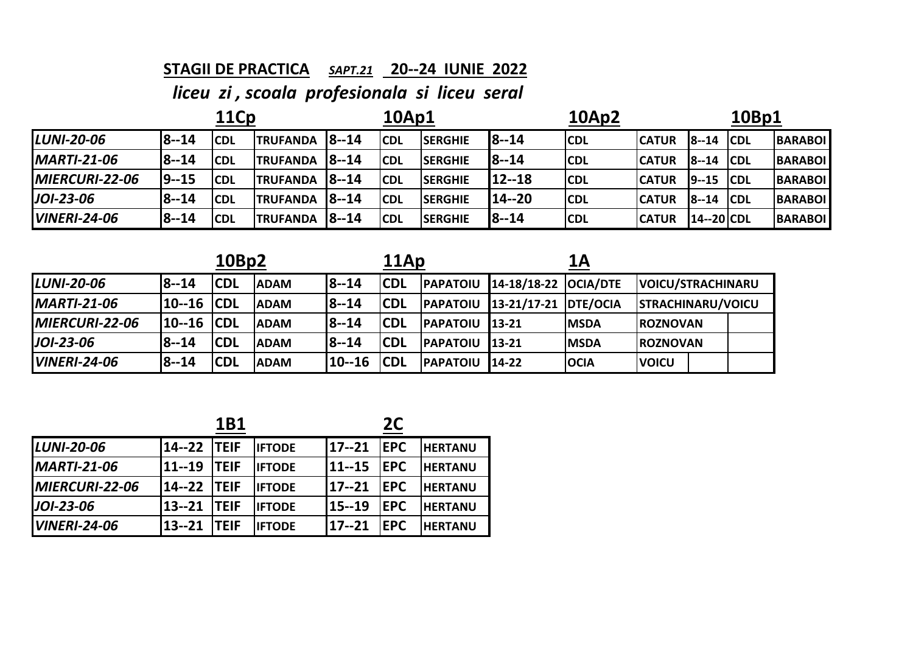**STAGII DE PRACTICA** ***SAPT.21*** **20--24 IUNIE 2022**

***liceu zi , scoala profesionala si liceu seral***

| | 11Cp | | | 10Ap1 | | | 10Ap2 | | | 10Bp1 | | |
|---|---|---|---|---|---|---|---|---|---|---|---|---|
| ***LUNI-20-06*** | 8--14 | CDL | TRUFANDA | 8--14 | CDL | SERGHIE | 8--14 | CDL | CATUR | 8--14 | CDL | BARABOI |
| ***MARTI-21-06*** | 8--14 | CDL | TRUFANDA | 8--14 | CDL | SERGHIE | 8--14 | CDL | CATUR | 8--14 | CDL | BARABOI |
| ***MIERCURI-22-06*** | 9--15 | CDL | TRUFANDA | 8--14 | CDL | SERGHIE | 12--18 | CDL | CATUR | 9--15 | CDL | BARABOI |
| ***JOI-23-06*** | 8--14 | CDL | TRUFANDA | 8--14 | CDL | SERGHIE | 14--20 | CDL | CATUR | 8--14 | CDL | BARABOI |
| ***VINERI-24-06*** | 8--14 | CDL | TRUFANDA | 8--14 | CDL | SERGHIE | 8--14 | CDL | CATUR | 14--20 | CDL | BARABOI |

| | 10Bp2 | | | 11Ap | | | 1A | | | |
|---|---|---|---|---|---|---|---|---|---|---|
| ***LUNI-20-06*** | 8--14 | CDL | ADAM | 8--14 | CDL | PAPATOIU | 14-18/18-22 | OCIA/DTE | VOICU/STRACHINARU | |
| ***MARTI-21-06*** | 10--16 | CDL | ADAM | 8--14 | CDL | PAPATOIU | 13-21/17-21 | DTE/OCIA | STRACHINARU/VOICU | |
| ***MIERCURI-22-06*** | 10--16 | CDL | ADAM | 8--14 | CDL | PAPATOIU | 13-21 | MSDA | ROZNOVAN | |
| ***JOI-23-06*** | 8--14 | CDL | ADAM | 8--14 | CDL | PAPATOIU | 13-21 | MSDA | ROZNOVAN | |
| ***VINERI-24-06*** | 8--14 | CDL | ADAM | 10--16 | CDL | PAPATOIU | 14-22 | OCIA | VOICU | |

| | 1B1 | | | 2C | | |
|---|---|---|---|---|---|---|
| ***LUNI-20-06*** | 14--22 | TEIF | IFTODE | 17--21 | EPC | HERTANU |
| ***MARTI-21-06*** | 11--19 | TEIF | IFTODE | 11--15 | EPC | HERTANU |
| ***MIERCURI-22-06*** | 14--22 | TEIF | IFTODE | 17--21 | EPC | HERTANU |
| ***JOI-23-06*** | 13--21 | TEIF | IFTODE | 15--19 | EPC | HERTANU |
| ***VINERI-24-06*** | 13--21 | TEIF | IFTODE | 17--21 | EPC | HERTANU |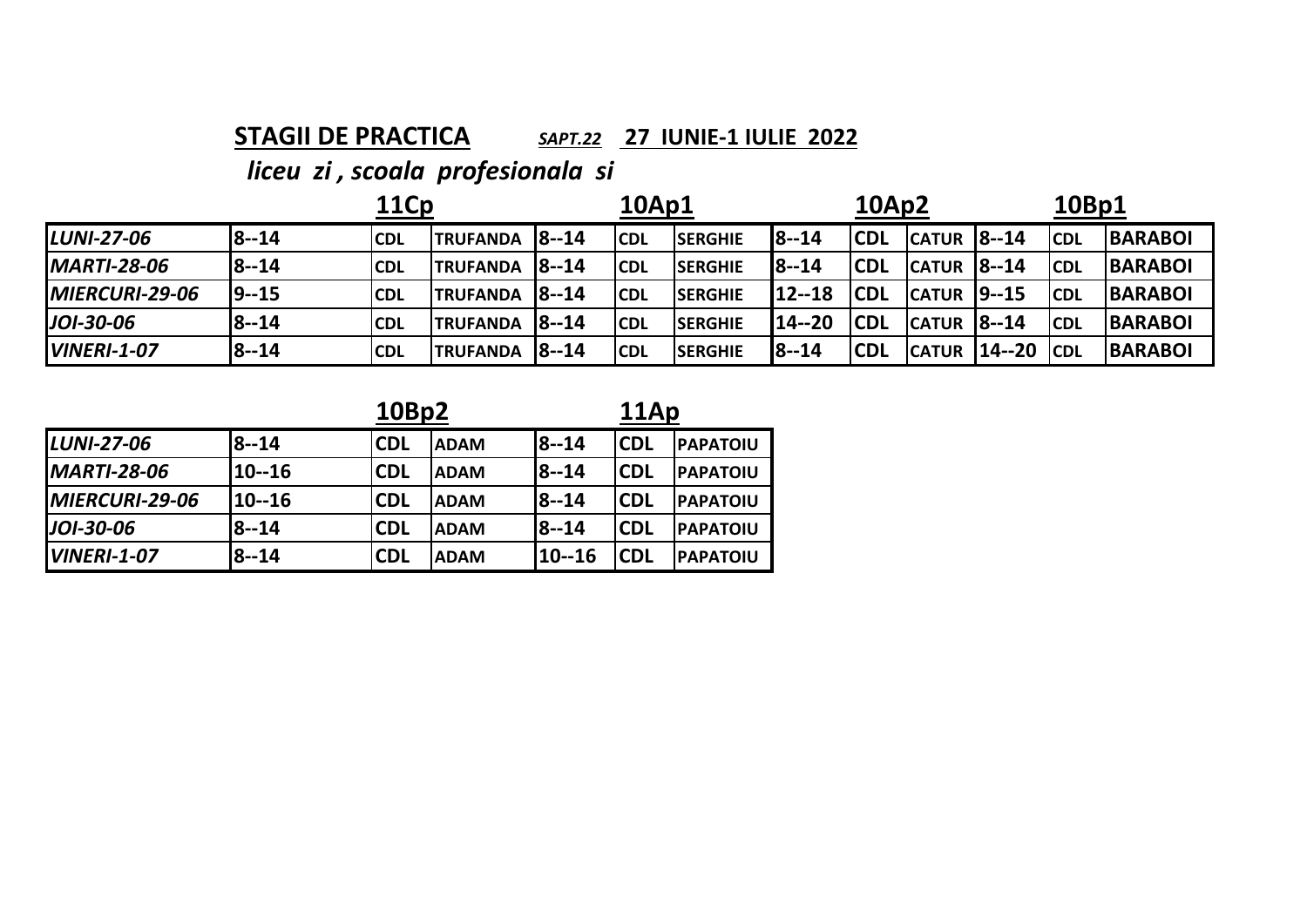**STAGII DE PRACTICA** *SAPT.22* **27 IUNIE-1 IULIE 2022**

***liceu zi , scoala profesionala si***

| | 11Cp | | | 10Ap1 | | | 10Ap2 | | | 10Bp1 | | |
|---|---|---|---|---|---|---|---|---|---|---|---|---|
| *LUNI-27-06* | 8--14 | CDL | TRUFANDA | 8--14 | CDL | SERGHIE | 8--14 | CDL | CATUR | 8--14 | CDL | BARABOI |
| *MARTI-28-06* | 8--14 | CDL | TRUFANDA | 8--14 | CDL | SERGHIE | 8--14 | CDL | CATUR | 8--14 | CDL | BARABOI |
| *MIERCURI-29-06* | 9--15 | CDL | TRUFANDA | 8--14 | CDL | SERGHIE | 12--18 | CDL | CATUR | 9--15 | CDL | BARABOI |
| *JOI-30-06* | 8--14 | CDL | TRUFANDA | 8--14 | CDL | SERGHIE | 14--20 | CDL | CATUR | 8--14 | CDL | BARABOI |
| *VINERI-1-07* | 8--14 | CDL | TRUFANDA | 8--14 | CDL | SERGHIE | 8--14 | CDL | CATUR | 14--20 | CDL | BARABOI |

| | 10Bp2 | | | 11Ap | | |
|---|---|---|---|---|---|---|
| *LUNI-27-06* | 8--14 | CDL | ADAM | 8--14 | CDL | PAPATOIU |
| *MARTI-28-06* | 10--16 | CDL | ADAM | 8--14 | CDL | PAPATOIU |
| *MIERCURI-29-06* | 10--16 | CDL | ADAM | 8--14 | CDL | PAPATOIU |
| *JOI-30-06* | 8--14 | CDL | ADAM | 8--14 | CDL | PAPATOIU |
| *VINERI-1-07* | 8--14 | CDL | ADAM | 10--16 | CDL | PAPATOIU |